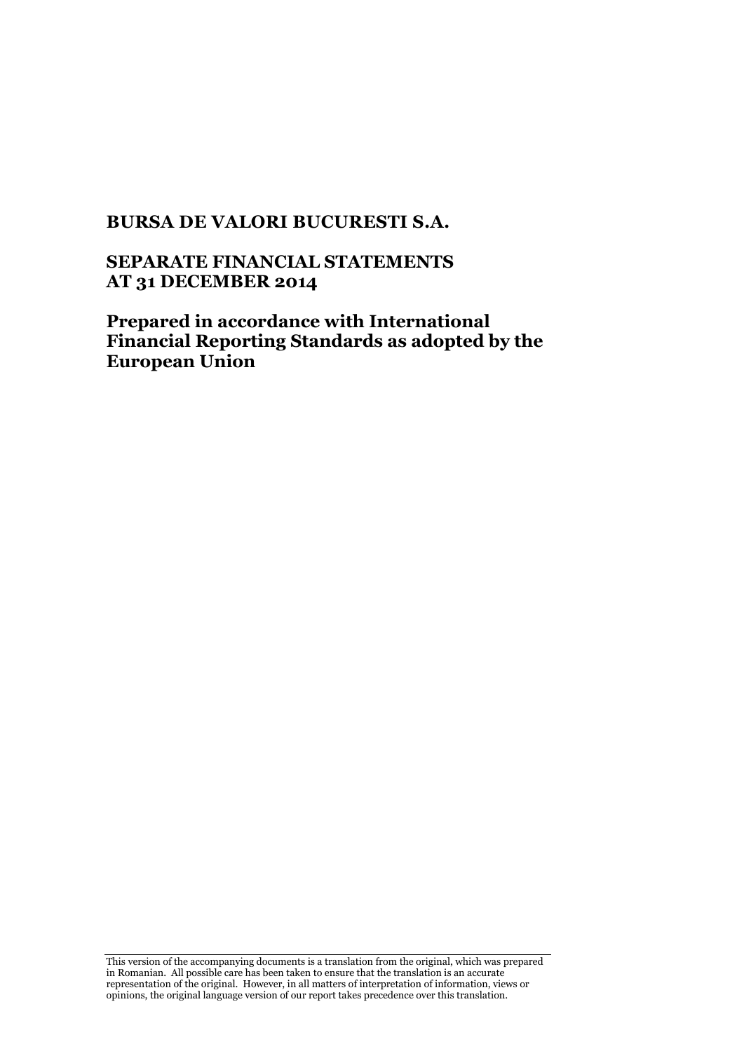# BURSA DE VALORI BUCURESTI S.A.

## SEPARATE FINANCIAL STATEMENTS AT 31 DECEMBER 2014

## Prepared in accordance with International Financial Reporting Standards as adopted by the European Union

This version of the accompanying documents is a translation from the original, which was prepared in Romanian. All possible care has been taken to ensure that the translation is an accurate representation of the original. However, in all matters of interpretation of information, views or opinions, the original language version of our report takes precedence over this translation.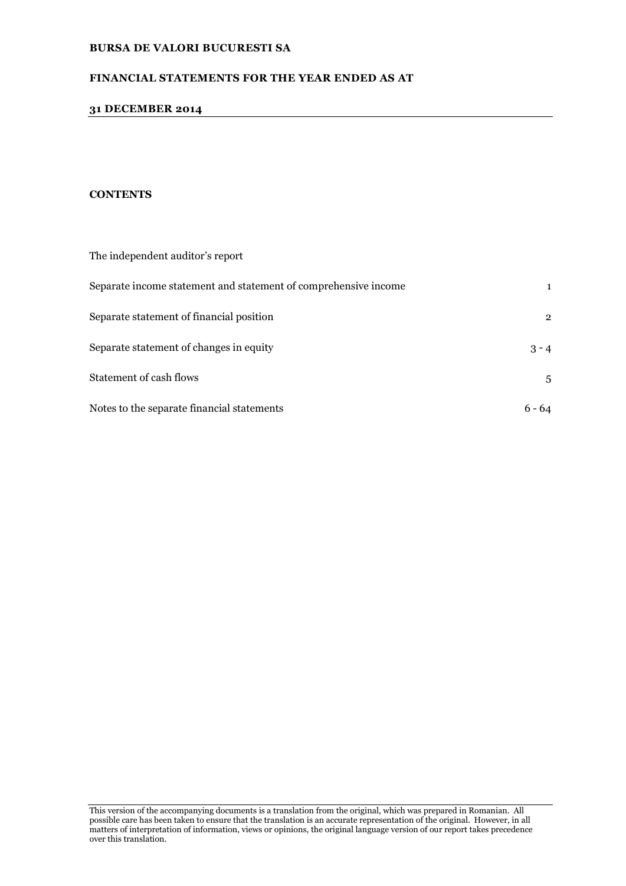**BURSA DE VALORI BUCURESTI SA**

**FINANCIAL STATEMENTS FOR THE YEAR ENDED AS AT**

**31 DECEMBER 2014**

**CONTENTS**

| | |
|---|---|
| The independent auditor's report | |
| Separate income statement and statement of comprehensive income | 1 |
| Separate statement of financial position | 2 |
| Separate statement of changes in equity | 3 - 4 |
| Statement of cash flows | 5 |
| Notes to the separate financial statements | 6 - 64 |

This version of the accompanying documents is a translation from the original, which was prepared in Romanian. All possible care has been taken to ensure that the translation is an accurate representation of the original. However, in all matters of interpretation of information, views or opinions, the original language version of our report takes precedence over this translation.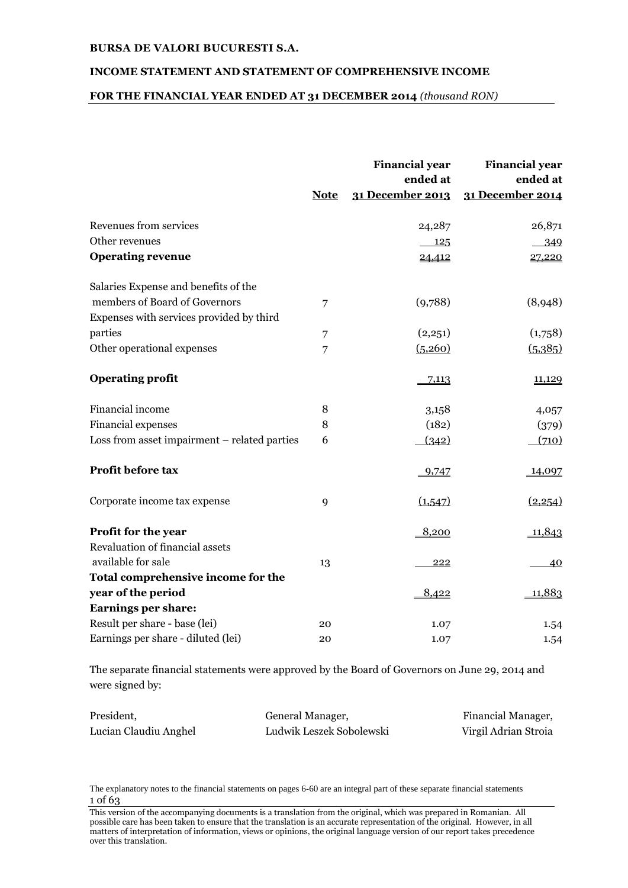**BURSA DE VALORI BUCURESTI S.A.**

**INCOME STATEMENT AND STATEMENT OF COMPREHENSIVE INCOME**

**FOR THE FINANCIAL YEAR ENDED AT 31 DECEMBER 2014** *(thousand RON)*

| | **Note** | **Financial year ended at 31 December 2013** | **Financial year ended at 31 December 2014** |
|---|---|---|---|
| Revenues from services | | 24,287 | 26,871 |
| Other revenues | | 125 | 349 |
| **Operating revenue** | | 24,412 | 27,220 |
| Salaries Expense and benefits of the members of Board of Governors | 7 | (9,788) | (8,948) |
| Expenses with services provided by third parties | 7 | (2,251) | (1,758) |
| Other operational expenses | 7 | (5,260) | (5,385) |
| **Operating profit** | | 7,113 | 11,129 |
| Financial income | 8 | 3,158 | 4,057 |
| Financial expenses | 8 | (182) | (379) |
| Loss from asset impairment – related parties | 6 | (342) | (710) |
| **Profit before tax** | | 9,747 | 14,097 |
| Corporate income tax expense | 9 | (1,547) | (2,254) |
| **Profit for the year** | | 8,200 | 11,843 |
| Revaluation of financial assets available for sale | 13 | 222 | 40 |
| **Total comprehensive income for the year of the period** | | 8,422 | 11,883 |
| **Earnings per share:** | | | |
| Result per share - base (lei) | 20 | 1.07 | 1.54 |
| Earnings per share - diluted (lei) | 20 | 1.07 | 1.54 |

The separate financial statements were approved by the Board of Governors on June 29, 2014 and were signed by:

| | | |
|---|---|---|
| President, | General Manager, | Financial Manager, |
| Lucian Claudiu Anghel | Ludwik Leszek Sobolewski | Virgil Adrian Stroia |

The explanatory notes to the financial statements on pages 6-60 are an integral part of these separate financial statements

This version of the accompanying documents is a translation from the original, which was prepared in Romanian. All possible care has been taken to ensure that the translation is an accurate representation of the original. However, in all matters of interpretation of information, views or opinions, the original language version of our report takes precedence over this translation.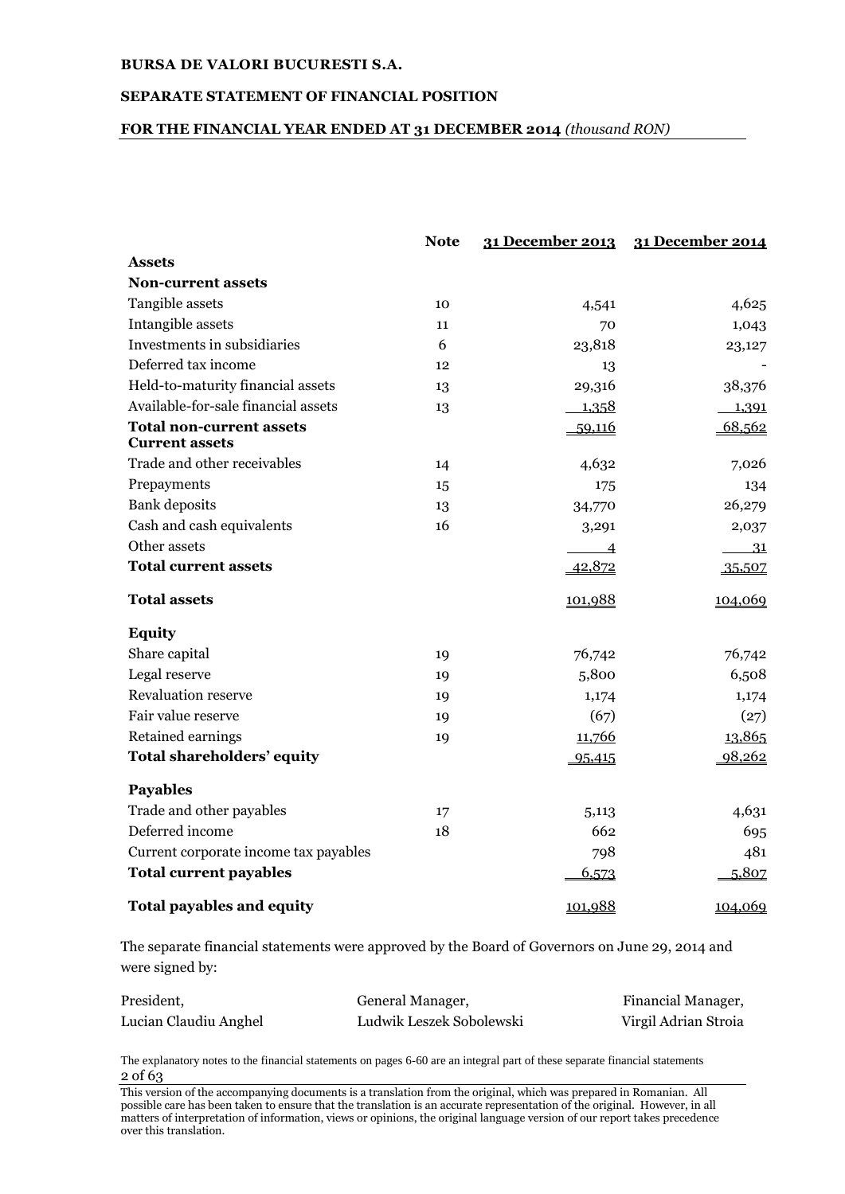**BURSA DE VALORI BUCURESTI S.A.**

**SEPARATE STATEMENT OF FINANCIAL POSITION**

**FOR THE FINANCIAL YEAR ENDED AT 31 DECEMBER 2014** *(thousand RON)*

| | Note | 31 December 2013 | 31 December 2014 |
|---|---|---|---|
| **Assets** | | | |
| **Non-current assets** | | | |
| Tangible assets | 10 | 4,541 | 4,625 |
| Intangible assets | 11 | 70 | 1,043 |
| Investments in subsidiaries | 6 | 23,818 | 23,127 |
| Deferred tax income | 12 | 13 | - |
| Held-to-maturity financial assets | 13 | 29,316 | 38,376 |
| Available-for-sale financial assets | 13 | 1,358 | 1,391 |
| **Total non-current assets** | | 59,116 | 68,562 |
| **Current assets** | | | |
| Trade and other receivables | 14 | 4,632 | 7,026 |
| Prepayments | 15 | 175 | 134 |
| Bank deposits | 13 | 34,770 | 26,279 |
| Cash and cash equivalents | 16 | 3,291 | 2,037 |
| Other assets | | 4 | 31 |
| **Total current assets** | | 42,872 | 35,507 |
| **Total assets** | | 101,988 | 104,069 |
| **Equity** | | | |
| Share capital | 19 | 76,742 | 76,742 |
| Legal reserve | 19 | 5,800 | 6,508 |
| Revaluation reserve | 19 | 1,174 | 1,174 |
| Fair value reserve | 19 | (67) | (27) |
| Retained earnings | 19 | 11,766 | 13,865 |
| **Total shareholders' equity** | | 95,415 | 98,262 |
| **Payables** | | | |
| Trade and other payables | 17 | 5,113 | 4,631 |
| Deferred income | 18 | 662 | 695 |
| Current corporate income tax payables | | 798 | 481 |
| **Total current payables** | | 6,573 | 5,807 |
| **Total payables and equity** | | 101,988 | 104,069 |

The separate financial statements were approved by the Board of Governors on June 29, 2014 and were signed by:

| | | |
|---|---|---|
| President, | General Manager, | Financial Manager, |
| Lucian Claudiu Anghel | Ludwik Leszek Sobolewski | Virgil Adrian Stroia |

The explanatory notes to the financial statements on pages 6-60 are an integral part of these separate financial statements

This version of the accompanying documents is a translation from the original, which was prepared in Romanian. All possible care has been taken to ensure that the translation is an accurate representation of the original. However, in all matters of interpretation of information, views or opinions, the original language version of our report takes precedence over this translation.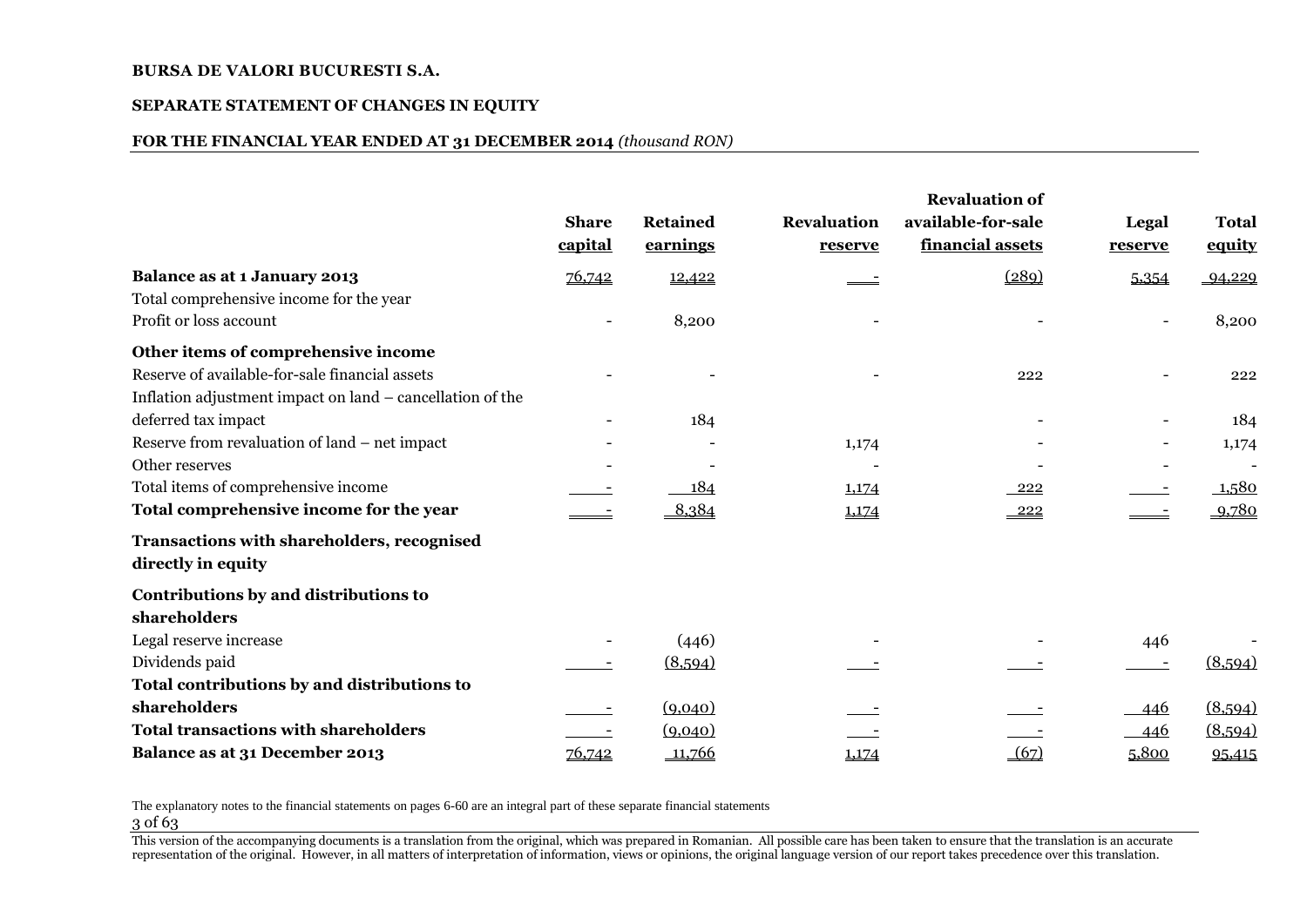**BURSA DE VALORI BUCURESTI S.A.**

**SEPARATE STATEMENT OF CHANGES IN EQUITY**

**FOR THE FINANCIAL YEAR ENDED AT 31 DECEMBER 2014** *(thousand RON)*

| | Share capital | Retained earnings | Revaluation reserve | Revaluation of available-for-sale financial assets | Legal reserve | Total equity |
|---|---|---|---|---|---|---|
| **Balance as at 1 January 2013** | 76,742 | 12,422 | - | (289) | 5,354 | 94,229 |
| Total comprehensive income for the year | | | | | | |
| Profit or loss account | - | 8,200 | - | - | - | 8,200 |
| **Other items of comprehensive income** | | | | | | |
| Reserve of available-for-sale financial assets | - | - | - | 222 | - | 222 |
| Inflation adjustment impact on land – cancellation of the deferred tax impact | - | 184 | | - | - | 184 |
| Reserve from revaluation of land – net impact | - | - | 1,174 | - | - | 1,174 |
| Other reserves | - | - | - | - | - | - |
| Total items of comprehensive income | - | 184 | 1,174 | 222 | - | 1,580 |
| **Total comprehensive income for the year** | - | 8,384 | 1,174 | 222 | - | 9,780 |
| **Transactions with shareholders, recognised directly in equity** | | | | | | |
| **Contributions by and distributions to shareholders** | | | | | | |
| Legal reserve increase | - | (446) | - | - | 446 | - |
| Dividends paid | - | (8,594) | - | - | - | (8,594) |
| **Total contributions by and distributions to shareholders** | - | (9,040) | - | - | 446 | (8,594) |
| **Total transactions with shareholders** | - | (9,040) | - | - | 446 | (8,594) |
| **Balance as at 31 December 2013** | 76,742 | 11,766 | 1,174 | (67) | 5,800 | 95,415 |

The explanatory notes to the financial statements on pages 6-60 are an integral part of these separate financial statements

This version of the accompanying documents is a translation from the original, which was prepared in Romanian. All possible care has been taken to ensure that the translation is an accurate representation of the original. However, in all matters of interpretation of information, views or opinions, the original language version of our report takes precedence over this translation.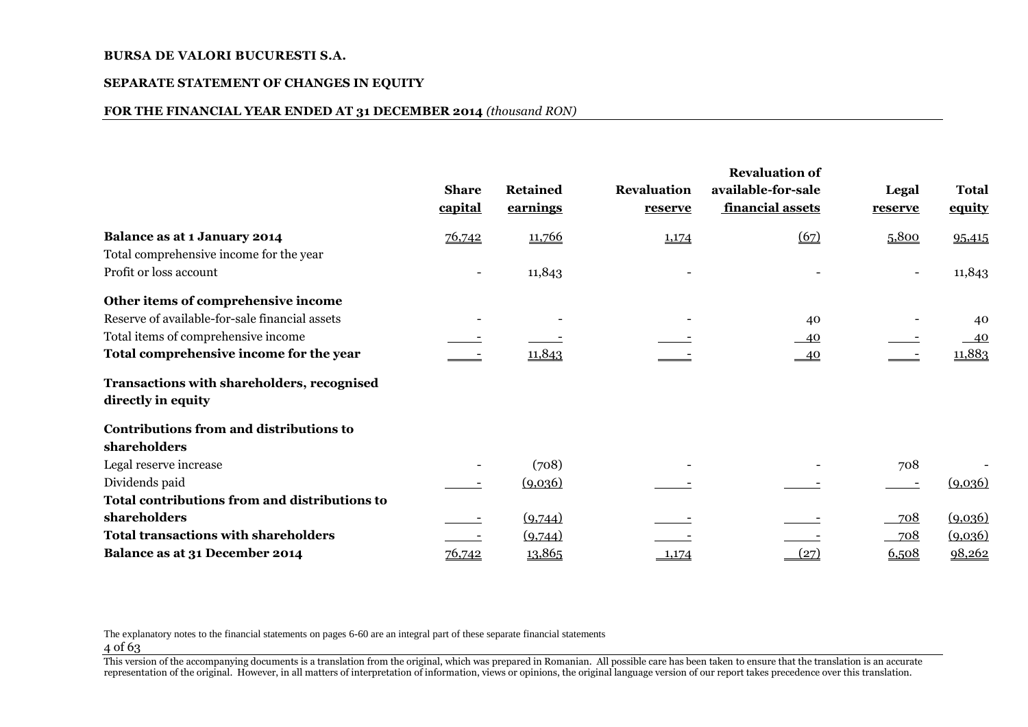**BURSA DE VALORI BUCURESTI S.A.**

**SEPARATE STATEMENT OF CHANGES IN EQUITY**

**FOR THE FINANCIAL YEAR ENDED AT 31 DECEMBER 2014** *(thousand RON)*

| | Share capital | Retained earnings | Revaluation reserve | Revaluation of available-for-sale financial assets | Legal reserve | Total equity |
|---|---|---|---|---|---|---|
| **Balance as at 1 January 2014** | 76,742 | 11,766 | 1,174 | (67) | 5,800 | 95,415 |
| Total comprehensive income for the year | | | | | | |
| Profit or loss account | - | 11,843 | - | - | - | 11,843 |
| **Other items of comprehensive income** | | | | | | |
| Reserve of available-for-sale financial assets | - | - | - | 40 | - | 40 |
| Total items of comprehensive income | - | - | - | 40 | - | 40 |
| **Total comprehensive income for the year** | - | 11,843 | - | 40 | - | 11,883 |
| **Transactions with shareholders, recognised directly in equity** | | | | | | |
| **Contributions from and distributions to shareholders** | | | | | | |
| Legal reserve increase | - | (708) | - | - | 708 | - |
| Dividends paid | - | (9,036) | - | - | - | (9,036) |
| **Total contributions from and distributions to shareholders** | - | (9,744) | - | - | 708 | (9,036) |
| **Total transactions with shareholders** | - | (9,744) | - | - | 708 | (9,036) |
| **Balance as at 31 December 2014** | 76,742 | 13,865 | 1,174 | (27) | 6,508 | 98,262 |

The explanatory notes to the financial statements on pages 6-60 are an integral part of these separate financial statements

This version of the accompanying documents is a translation from the original, which was prepared in Romanian. All possible care has been taken to ensure that the translation is an accurate representation of the original. However, in all matters of interpretation of information, views or opinions, the original language version of our report takes precedence over this translation.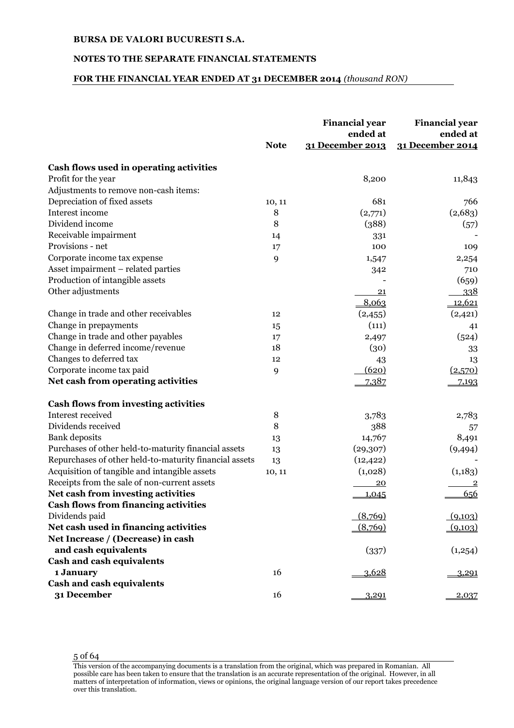**BURSA DE VALORI BUCURESTI S.A.**

**NOTES TO THE SEPARATE FINANCIAL STATEMENTS**

**FOR THE FINANCIAL YEAR ENDED AT 31 DECEMBER 2014** *(thousand RON)*

| | Note | Financial year ended at 31 December 2013 | Financial year ended at 31 December 2014 |
|---|---|---|---|
| **Cash flows used in operating activities** | | | |
| Profit for the year | | 8,200 | 11,843 |
| Adjustments to remove non-cash items: | | | |
| Depreciation of fixed assets | 10, 11 | 681 | 766 |
| Interest income | 8 | (2,771) | (2,683) |
| Dividend income | 8 | (388) | (57) |
| Receivable impairment | 14 | 331 | - |
| Provisions - net | 17 | 100 | 109 |
| Corporate income tax expense | 9 | 1,547 | 2,254 |
| Asset impairment – related parties | | 342 | 710 |
| Production of intangible assets | | - | (659) |
| Other adjustments | | 21 | 338 |
| | | 8,063 | 12,621 |
| Change in trade and other receivables | 12 | (2,455) | (2,421) |
| Change in prepayments | 15 | (111) | 41 |
| Change in trade and other payables | 17 | 2,497 | (524) |
| Change in deferred income/revenue | 18 | (30) | 33 |
| Changes to deferred tax | 12 | 43 | 13 |
| Corporate income tax paid | 9 | (620) | (2,570) |
| **Net cash from operating activities** | | 7,387 | 7,193 |
| **Cash flows from investing activities** | | | |
| Interest received | 8 | 3,783 | 2,783 |
| Dividends received | 8 | 388 | 57 |
| Bank deposits | 13 | 14,767 | 8,491 |
| Purchases of other held-to-maturity financial assets | 13 | (29,307) | (9,494) |
| Repurchases of other held-to-maturity financial assets | 13 | (12,422) | - |
| Acquisition of tangible and intangible assets | 10, 11 | (1,028) | (1,183) |
| Receipts from the sale of non-current assets | | 20 | 2 |
| **Net cash from investing activities** | | 1,045 | 656 |
| **Cash flows from financing activities** | | | |
| Dividends paid | | (8,769) | (9,103) |
| **Net cash used in financing activities** | | (8,769) | (9,103) |
| **Net Increase / (Decrease) in cash and cash equivalents** | | (337) | (1,254) |
| **Cash and cash equivalents 1 January** | 16 | 3,628 | 3,291 |
| **Cash and cash equivalents 31 December** | 16 | 3,291 | 2,037 |

This version of the accompanying documents is a translation from the original, which was prepared in Romanian. All possible care has been taken to ensure that the translation is an accurate representation of the original. However, in all matters of interpretation of information, views or opinions, the original language version of our report takes precedence over this translation.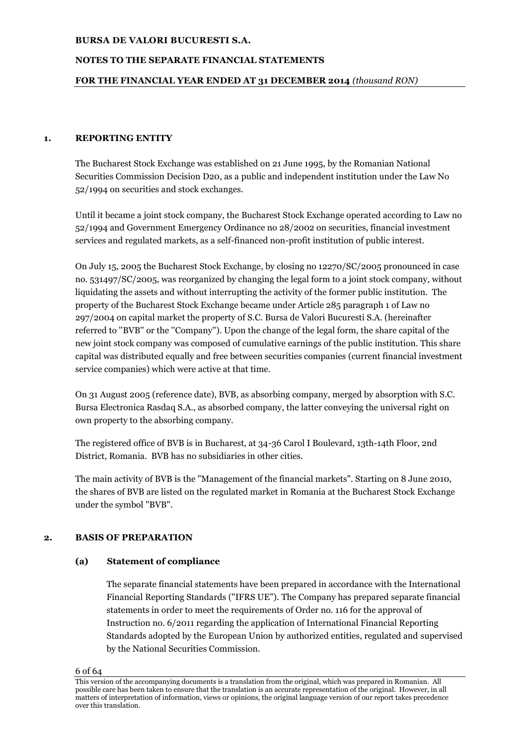## 1. REPORTING ENTITY

The Bucharest Stock Exchange was established on 21 June 1995, by the Romanian National Securities Commission Decision D20, as a public and independent institution under the Law No 52/1994 on securities and stock exchanges.

Until it became a joint stock company, the Bucharest Stock Exchange operated according to Law no 52/1994 and Government Emergency Ordinance no 28/2002 on securities, financial investment services and regulated markets, as a self-financed non-profit institution of public interest.

On July 15, 2005 the Bucharest Stock Exchange, by closing no 12270/SC/2005 pronounced in case no. 531497/SC/2005, was reorganized by changing the legal form to a joint stock company, without liquidating the assets and without interrupting the activity of the former public institution. The property of the Bucharest Stock Exchange became under Article 285 paragraph 1 of Law no 297/2004 on capital market the property of S.C. Bursa de Valori Bucuresti S.A. (hereinafter referred to "BVB" or the "Company"). Upon the change of the legal form, the share capital of the new joint stock company was composed of cumulative earnings of the public institution. This share capital was distributed equally and free between securities companies (current financial investment service companies) which were active at that time.

On 31 August 2005 (reference date), BVB, as absorbing company, merged by absorption with S.C. Bursa Electronica Rasdaq S.A., as absorbed company, the latter conveying the universal right on own property to the absorbing company.

The registered office of BVB is in Bucharest, at 34-36 Carol I Boulevard, 13th-14th Floor, 2nd District, Romania. BVB has no subsidiaries in other cities.

The main activity of BVB is the "Management of the financial markets". Starting on 8 June 2010, the shares of BVB are listed on the regulated market in Romania at the Bucharest Stock Exchange under the symbol "BVB".

## 2. BASIS OF PREPARATION

### (a) Statement of compliance

The separate financial statements have been prepared in accordance with the International Financial Reporting Standards ("IFRS UE"). The Company has prepared separate financial statements in order to meet the requirements of Order no. 116 for the approval of Instruction no. 6/2011 regarding the application of International Financial Reporting Standards adopted by the European Union by authorized entities, regulated and supervised by the National Securities Commission.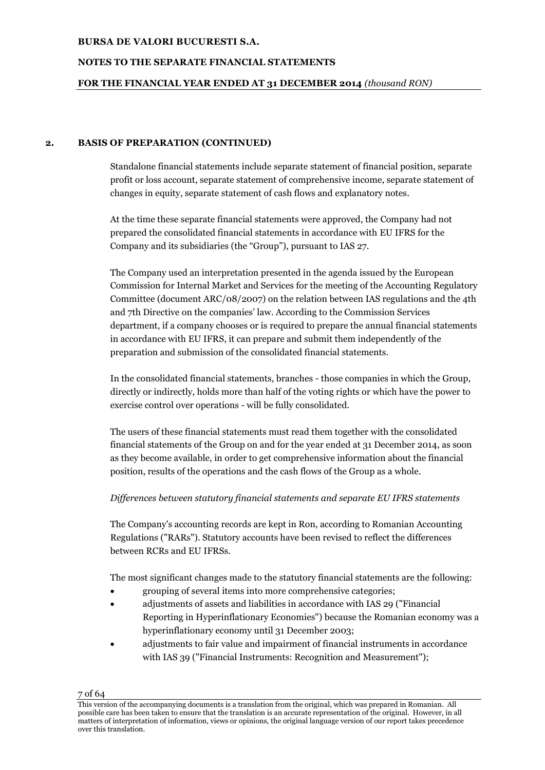## 2. BASIS OF PREPARATION (CONTINUED)

Standalone financial statements include separate statement of financial position, separate profit or loss account, separate statement of comprehensive income, separate statement of changes in equity, separate statement of cash flows and explanatory notes.

At the time these separate financial statements were approved, the Company had not prepared the consolidated financial statements in accordance with EU IFRS for the Company and its subsidiaries (the "Group"), pursuant to IAS 27.

The Company used an interpretation presented in the agenda issued by the European Commission for Internal Market and Services for the meeting of the Accounting Regulatory Committee (document ARC/08/2007) on the relation between IAS regulations and the 4th and 7th Directive on the companies' law. According to the Commission Services department, if a company chooses or is required to prepare the annual financial statements in accordance with EU IFRS, it can prepare and submit them independently of the preparation and submission of the consolidated financial statements.

In the consolidated financial statements, branches - those companies in which the Group, directly or indirectly, holds more than half of the voting rights or which have the power to exercise control over operations - will be fully consolidated.

The users of these financial statements must read them together with the consolidated financial statements of the Group on and for the year ended at 31 December 2014, as soon as they become available, in order to get comprehensive information about the financial position, results of the operations and the cash flows of the Group as a whole.

*Differences between statutory financial statements and separate EU IFRS statements*

The Company's accounting records are kept in Ron, according to Romanian Accounting Regulations ("RARs"). Statutory accounts have been revised to reflect the differences between RCRs and EU IFRSs.

The most significant changes made to the statutory financial statements are the following:

- grouping of several items into more comprehensive categories;
- adjustments of assets and liabilities in accordance with IAS 29 ("Financial Reporting in Hyperinflationary Economies") because the Romanian economy was a hyperinflationary economy until 31 December 2003;
- adjustments to fair value and impairment of financial instruments in accordance with IAS 39 ("Financial Instruments: Recognition and Measurement");

This version of the accompanying documents is a translation from the original, which was prepared in Romanian. All possible care has been taken to ensure that the translation is an accurate representation of the original. However, in all matters of interpretation of information, views or opinions, the original language version of our report takes precedence over this translation.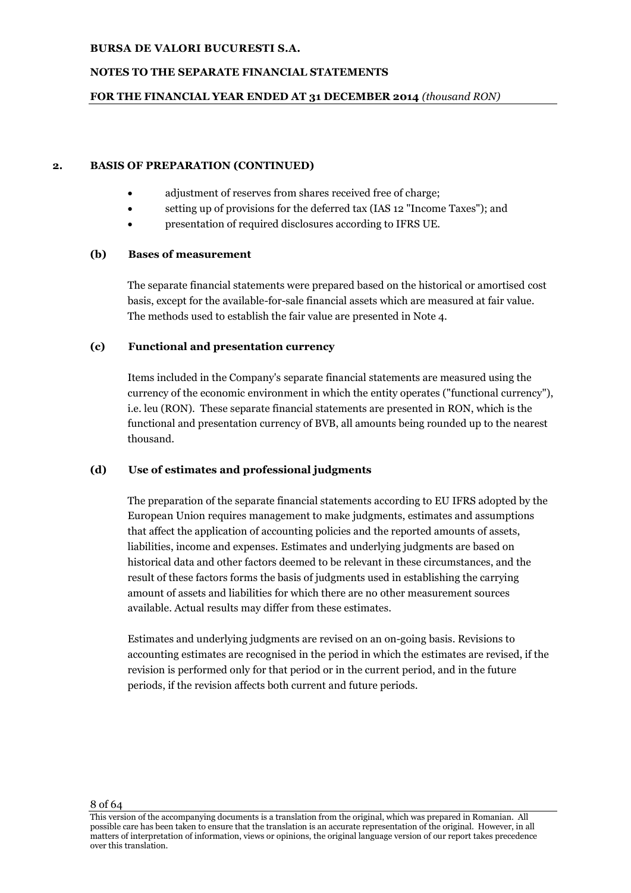## 2. BASIS OF PREPARATION (CONTINUED)

- adjustment of reserves from shares received free of charge;
- setting up of provisions for the deferred tax (IAS 12 "Income Taxes"); and
- presentation of required disclosures according to IFRS UE.

### (b) Bases of measurement

The separate financial statements were prepared based on the historical or amortised cost basis, except for the available-for-sale financial assets which are measured at fair value. The methods used to establish the fair value are presented in Note 4.

### (c) Functional and presentation currency

Items included in the Company's separate financial statements are measured using the currency of the economic environment in which the entity operates ("functional currency"), i.e. leu (RON). These separate financial statements are presented in RON, which is the functional and presentation currency of BVB, all amounts being rounded up to the nearest thousand.

### (d) Use of estimates and professional judgments

The preparation of the separate financial statements according to EU IFRS adopted by the European Union requires management to make judgments, estimates and assumptions that affect the application of accounting policies and the reported amounts of assets, liabilities, income and expenses. Estimates and underlying judgments are based on historical data and other factors deemed to be relevant in these circumstances, and the result of these factors forms the basis of judgments used in establishing the carrying amount of assets and liabilities for which there are no other measurement sources available. Actual results may differ from these estimates.

Estimates and underlying judgments are revised on an on-going basis. Revisions to accounting estimates are recognised in the period in which the estimates are revised, if the revision is performed only for that period or in the current period, and in the future periods, if the revision affects both current and future periods.

This version of the accompanying documents is a translation from the original, which was prepared in Romanian. All possible care has been taken to ensure that the translation is an accurate representation of the original. However, in all matters of interpretation of information, views or opinions, the original language version of our report takes precedence over this translation.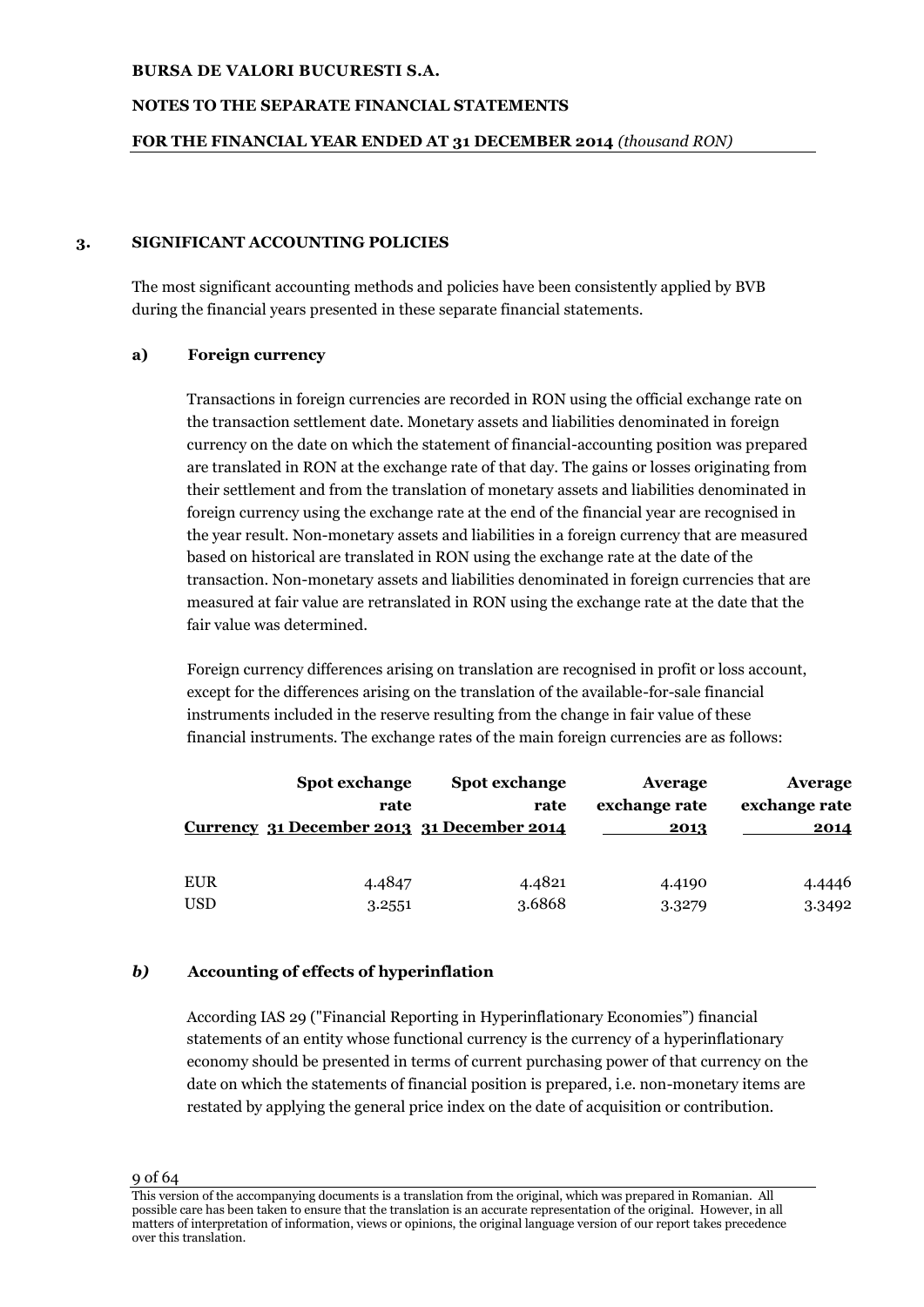## 3. SIGNIFICANT ACCOUNTING POLICIES

The most significant accounting methods and policies have been consistently applied by BVB during the financial years presented in these separate financial statements.

### a) Foreign currency

Transactions in foreign currencies are recorded in RON using the official exchange rate on the transaction settlement date. Monetary assets and liabilities denominated in foreign currency on the date on which the statement of financial-accounting position was prepared are translated in RON at the exchange rate of that day. The gains or losses originating from their settlement and from the translation of monetary assets and liabilities denominated in foreign currency using the exchange rate at the end of the financial year are recognised in the year result. Non-monetary assets and liabilities in a foreign currency that are measured based on historical are translated in RON using the exchange rate at the date of the transaction. Non-monetary assets and liabilities denominated in foreign currencies that are measured at fair value are retranslated in RON using the exchange rate at the date that the fair value was determined.

Foreign currency differences arising on translation are recognised in profit or loss account, except for the differences arising on the translation of the available-for-sale financial instruments included in the reserve resulting from the change in fair value of these financial instruments. The exchange rates of the main foreign currencies are as follows:

| Currency | Spot exchange rate 31 December 2013 | Spot exchange rate 31 December 2014 | Average exchange rate 2013 | Average exchange rate 2014 |
|---|---|---|---|---|
| EUR | 4.4847 | 4.4821 | 4.4190 | 4.4446 |
| USD | 3.2551 | 3.6868 | 3.3279 | 3.3492 |

### *b)* Accounting of effects of hyperinflation

According IAS 29 ("Financial Reporting in Hyperinflationary Economies") financial statements of an entity whose functional currency is the currency of a hyperinflationary economy should be presented in terms of current purchasing power of that currency on the date on which the statements of financial position is prepared, i.e. non-monetary items are restated by applying the general price index on the date of acquisition or contribution.

This version of the accompanying documents is a translation from the original, which was prepared in Romanian. All possible care has been taken to ensure that the translation is an accurate representation of the original. However, in all matters of interpretation of information, views or opinions, the original language version of our report takes precedence over this translation.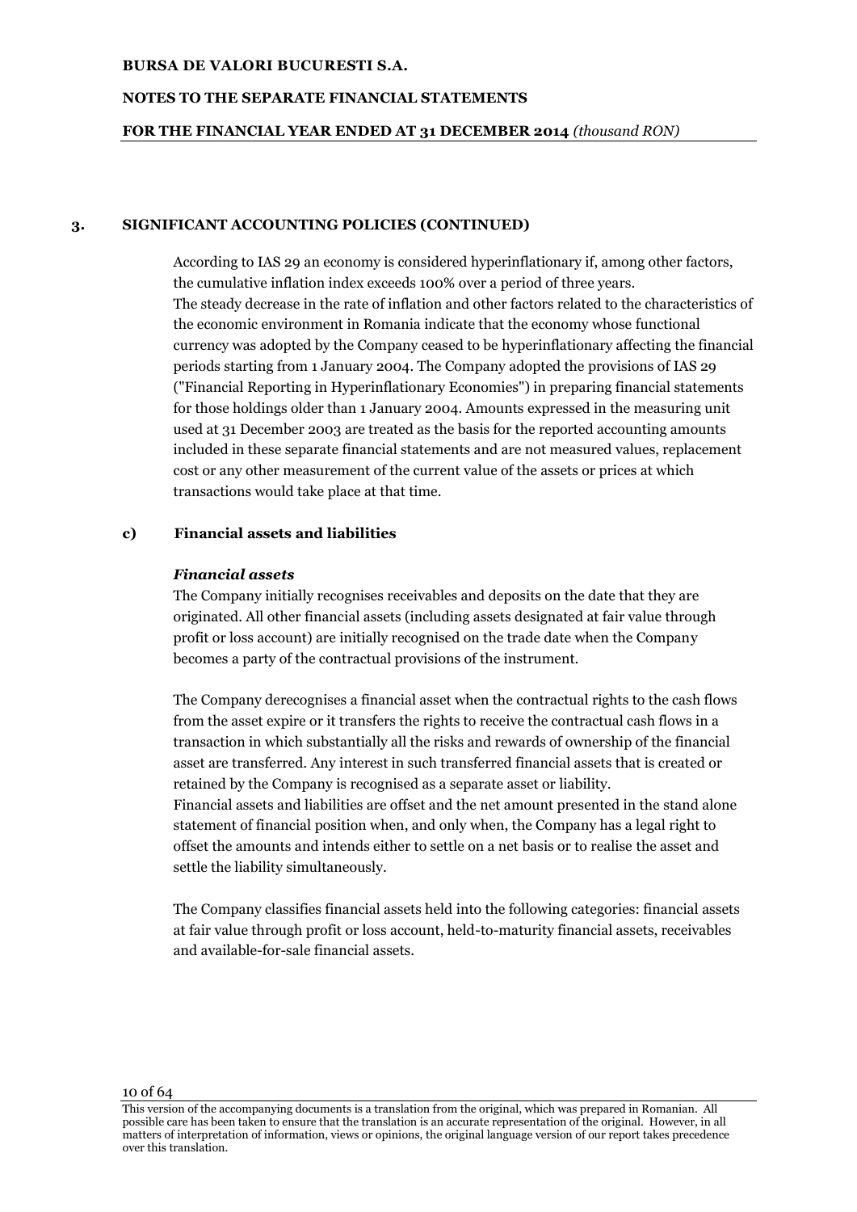## 3. SIGNIFICANT ACCOUNTING POLICIES (CONTINUED)

According to IAS 29 an economy is considered hyperinflationary if, among other factors, the cumulative inflation index exceeds 100% over a period of three years.
The steady decrease in the rate of inflation and other factors related to the characteristics of the economic environment in Romania indicate that the economy whose functional currency was adopted by the Company ceased to be hyperinflationary affecting the financial periods starting from 1 January 2004. The Company adopted the provisions of IAS 29 ("Financial Reporting in Hyperinflationary Economies") in preparing financial statements for those holdings older than 1 January 2004. Amounts expressed in the measuring unit used at 31 December 2003 are treated as the basis for the reported accounting amounts included in these separate financial statements and are not measured values, replacement cost or any other measurement of the current value of the assets or prices at which transactions would take place at that time.

### c) Financial assets and liabilities

***Financial assets***

The Company initially recognises receivables and deposits on the date that they are originated. All other financial assets (including assets designated at fair value through profit or loss account) are initially recognised on the trade date when the Company becomes a party of the contractual provisions of the instrument.

The Company derecognises a financial asset when the contractual rights to the cash flows from the asset expire or it transfers the rights to receive the contractual cash flows in a transaction in which substantially all the risks and rewards of ownership of the financial asset are transferred. Any interest in such transferred financial assets that is created or retained by the Company is recognised as a separate asset or liability.
Financial assets and liabilities are offset and the net amount presented in the stand alone statement of financial position when, and only when, the Company has a legal right to offset the amounts and intends either to settle on a net basis or to realise the asset and settle the liability simultaneously.

The Company classifies financial assets held into the following categories: financial assets at fair value through profit or loss account, held-to-maturity financial assets, receivables and available-for-sale financial assets.

This version of the accompanying documents is a translation from the original, which was prepared in Romanian. All possible care has been taken to ensure that the translation is an accurate representation of the original. However, in all matters of interpretation of information, views or opinions, the original language version of our report takes precedence over this translation.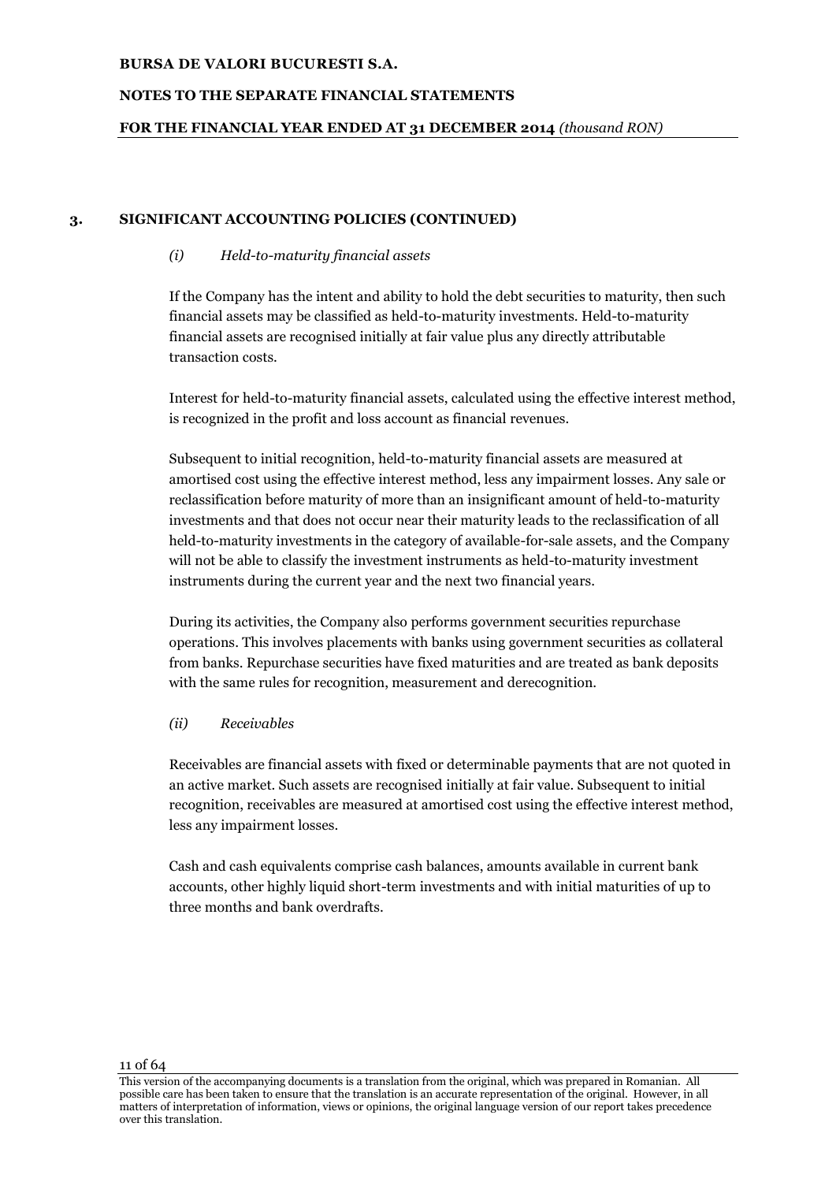## 3. SIGNIFICANT ACCOUNTING POLICIES (CONTINUED)

*(i) Held-to-maturity financial assets*

If the Company has the intent and ability to hold the debt securities to maturity, then such financial assets may be classified as held-to-maturity investments. Held-to-maturity financial assets are recognised initially at fair value plus any directly attributable transaction costs.

Interest for held-to-maturity financial assets, calculated using the effective interest method, is recognized in the profit and loss account as financial revenues.

Subsequent to initial recognition, held-to-maturity financial assets are measured at amortised cost using the effective interest method, less any impairment losses. Any sale or reclassification before maturity of more than an insignificant amount of held-to-maturity investments and that does not occur near their maturity leads to the reclassification of all held-to-maturity investments in the category of available-for-sale assets, and the Company will not be able to classify the investment instruments as held-to-maturity investment instruments during the current year and the next two financial years.

During its activities, the Company also performs government securities repurchase operations. This involves placements with banks using government securities as collateral from banks. Repurchase securities have fixed maturities and are treated as bank deposits with the same rules for recognition, measurement and derecognition.

*(ii) Receivables*

Receivables are financial assets with fixed or determinable payments that are not quoted in an active market. Such assets are recognised initially at fair value. Subsequent to initial recognition, receivables are measured at amortised cost using the effective interest method, less any impairment losses.

Cash and cash equivalents comprise cash balances, amounts available in current bank accounts, other highly liquid short-term investments and with initial maturities of up to three months and bank overdrafts.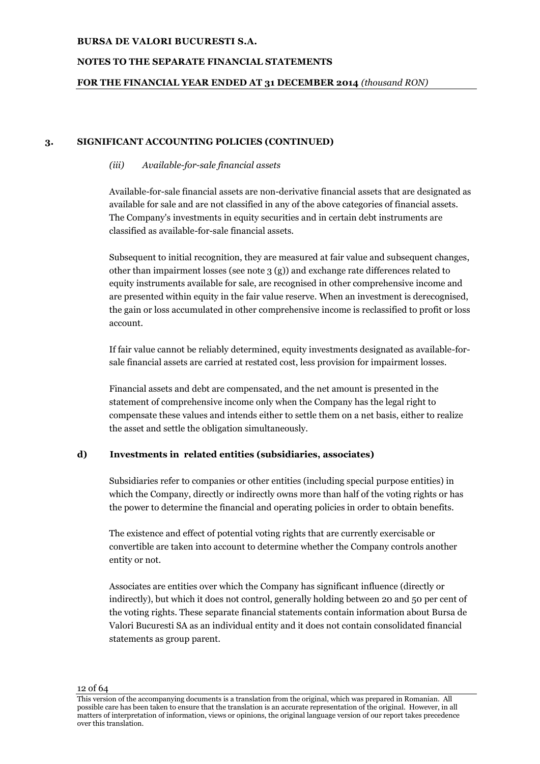## 3. SIGNIFICANT ACCOUNTING POLICIES (CONTINUED)

*(iii) Available-for-sale financial assets*

Available-for-sale financial assets are non-derivative financial assets that are designated as available for sale and are not classified in any of the above categories of financial assets. The Company's investments in equity securities and in certain debt instruments are classified as available-for-sale financial assets.

Subsequent to initial recognition, they are measured at fair value and subsequent changes, other than impairment losses (see note 3 (g)) and exchange rate differences related to equity instruments available for sale, are recognised in other comprehensive income and are presented within equity in the fair value reserve. When an investment is derecognised, the gain or loss accumulated in other comprehensive income is reclassified to profit or loss account.

If fair value cannot be reliably determined, equity investments designated as available-for-sale financial assets are carried at restated cost, less provision for impairment losses.

Financial assets and debt are compensated, and the net amount is presented in the statement of comprehensive income only when the Company has the legal right to compensate these values and intends either to settle them on a net basis, either to realize the asset and settle the obligation simultaneously.

### d) Investments in related entities (subsidiaries, associates)

Subsidiaries refer to companies or other entities (including special purpose entities) in which the Company, directly or indirectly owns more than half of the voting rights or has the power to determine the financial and operating policies in order to obtain benefits.

The existence and effect of potential voting rights that are currently exercisable or convertible are taken into account to determine whether the Company controls another entity or not.

Associates are entities over which the Company has significant influence (directly or indirectly), but which it does not control, generally holding between 20 and 50 per cent of the voting rights. These separate financial statements contain information about Bursa de Valori Bucuresti SA as an individual entity and it does not contain consolidated financial statements as group parent.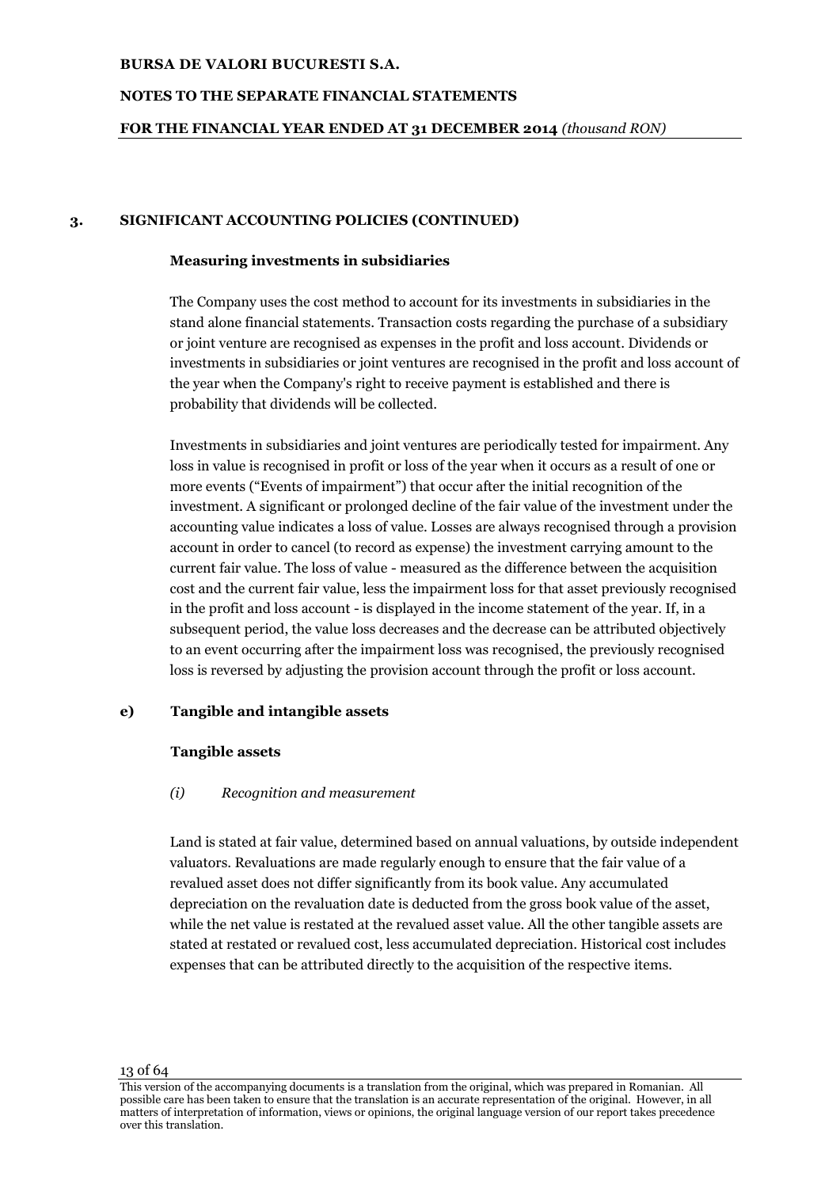## 3. SIGNIFICANT ACCOUNTING POLICIES (CONTINUED)

**Measuring investments in subsidiaries**

The Company uses the cost method to account for its investments in subsidiaries in the stand alone financial statements. Transaction costs regarding the purchase of a subsidiary or joint venture are recognised as expenses in the profit and loss account. Dividends or investments in subsidiaries or joint ventures are recognised in the profit and loss account of the year when the Company's right to receive payment is established and there is probability that dividends will be collected.

Investments in subsidiaries and joint ventures are periodically tested for impairment. Any loss in value is recognised in profit or loss of the year when it occurs as a result of one or more events ("Events of impairment") that occur after the initial recognition of the investment. A significant or prolonged decline of the fair value of the investment under the accounting value indicates a loss of value. Losses are always recognised through a provision account in order to cancel (to record as expense) the investment carrying amount to the current fair value. The loss of value - measured as the difference between the acquisition cost and the current fair value, less the impairment loss for that asset previously recognised in the profit and loss account - is displayed in the income statement of the year. If, in a subsequent period, the value loss decreases and the decrease can be attributed objectively to an event occurring after the impairment loss was recognised, the previously recognised loss is reversed by adjusting the provision account through the profit or loss account.

### e) Tangible and intangible assets

**Tangible assets**

*(i) Recognition and measurement*

Land is stated at fair value, determined based on annual valuations, by outside independent valuators. Revaluations are made regularly enough to ensure that the fair value of a revalued asset does not differ significantly from its book value. Any accumulated depreciation on the revaluation date is deducted from the gross book value of the asset, while the net value is restated at the revalued asset value. All the other tangible assets are stated at restated or revalued cost, less accumulated depreciation. Historical cost includes expenses that can be attributed directly to the acquisition of the respective items.

This version of the accompanying documents is a translation from the original, which was prepared in Romanian. All possible care has been taken to ensure that the translation is an accurate representation of the original. However, in all matters of interpretation of information, views or opinions, the original language version of our report takes precedence over this translation.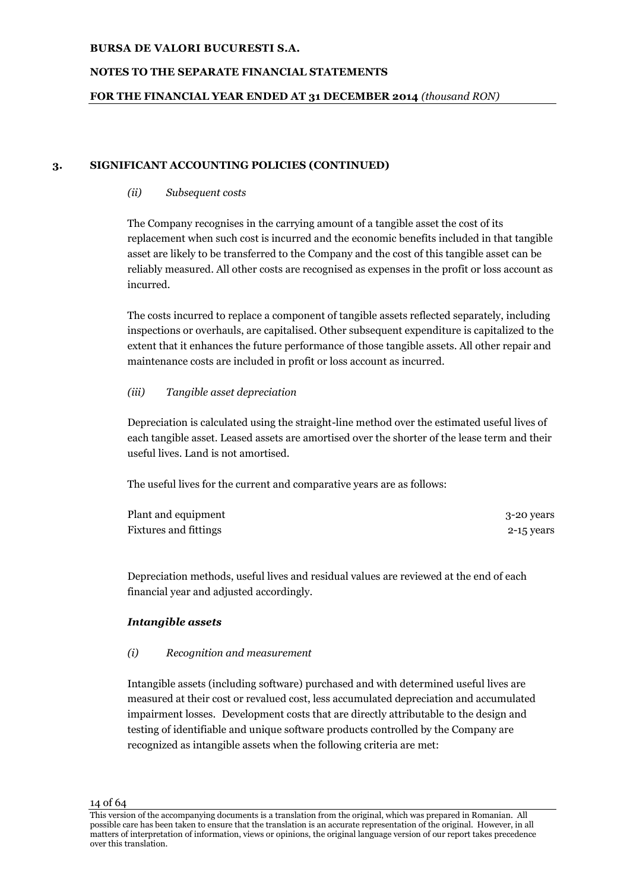## 3. SIGNIFICANT ACCOUNTING POLICIES (CONTINUED)

*(ii) Subsequent costs*

The Company recognises in the carrying amount of a tangible asset the cost of its replacement when such cost is incurred and the economic benefits included in that tangible asset are likely to be transferred to the Company and the cost of this tangible asset can be reliably measured. All other costs are recognised as expenses in the profit or loss account as incurred.

The costs incurred to replace a component of tangible assets reflected separately, including inspections or overhauls, are capitalised. Other subsequent expenditure is capitalized to the extent that it enhances the future performance of those tangible assets. All other repair and maintenance costs are included in profit or loss account as incurred.

*(iii) Tangible asset depreciation*

Depreciation is calculated using the straight-line method over the estimated useful lives of each tangible asset. Leased assets are amortised over the shorter of the lease term and their useful lives. Land is not amortised.

The useful lives for the current and comparative years are as follows:

| | |
|---|---|
| Plant and equipment | 3-20 years |
| Fixtures and fittings | 2-15 years |

Depreciation methods, useful lives and residual values are reviewed at the end of each financial year and adjusted accordingly.

### *Intangible assets*

*(i) Recognition and measurement*

Intangible assets (including software) purchased and with determined useful lives are measured at their cost or revalued cost, less accumulated depreciation and accumulated impairment losses. Development costs that are directly attributable to the design and testing of identifiable and unique software products controlled by the Company are recognized as intangible assets when the following criteria are met:

This version of the accompanying documents is a translation from the original, which was prepared in Romanian. All possible care has been taken to ensure that the translation is an accurate representation of the original. However, in all matters of interpretation of information, views or opinions, the original language version of our report takes precedence over this translation.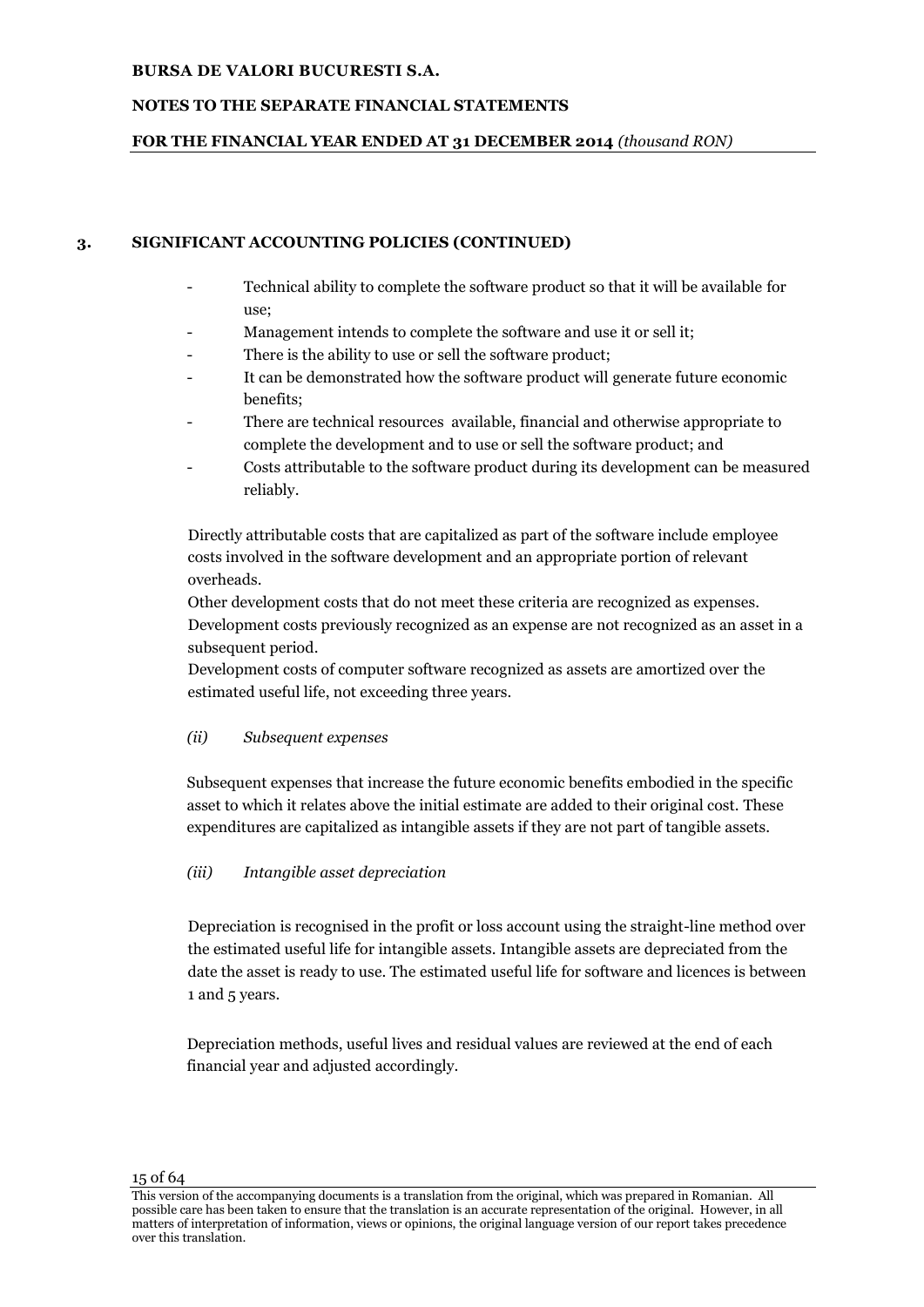## 3. SIGNIFICANT ACCOUNTING POLICIES (CONTINUED)

- Technical ability to complete the software product so that it will be available for use;
- Management intends to complete the software and use it or sell it;
- There is the ability to use or sell the software product;
- It can be demonstrated how the software product will generate future economic benefits;
- There are technical resources available, financial and otherwise appropriate to complete the development and to use or sell the software product; and
- Costs attributable to the software product during its development can be measured reliably.

Directly attributable costs that are capitalized as part of the software include employee costs involved in the software development and an appropriate portion of relevant overheads.

Other development costs that do not meet these criteria are recognized as expenses. Development costs previously recognized as an expense are not recognized as an asset in a subsequent period.

Development costs of computer software recognized as assets are amortized over the estimated useful life, not exceeding three years.

*(ii) Subsequent expenses*

Subsequent expenses that increase the future economic benefits embodied in the specific asset to which it relates above the initial estimate are added to their original cost. These expenditures are capitalized as intangible assets if they are not part of tangible assets.

*(iii) Intangible asset depreciation*

Depreciation is recognised in the profit or loss account using the straight-line method over the estimated useful life for intangible assets. Intangible assets are depreciated from the date the asset is ready to use. The estimated useful life for software and licences is between 1 and 5 years.

Depreciation methods, useful lives and residual values are reviewed at the end of each financial year and adjusted accordingly.

This version of the accompanying documents is a translation from the original, which was prepared in Romanian. All possible care has been taken to ensure that the translation is an accurate representation of the original. However, in all matters of interpretation of information, views or opinions, the original language version of our report takes precedence over this translation.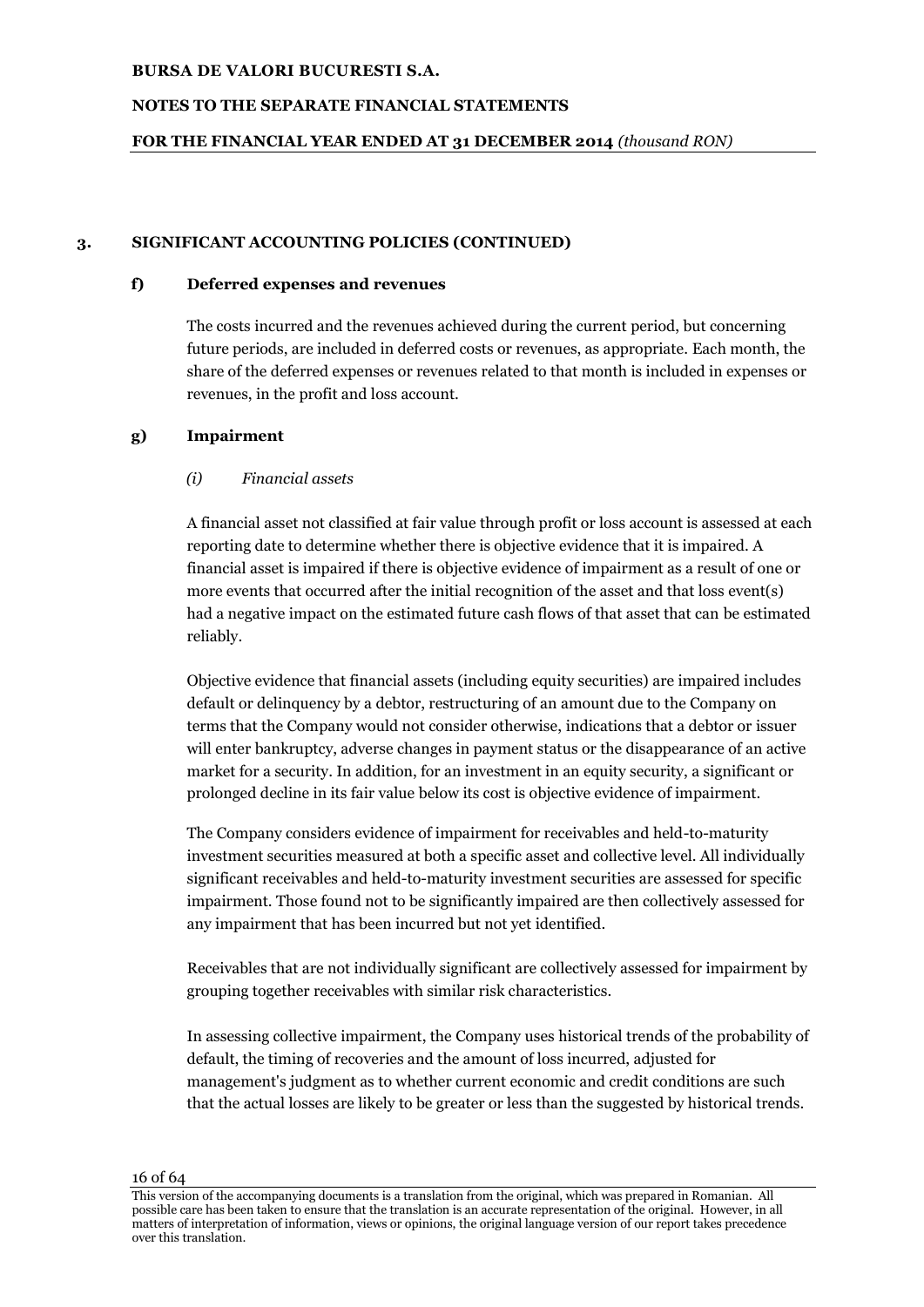## 3. SIGNIFICANT ACCOUNTING POLICIES (CONTINUED)

### f) Deferred expenses and revenues

The costs incurred and the revenues achieved during the current period, but concerning future periods, are included in deferred costs or revenues, as appropriate. Each month, the share of the deferred expenses or revenues related to that month is included in expenses or revenues, in the profit and loss account.

### g) Impairment

*(i) Financial assets*

A financial asset not classified at fair value through profit or loss account is assessed at each reporting date to determine whether there is objective evidence that it is impaired. A financial asset is impaired if there is objective evidence of impairment as a result of one or more events that occurred after the initial recognition of the asset and that loss event(s) had a negative impact on the estimated future cash flows of that asset that can be estimated reliably.

Objective evidence that financial assets (including equity securities) are impaired includes default or delinquency by a debtor, restructuring of an amount due to the Company on terms that the Company would not consider otherwise, indications that a debtor or issuer will enter bankruptcy, adverse changes in payment status or the disappearance of an active market for a security. In addition, for an investment in an equity security, a significant or prolonged decline in its fair value below its cost is objective evidence of impairment.

The Company considers evidence of impairment for receivables and held-to-maturity investment securities measured at both a specific asset and collective level. All individually significant receivables and held-to-maturity investment securities are assessed for specific impairment. Those found not to be significantly impaired are then collectively assessed for any impairment that has been incurred but not yet identified.

Receivables that are not individually significant are collectively assessed for impairment by grouping together receivables with similar risk characteristics.

In assessing collective impairment, the Company uses historical trends of the probability of default, the timing of recoveries and the amount of loss incurred, adjusted for management's judgment as to whether current economic and credit conditions are such that the actual losses are likely to be greater or less than the suggested by historical trends.

This version of the accompanying documents is a translation from the original, which was prepared in Romanian. All possible care has been taken to ensure that the translation is an accurate representation of the original. However, in all matters of interpretation of information, views or opinions, the original language version of our report takes precedence over this translation.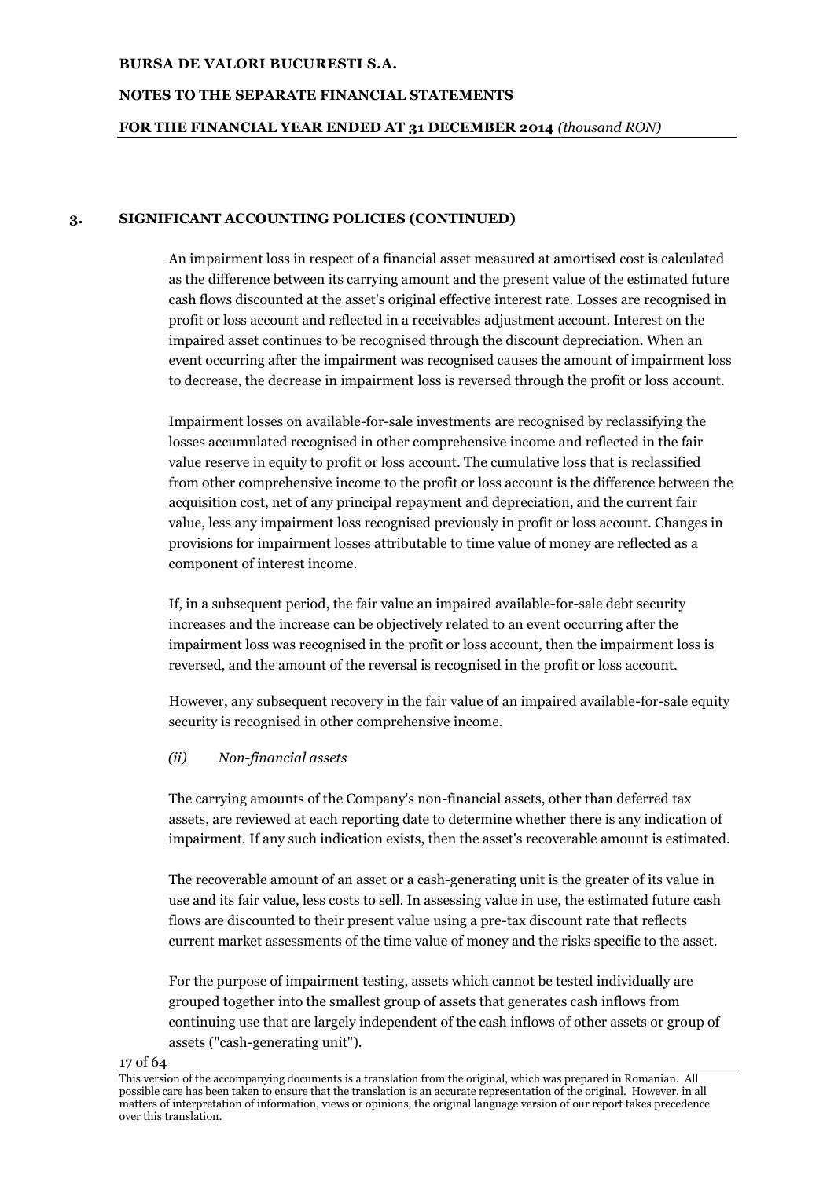## 3. SIGNIFICANT ACCOUNTING POLICIES (CONTINUED)

An impairment loss in respect of a financial asset measured at amortised cost is calculated as the difference between its carrying amount and the present value of the estimated future cash flows discounted at the asset's original effective interest rate. Losses are recognised in profit or loss account and reflected in a receivables adjustment account. Interest on the impaired asset continues to be recognised through the discount depreciation. When an event occurring after the impairment was recognised causes the amount of impairment loss to decrease, the decrease in impairment loss is reversed through the profit or loss account.

Impairment losses on available-for-sale investments are recognised by reclassifying the losses accumulated recognised in other comprehensive income and reflected in the fair value reserve in equity to profit or loss account. The cumulative loss that is reclassified from other comprehensive income to the profit or loss account is the difference between the acquisition cost, net of any principal repayment and depreciation, and the current fair value, less any impairment loss recognised previously in profit or loss account. Changes in provisions for impairment losses attributable to time value of money are reflected as a component of interest income.

If, in a subsequent period, the fair value an impaired available-for-sale debt security increases and the increase can be objectively related to an event occurring after the impairment loss was recognised in the profit or loss account, then the impairment loss is reversed, and the amount of the reversal is recognised in the profit or loss account.

However, any subsequent recovery in the fair value of an impaired available-for-sale equity security is recognised in other comprehensive income.

*(ii) Non-financial assets*

The carrying amounts of the Company's non-financial assets, other than deferred tax assets, are reviewed at each reporting date to determine whether there is any indication of impairment. If any such indication exists, then the asset's recoverable amount is estimated.

The recoverable amount of an asset or a cash-generating unit is the greater of its value in use and its fair value, less costs to sell. In assessing value in use, the estimated future cash flows are discounted to their present value using a pre-tax discount rate that reflects current market assessments of the time value of money and the risks specific to the asset.

For the purpose of impairment testing, assets which cannot be tested individually are grouped together into the smallest group of assets that generates cash inflows from continuing use that are largely independent of the cash inflows of other assets or group of assets ("cash-generating unit").

This version of the accompanying documents is a translation from the original, which was prepared in Romanian. All possible care has been taken to ensure that the translation is an accurate representation of the original. However, in all matters of interpretation of information, views or opinions, the original language version of our report takes precedence over this translation.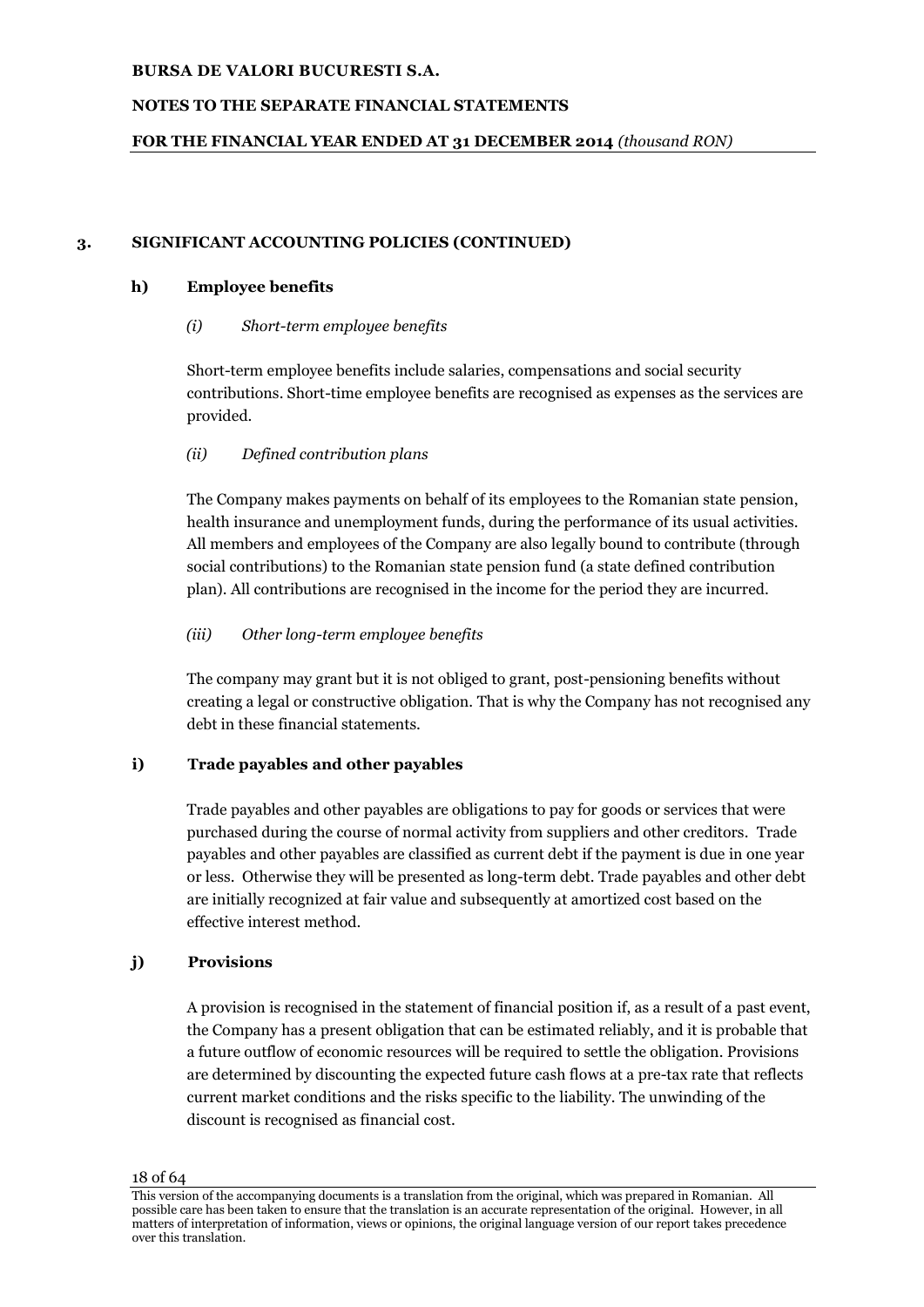## 3. SIGNIFICANT ACCOUNTING POLICIES (CONTINUED)

### h) Employee benefits

*(i) Short-term employee benefits*

Short-term employee benefits include salaries, compensations and social security contributions. Short-time employee benefits are recognised as expenses as the services are provided.

*(ii) Defined contribution plans*

The Company makes payments on behalf of its employees to the Romanian state pension, health insurance and unemployment funds, during the performance of its usual activities. All members and employees of the Company are also legally bound to contribute (through social contributions) to the Romanian state pension fund (a state defined contribution plan). All contributions are recognised in the income for the period they are incurred.

*(iii) Other long-term employee benefits*

The company may grant but it is not obliged to grant, post-pensioning benefits without creating a legal or constructive obligation. That is why the Company has not recognised any debt in these financial statements.

### i) Trade payables and other payables

Trade payables and other payables are obligations to pay for goods or services that were purchased during the course of normal activity from suppliers and other creditors. Trade payables and other payables are classified as current debt if the payment is due in one year or less. Otherwise they will be presented as long-term debt. Trade payables and other debt are initially recognized at fair value and subsequently at amortized cost based on the effective interest method.

### j) Provisions

A provision is recognised in the statement of financial position if, as a result of a past event, the Company has a present obligation that can be estimated reliably, and it is probable that a future outflow of economic resources will be required to settle the obligation. Provisions are determined by discounting the expected future cash flows at a pre-tax rate that reflects current market conditions and the risks specific to the liability. The unwinding of the discount is recognised as financial cost.

This version of the accompanying documents is a translation from the original, which was prepared in Romanian. All possible care has been taken to ensure that the translation is an accurate representation of the original. However, in all matters of interpretation of information, views or opinions, the original language version of our report takes precedence over this translation.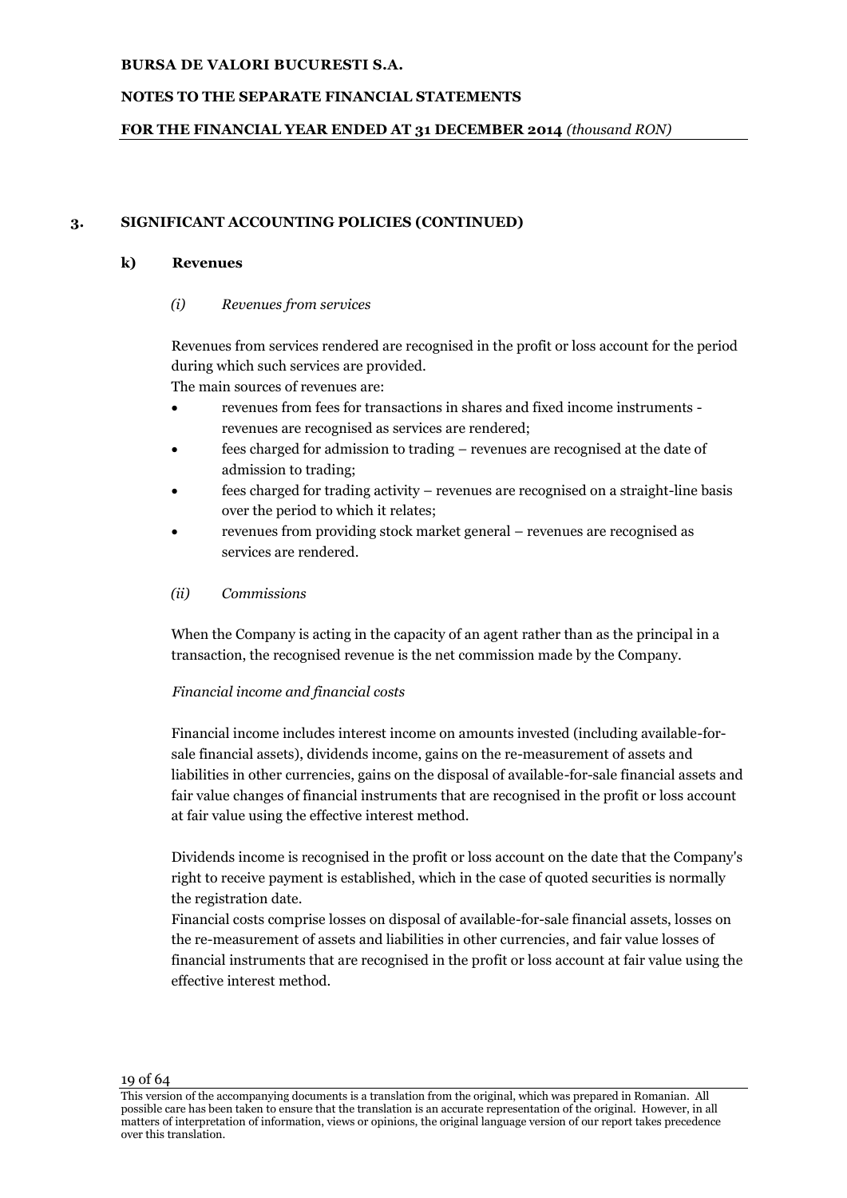## 3. SIGNIFICANT ACCOUNTING POLICIES (CONTINUED)

### k) Revenues

*(i) Revenues from services*

Revenues from services rendered are recognised in the profit or loss account for the period during which such services are provided.
The main sources of revenues are:

- revenues from fees for transactions in shares and fixed income instruments - revenues are recognised as services are rendered;
- fees charged for admission to trading – revenues are recognised at the date of admission to trading;
- fees charged for trading activity – revenues are recognised on a straight-line basis over the period to which it relates;
- revenues from providing stock market general – revenues are recognised as services are rendered.

*(ii) Commissions*

When the Company is acting in the capacity of an agent rather than as the principal in a transaction, the recognised revenue is the net commission made by the Company.

*Financial income and financial costs*

Financial income includes interest income on amounts invested (including available-for-sale financial assets), dividends income, gains on the re-measurement of assets and liabilities in other currencies, gains on the disposal of available-for-sale financial assets and fair value changes of financial instruments that are recognised in the profit or loss account at fair value using the effective interest method.

Dividends income is recognised in the profit or loss account on the date that the Company's right to receive payment is established, which in the case of quoted securities is normally the registration date.
Financial costs comprise losses on disposal of available-for-sale financial assets, losses on the re-measurement of assets and liabilities in other currencies, and fair value losses of financial instruments that are recognised in the profit or loss account at fair value using the effective interest method.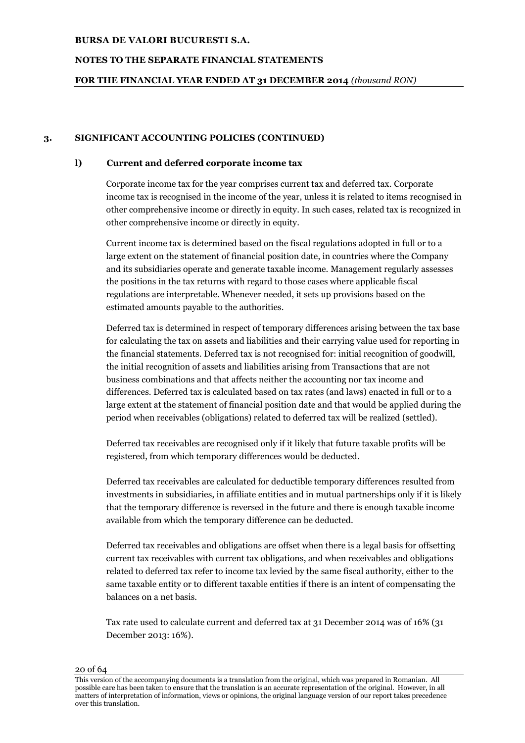## 3. SIGNIFICANT ACCOUNTING POLICIES (CONTINUED)

### l) Current and deferred corporate income tax

Corporate income tax for the year comprises current tax and deferred tax. Corporate income tax is recognised in the income of the year, unless it is related to items recognised in other comprehensive income or directly in equity. In such cases, related tax is recognized in other comprehensive income or directly in equity.

Current income tax is determined based on the fiscal regulations adopted in full or to a large extent on the statement of financial position date, in countries where the Company and its subsidiaries operate and generate taxable income. Management regularly assesses the positions in the tax returns with regard to those cases where applicable fiscal regulations are interpretable. Whenever needed, it sets up provisions based on the estimated amounts payable to the authorities.

Deferred tax is determined in respect of temporary differences arising between the tax base for calculating the tax on assets and liabilities and their carrying value used for reporting in the financial statements. Deferred tax is not recognised for: initial recognition of goodwill, the initial recognition of assets and liabilities arising from Transactions that are not business combinations and that affects neither the accounting nor tax income and differences. Deferred tax is calculated based on tax rates (and laws) enacted in full or to a large extent at the statement of financial position date and that would be applied during the period when receivables (obligations) related to deferred tax will be realized (settled).

Deferred tax receivables are recognised only if it likely that future taxable profits will be registered, from which temporary differences would be deducted.

Deferred tax receivables are calculated for deductible temporary differences resulted from investments in subsidiaries, in affiliate entities and in mutual partnerships only if it is likely that the temporary difference is reversed in the future and there is enough taxable income available from which the temporary difference can be deducted.

Deferred tax receivables and obligations are offset when there is a legal basis for offsetting current tax receivables with current tax obligations, and when receivables and obligations related to deferred tax refer to income tax levied by the same fiscal authority, either to the same taxable entity or to different taxable entities if there is an intent of compensating the balances on a net basis.

Tax rate used to calculate current and deferred tax at 31 December 2014 was of 16% (31 December 2013: 16%).

This version of the accompanying documents is a translation from the original, which was prepared in Romanian. All possible care has been taken to ensure that the translation is an accurate representation of the original. However, in all matters of interpretation of information, views or opinions, the original language version of our report takes precedence over this translation.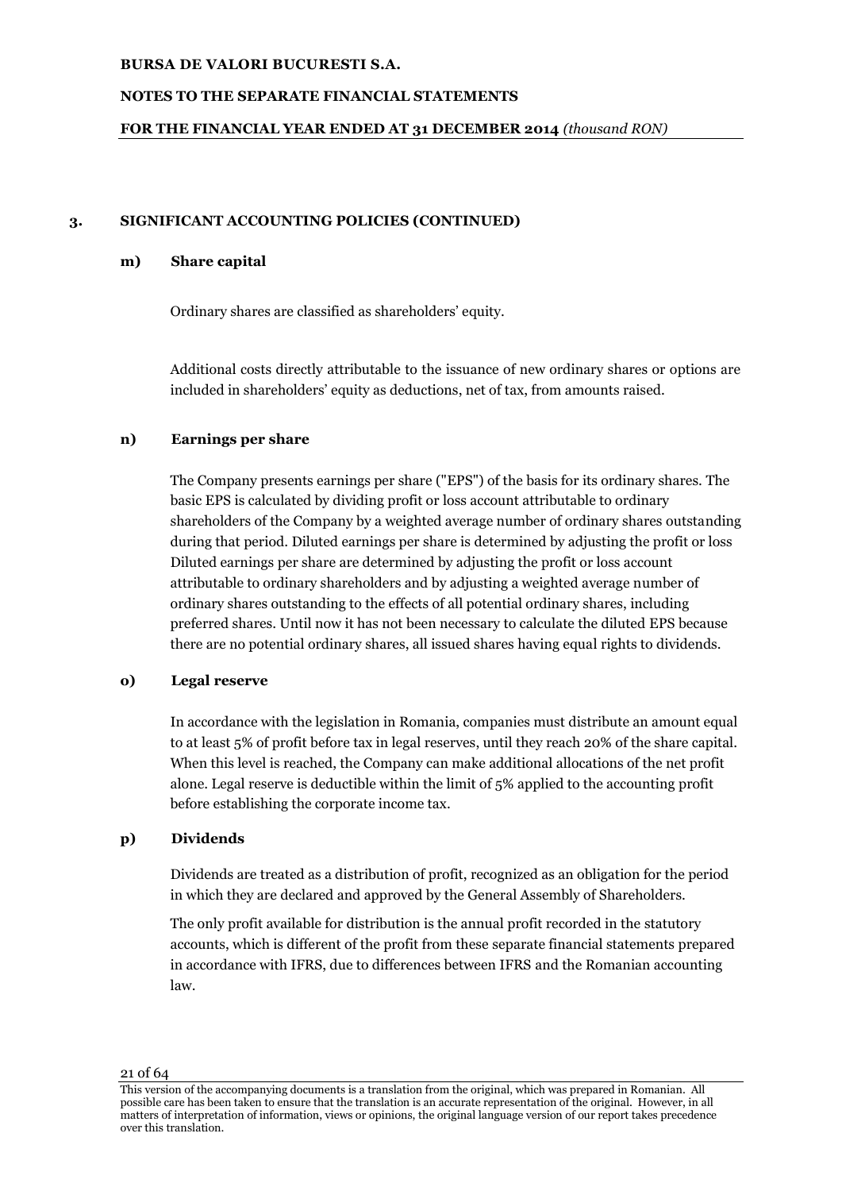## 3. SIGNIFICANT ACCOUNTING POLICIES (CONTINUED)

### m) Share capital

Ordinary shares are classified as shareholders' equity.

Additional costs directly attributable to the issuance of new ordinary shares or options are included in shareholders' equity as deductions, net of tax, from amounts raised.

### n) Earnings per share

The Company presents earnings per share ("EPS") of the basis for its ordinary shares. The basic EPS is calculated by dividing profit or loss account attributable to ordinary shareholders of the Company by a weighted average number of ordinary shares outstanding during that period. Diluted earnings per share is determined by adjusting the profit or loss Diluted earnings per share are determined by adjusting the profit or loss account attributable to ordinary shareholders and by adjusting a weighted average number of ordinary shares outstanding to the effects of all potential ordinary shares, including preferred shares. Until now it has not been necessary to calculate the diluted EPS because there are no potential ordinary shares, all issued shares having equal rights to dividends.

### o) Legal reserve

In accordance with the legislation in Romania, companies must distribute an amount equal to at least 5% of profit before tax in legal reserves, until they reach 20% of the share capital. When this level is reached, the Company can make additional allocations of the net profit alone. Legal reserve is deductible within the limit of 5% applied to the accounting profit before establishing the corporate income tax.

### p) Dividends

Dividends are treated as a distribution of profit, recognized as an obligation for the period in which they are declared and approved by the General Assembly of Shareholders.

The only profit available for distribution is the annual profit recorded in the statutory accounts, which is different of the profit from these separate financial statements prepared in accordance with IFRS, due to differences between IFRS and the Romanian accounting law.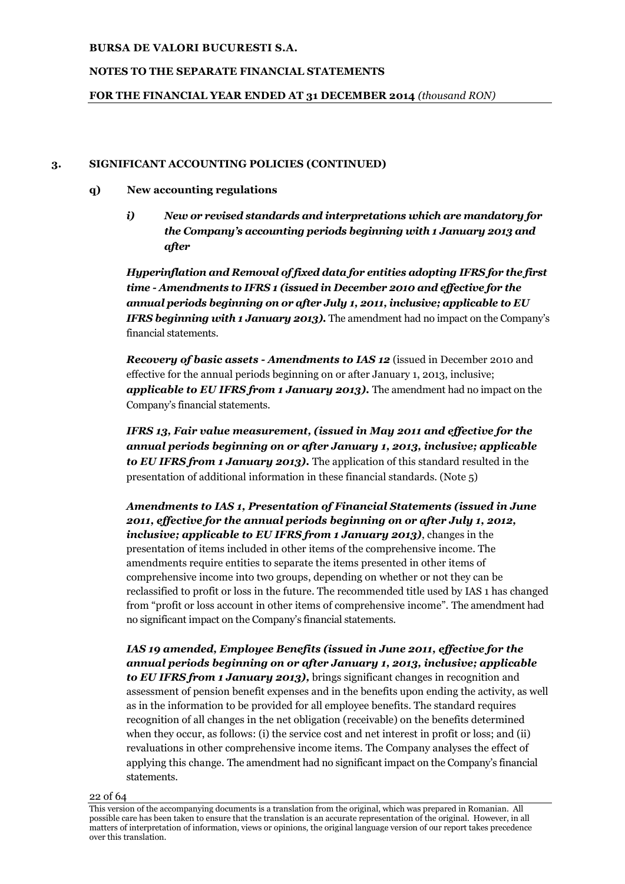## 3. SIGNIFICANT ACCOUNTING POLICIES (CONTINUED)

### q) New accounting regulations

#### *i) New or revised standards and interpretations which are mandatory for the Company's accounting periods beginning with 1 January 2013 and after*

***Hyperinflation and Removal of fixed data for entities adopting IFRS for the first time - Amendments to IFRS 1 (issued in December 2010 and effective for the annual periods beginning on or after July 1, 2011, inclusive; applicable to EU IFRS beginning with 1 January 2013).*** The amendment had no impact on the Company's financial statements.

***Recovery of basic assets - Amendments to IAS 12*** (issued in December 2010 and effective for the annual periods beginning on or after January 1, 2013, inclusive; ***applicable to EU IFRS from 1 January 2013).*** The amendment had no impact on the Company's financial statements.

***IFRS 13, Fair value measurement, (issued in May 2011 and effective for the annual periods beginning on or after January 1, 2013, inclusive; applicable to EU IFRS from 1 January 2013).*** The application of this standard resulted in the presentation of additional information in these financial standards. (Note 5)

***Amendments to IAS 1, Presentation of Financial Statements (issued in June 2011, effective for the annual periods beginning on or after July 1, 2012, inclusive; applicable to EU IFRS from 1 January 2013)***, changes in the presentation of items included in other items of the comprehensive income. The amendments require entities to separate the items presented in other items of comprehensive income into two groups, depending on whether or not they can be reclassified to profit or loss in the future. The recommended title used by IAS 1 has changed from "profit or loss account in other items of comprehensive income". The amendment had no significant impact on the Company's financial statements.

***IAS 19 amended, Employee Benefits (issued in June 2011, effective for the annual periods beginning on or after January 1, 2013, inclusive; applicable to EU IFRS from 1 January 2013),*** brings significant changes in recognition and assessment of pension benefit expenses and in the benefits upon ending the activity, as well as in the information to be provided for all employee benefits. The standard requires recognition of all changes in the net obligation (receivable) on the benefits determined when they occur, as follows: (i) the service cost and net interest in profit or loss; and (ii) revaluations in other comprehensive income items. The Company analyses the effect of applying this change. The amendment had no significant impact on the Company's financial statements.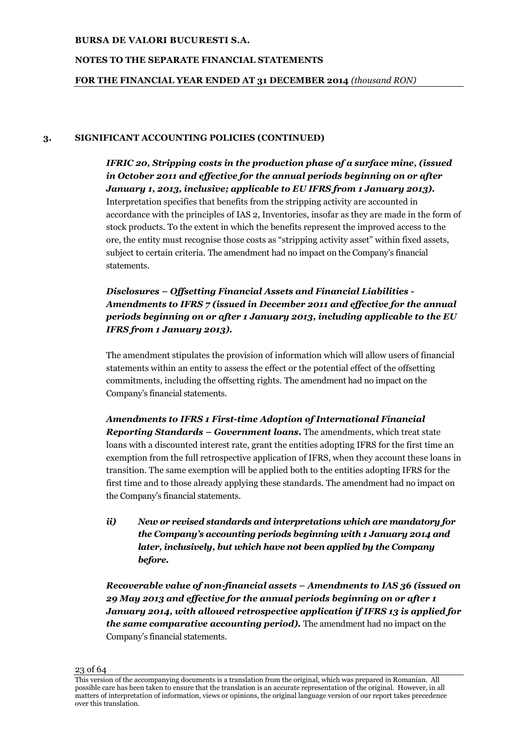## 3. SIGNIFICANT ACCOUNTING POLICIES (CONTINUED)

***IFRIC 20, Stripping costs in the production phase of a surface mine, (issued in October 2011 and effective for the annual periods beginning on or after January 1, 2013, inclusive; applicable to EU IFRS from 1 January 2013).*** Interpretation specifies that benefits from the stripping activity are accounted in accordance with the principles of IAS 2, Inventories, insofar as they are made in the form of stock products. To the extent in which the benefits represent the improved access to the ore, the entity must recognise those costs as "stripping activity asset" within fixed assets, subject to certain criteria. The amendment had no impact on the Company's financial statements.

***Disclosures – Offsetting Financial Assets and Financial Liabilities - Amendments to IFRS 7 (issued in December 2011 and effective for the annual periods beginning on or after 1 January 2013, including applicable to the EU IFRS from 1 January 2013).***

The amendment stipulates the provision of information which will allow users of financial statements within an entity to assess the effect or the potential effect of the offsetting commitments, including the offsetting rights. The amendment had no impact on the Company's financial statements.

***Amendments to IFRS 1 First-time Adoption of International Financial Reporting Standards – Government loans.*** The amendments, which treat state loans with a discounted interest rate, grant the entities adopting IFRS for the first time an exemption from the full retrospective application of IFRS, when they account these loans in transition. The same exemption will be applied both to the entities adopting IFRS for the first time and to those already applying these standards. The amendment had no impact on the Company's financial statements.

***ii) New or revised standards and interpretations which are mandatory for the Company's accounting periods beginning with 1 January 2014 and later, inclusively, but which have not been applied by the Company before.***

***Recoverable value of non-financial assets – Amendments to IAS 36 (issued on 29 May 2013 and effective for the annual periods beginning on or after 1 January 2014, with allowed retrospective application if IFRS 13 is applied for the same comparative accounting period).*** The amendment had no impact on the Company's financial statements.

This version of the accompanying documents is a translation from the original, which was prepared in Romanian. All possible care has been taken to ensure that the translation is an accurate representation of the original. However, in all matters of interpretation of information, views or opinions, the original language version of our report takes precedence over this translation.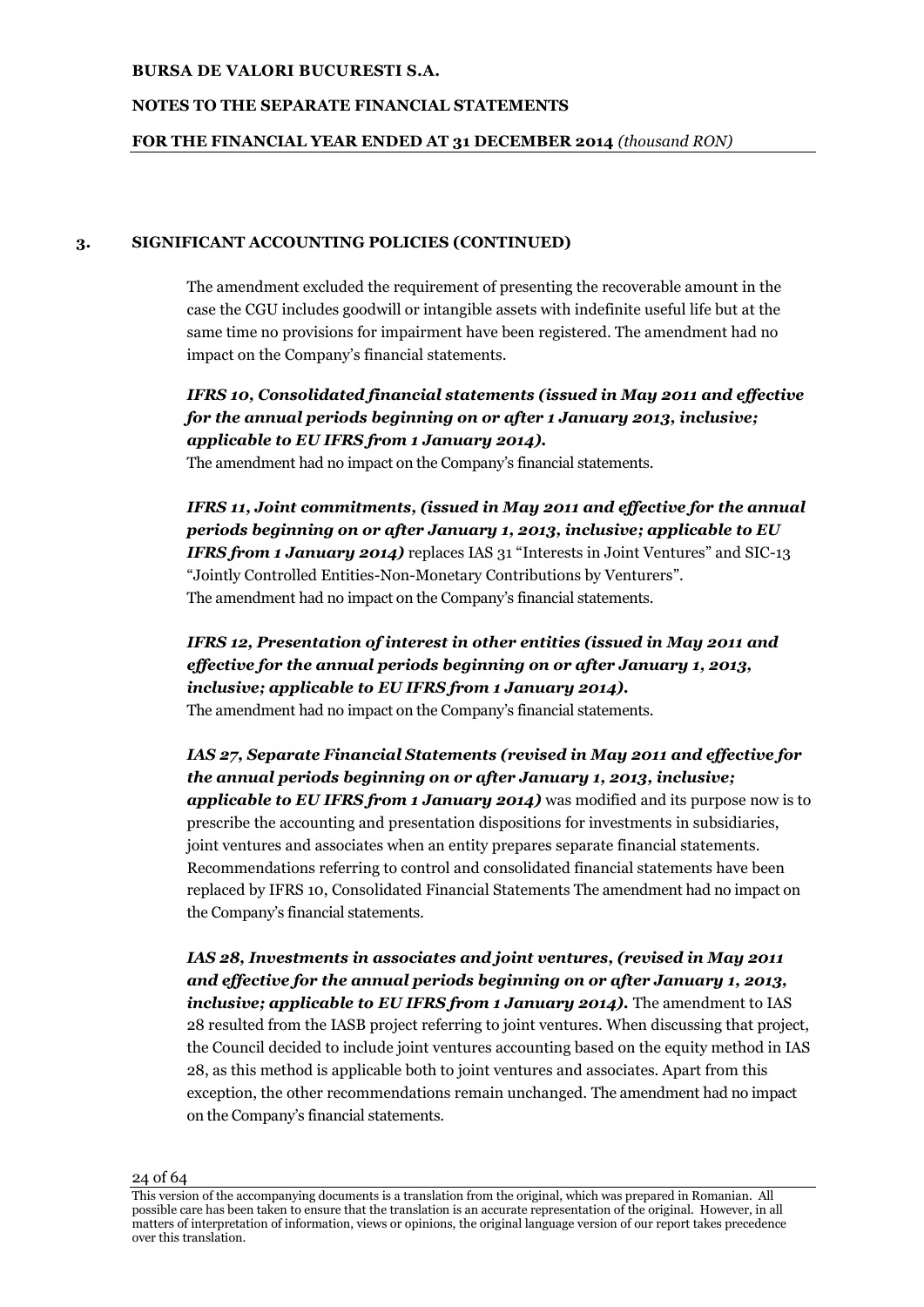### 3. SIGNIFICANT ACCOUNTING POLICIES (CONTINUED)

The amendment excluded the requirement of presenting the recoverable amount in the case the CGU includes goodwill or intangible assets with indefinite useful life but at the same time no provisions for impairment have been registered. The amendment had no impact on the Company's financial statements.

***IFRS 10, Consolidated financial statements (issued in May 2011 and effective for the annual periods beginning on or after 1 January 2013, inclusive; applicable to EU IFRS from 1 January 2014).***
The amendment had no impact on the Company's financial statements.

***IFRS 11, Joint commitments, (issued in May 2011 and effective for the annual periods beginning on or after January 1, 2013, inclusive; applicable to EU IFRS from 1 January 2014)*** replaces IAS 31 "Interests in Joint Ventures" and SIC-13 "Jointly Controlled Entities-Non-Monetary Contributions by Venturers".
The amendment had no impact on the Company's financial statements.

***IFRS 12, Presentation of interest in other entities (issued in May 2011 and effective for the annual periods beginning on or after January 1, 2013, inclusive; applicable to EU IFRS from 1 January 2014).***
The amendment had no impact on the Company's financial statements.

***IAS 27, Separate Financial Statements (revised in May 2011 and effective for the annual periods beginning on or after January 1, 2013, inclusive; applicable to EU IFRS from 1 January 2014)*** was modified and its purpose now is to prescribe the accounting and presentation dispositions for investments in subsidiaries, joint ventures and associates when an entity prepares separate financial statements. Recommendations referring to control and consolidated financial statements have been replaced by IFRS 10, Consolidated Financial Statements The amendment had no impact on the Company's financial statements.

***IAS 28, Investments in associates and joint ventures, (revised in May 2011 and effective for the annual periods beginning on or after January 1, 2013, inclusive; applicable to EU IFRS from 1 January 2014).*** The amendment to IAS 28 resulted from the IASB project referring to joint ventures. When discussing that project, the Council decided to include joint ventures accounting based on the equity method in IAS 28, as this method is applicable both to joint ventures and associates. Apart from this exception, the other recommendations remain unchanged. The amendment had no impact on the Company's financial statements.

This version of the accompanying documents is a translation from the original, which was prepared in Romanian. All possible care has been taken to ensure that the translation is an accurate representation of the original. However, in all matters of interpretation of information, views or opinions, the original language version of our report takes precedence over this translation.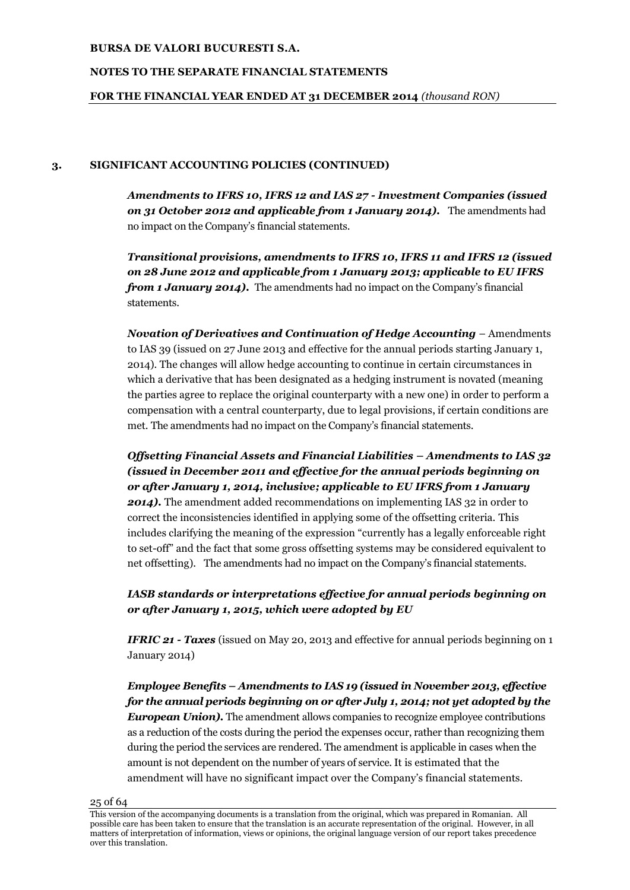## 3. SIGNIFICANT ACCOUNTING POLICIES (CONTINUED)

***Amendments to IFRS 10, IFRS 12 and IAS 27 - Investment Companies (issued on 31 October 2012 and applicable from 1 January 2014).*** The amendments had no impact on the Company's financial statements.

***Transitional provisions, amendments to IFRS 10, IFRS 11 and IFRS 12 (issued on 28 June 2012 and applicable from 1 January 2013; applicable to EU IFRS from 1 January 2014).*** The amendments had no impact on the Company's financial statements.

***Novation of Derivatives and Continuation of Hedge Accounting*** – Amendments to IAS 39 (issued on 27 June 2013 and effective for the annual periods starting January 1, 2014). The changes will allow hedge accounting to continue in certain circumstances in which a derivative that has been designated as a hedging instrument is novated (meaning the parties agree to replace the original counterparty with a new one) in order to perform a compensation with a central counterparty, due to legal provisions, if certain conditions are met. The amendments had no impact on the Company's financial statements.

***Offsetting Financial Assets and Financial Liabilities – Amendments to IAS 32 (issued in December 2011 and effective for the annual periods beginning on or after January 1, 2014, inclusive; applicable to EU IFRS from 1 January 2014).*** The amendment added recommendations on implementing IAS 32 in order to correct the inconsistencies identified in applying some of the offsetting criteria. This includes clarifying the meaning of the expression "currently has a legally enforceable right to set-off" and the fact that some gross offsetting systems may be considered equivalent to net offsetting). The amendments had no impact on the Company's financial statements.

***IASB standards or interpretations effective for annual periods beginning on or after January 1, 2015, which were adopted by EU***

***IFRIC 21 - Taxes*** (issued on May 20, 2013 and effective for annual periods beginning on 1 January 2014)

***Employee Benefits – Amendments to IAS 19 (issued in November 2013, effective for the annual periods beginning on or after July 1, 2014; not yet adopted by the European Union).*** The amendment allows companies to recognize employee contributions as a reduction of the costs during the period the expenses occur, rather than recognizing them during the period the services are rendered. The amendment is applicable in cases when the amount is not dependent on the number of years of service. It is estimated that the amendment will have no significant impact over the Company's financial statements.

This version of the accompanying documents is a translation from the original, which was prepared in Romanian. All possible care has been taken to ensure that the translation is an accurate representation of the original. However, in all matters of interpretation of information, views or opinions, the original language version of our report takes precedence over this translation.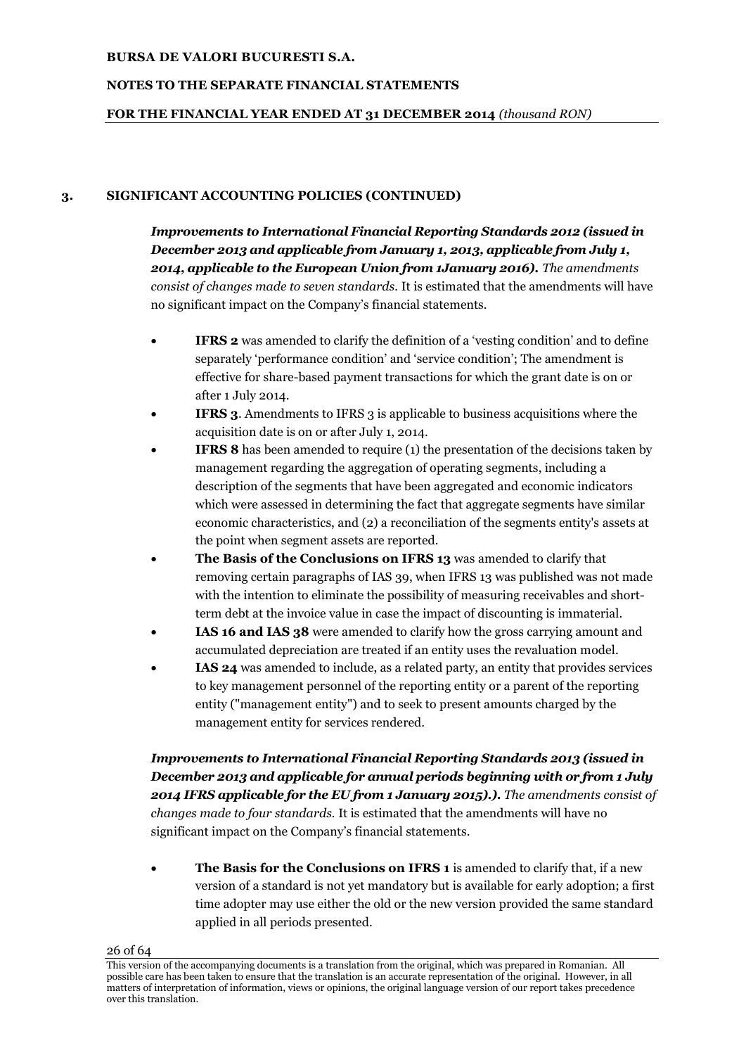## 3. SIGNIFICANT ACCOUNTING POLICIES (CONTINUED)

***Improvements to International Financial Reporting Standards 2012 (issued in December 2013 and applicable from January 1, 2013, applicable from July 1, 2014, applicable to the European Union from 1January 2016).*** *The amendments consist of changes made to seven standards.* It is estimated that the amendments will have no significant impact on the Company's financial statements.

- **IFRS 2** was amended to clarify the definition of a 'vesting condition' and to define separately 'performance condition' and 'service condition'; The amendment is effective for share-based payment transactions for which the grant date is on or after 1 July 2014.
- **IFRS 3**. Amendments to IFRS 3 is applicable to business acquisitions where the acquisition date is on or after July 1, 2014.
- **IFRS 8** has been amended to require (1) the presentation of the decisions taken by management regarding the aggregation of operating segments, including a description of the segments that have been aggregated and economic indicators which were assessed in determining the fact that aggregate segments have similar economic characteristics, and (2) a reconciliation of the segments entity's assets at the point when segment assets are reported.
- **The Basis of the Conclusions on IFRS 13** was amended to clarify that removing certain paragraphs of IAS 39, when IFRS 13 was published was not made with the intention to eliminate the possibility of measuring receivables and short-term debt at the invoice value in case the impact of discounting is immaterial.
- **IAS 16 and IAS 38** were amended to clarify how the gross carrying amount and accumulated depreciation are treated if an entity uses the revaluation model.
- **IAS 24** was amended to include, as a related party, an entity that provides services to key management personnel of the reporting entity or a parent of the reporting entity ("management entity") and to seek to present amounts charged by the management entity for services rendered.

***Improvements to International Financial Reporting Standards 2013 (issued in December 2013 and applicable for annual periods beginning with or from 1 July 2014 IFRS applicable for the EU from 1 January 2015).).*** *The amendments consist of changes made to four standards.* It is estimated that the amendments will have no significant impact on the Company's financial statements.

- **The Basis for the Conclusions on IFRS 1** is amended to clarify that, if a new version of a standard is not yet mandatory but is available for early adoption; a first time adopter may use either the old or the new version provided the same standard applied in all periods presented.

This version of the accompanying documents is a translation from the original, which was prepared in Romanian. All possible care has been taken to ensure that the translation is an accurate representation of the original. However, in all matters of interpretation of information, views or opinions, the original language version of our report takes precedence over this translation.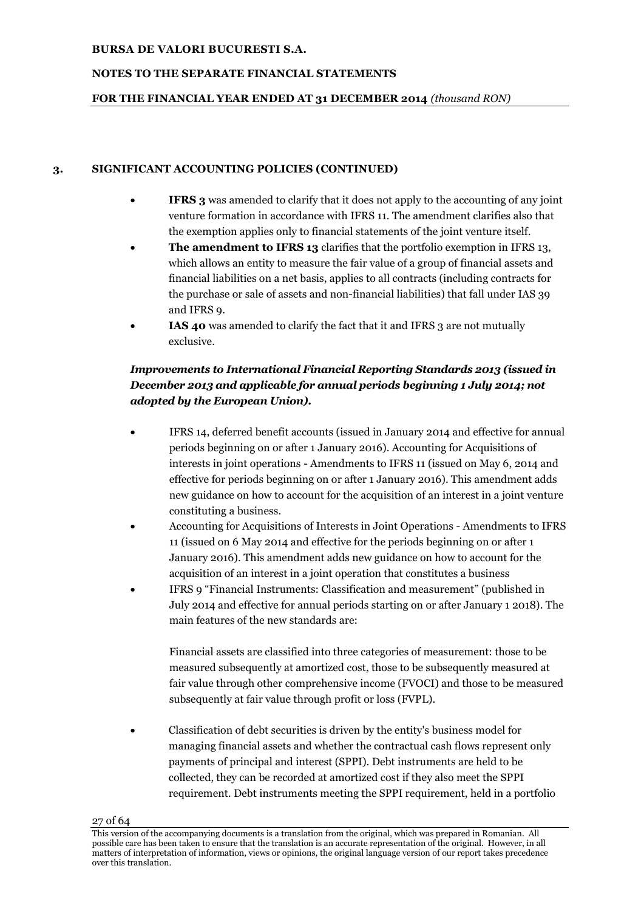## 3. SIGNIFICANT ACCOUNTING POLICIES (CONTINUED)

- **IFRS 3** was amended to clarify that it does not apply to the accounting of any joint venture formation in accordance with IFRS 11. The amendment clarifies also that the exemption applies only to financial statements of the joint venture itself.
- **The amendment to IFRS 13** clarifies that the portfolio exemption in IFRS 13, which allows an entity to measure the fair value of a group of financial assets and financial liabilities on a net basis, applies to all contracts (including contracts for the purchase or sale of assets and non-financial liabilities) that fall under IAS 39 and IFRS 9.
- **IAS 40** was amended to clarify the fact that it and IFRS 3 are not mutually exclusive.

***Improvements to International Financial Reporting Standards 2013 (issued in December 2013 and applicable for annual periods beginning 1 July 2014; not adopted by the European Union).***

- IFRS 14, deferred benefit accounts (issued in January 2014 and effective for annual periods beginning on or after 1 January 2016). Accounting for Acquisitions of interests in joint operations - Amendments to IFRS 11 (issued on May 6, 2014 and effective for periods beginning on or after 1 January 2016). This amendment adds new guidance on how to account for the acquisition of an interest in a joint venture constituting a business.
- Accounting for Acquisitions of Interests in Joint Operations - Amendments to IFRS 11 (issued on 6 May 2014 and effective for the periods beginning on or after 1 January 2016). This amendment adds new guidance on how to account for the acquisition of an interest in a joint operation that constitutes a business
- IFRS 9 "Financial Instruments: Classification and measurement" (published in July 2014 and effective for annual periods starting on or after January 1 2018). The main features of the new standards are:

  Financial assets are classified into three categories of measurement: those to be measured subsequently at amortized cost, those to be subsequently measured at fair value through other comprehensive income (FVOCI) and those to be measured subsequently at fair value through profit or loss (FVPL).

- Classification of debt securities is driven by the entity's business model for managing financial assets and whether the contractual cash flows represent only payments of principal and interest (SPPI). Debt instruments are held to be collected, they can be recorded at amortized cost if they also meet the SPPI requirement. Debt instruments meeting the SPPI requirement, held in a portfolio

This version of the accompanying documents is a translation from the original, which was prepared in Romanian. All possible care has been taken to ensure that the translation is an accurate representation of the original. However, in all matters of interpretation of information, views or opinions, the original language version of our report takes precedence over this translation.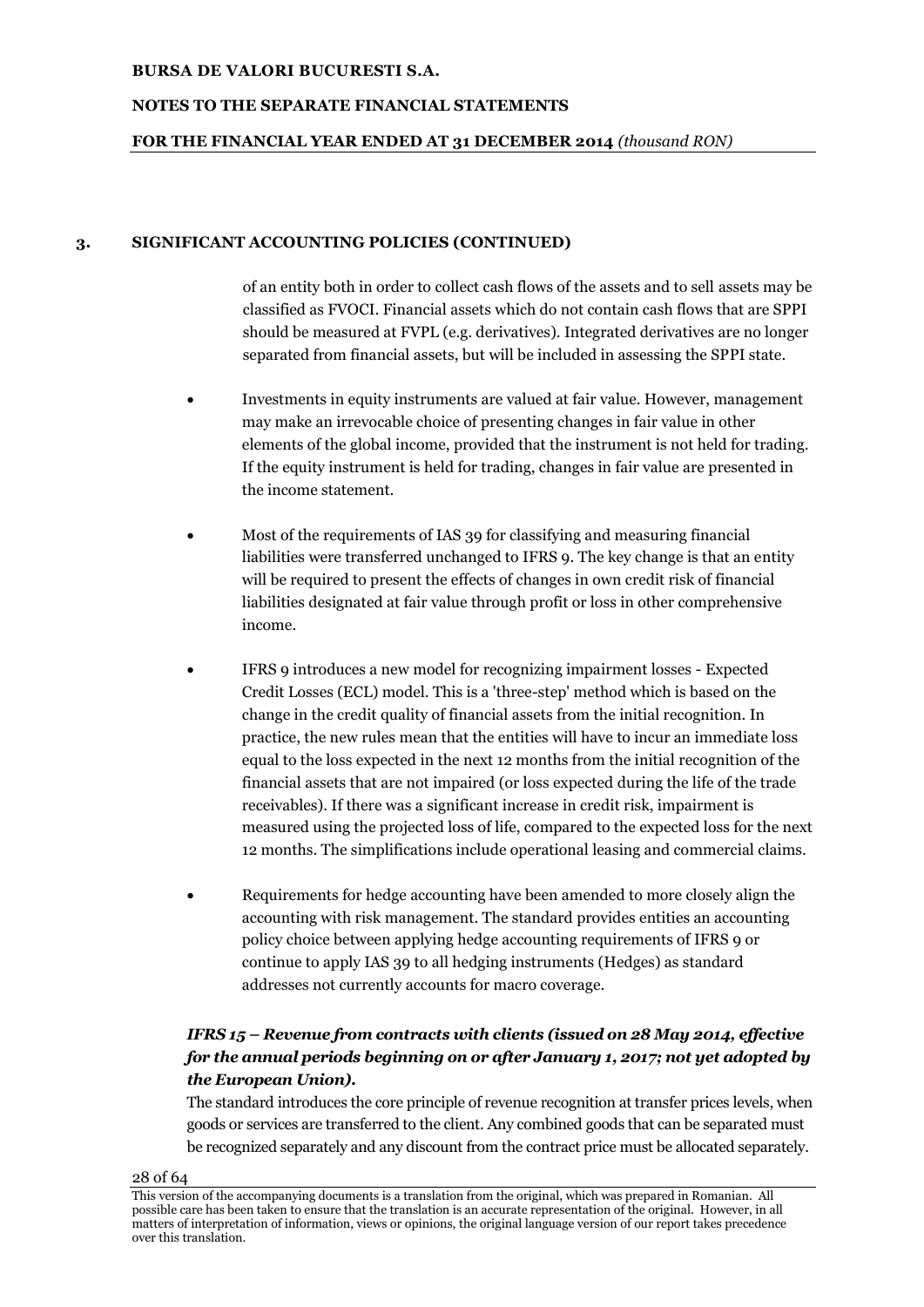## 3. SIGNIFICANT ACCOUNTING POLICIES (CONTINUED)

of an entity both in order to collect cash flows of the assets and to sell assets may be classified as FVOCI. Financial assets which do not contain cash flows that are SPPI should be measured at FVPL (e.g. derivatives). Integrated derivatives are no longer separated from financial assets, but will be included in assessing the SPPI state.

- Investments in equity instruments are valued at fair value. However, management may make an irrevocable choice of presenting changes in fair value in other elements of the global income, provided that the instrument is not held for trading. If the equity instrument is held for trading, changes in fair value are presented in the income statement.

- Most of the requirements of IAS 39 for classifying and measuring financial liabilities were transferred unchanged to IFRS 9. The key change is that an entity will be required to present the effects of changes in own credit risk of financial liabilities designated at fair value through profit or loss in other comprehensive income.

- IFRS 9 introduces a new model for recognizing impairment losses - Expected Credit Losses (ECL) model. This is a 'three-step' method which is based on the change in the credit quality of financial assets from the initial recognition. In practice, the new rules mean that the entities will have to incur an immediate loss equal to the loss expected in the next 12 months from the initial recognition of the financial assets that are not impaired (or loss expected during the life of the trade receivables). If there was a significant increase in credit risk, impairment is measured using the projected loss of life, compared to the expected loss for the next 12 months. The simplifications include operational leasing and commercial claims.

- Requirements for hedge accounting have been amended to more closely align the accounting with risk management. The standard provides entities an accounting policy choice between applying hedge accounting requirements of IFRS 9 or continue to apply IAS 39 to all hedging instruments (Hedges) as standard addresses not currently accounts for macro coverage.

***IFRS 15 – Revenue from contracts with clients (issued on 28 May 2014, effective for the annual periods beginning on or after January 1, 2017; not yet adopted by the European Union).***

The standard introduces the core principle of revenue recognition at transfer prices levels, when goods or services are transferred to the client. Any combined goods that can be separated must be recognized separately and any discount from the contract price must be allocated separately.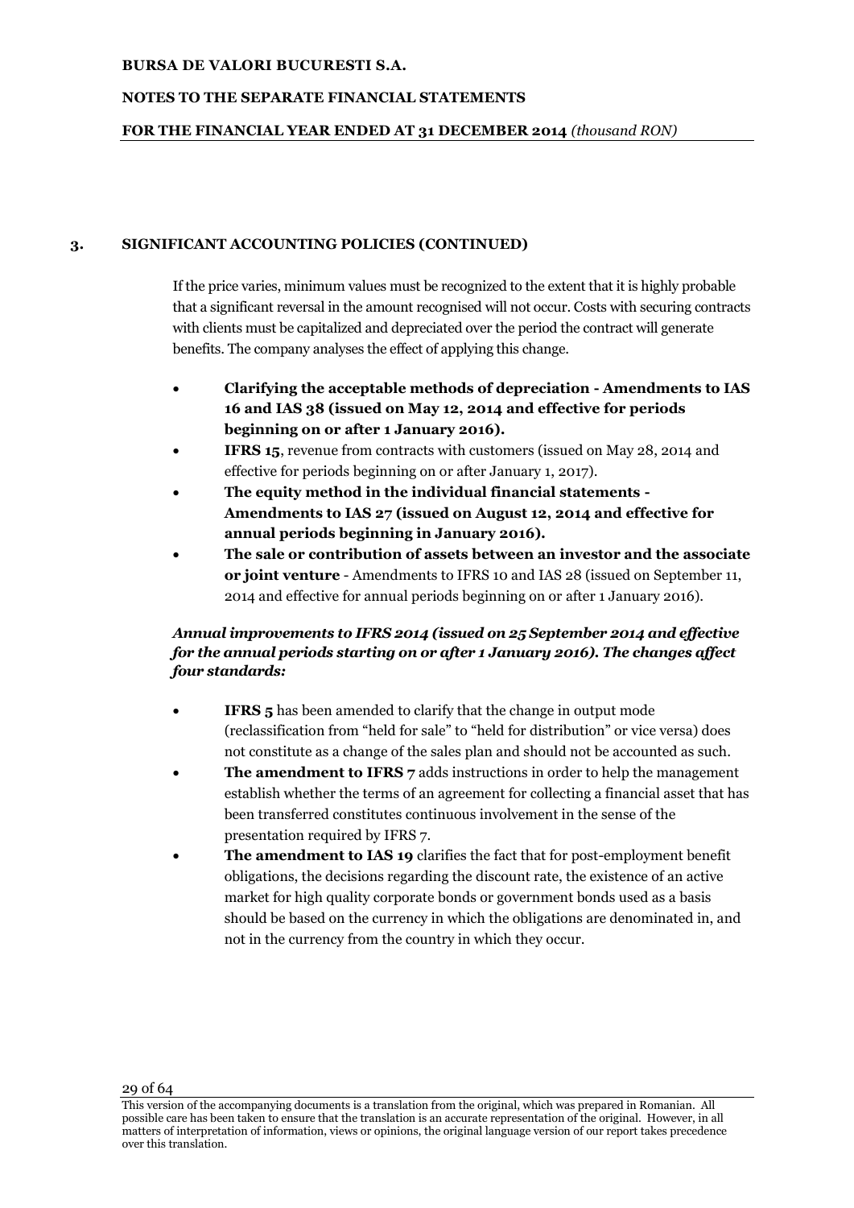## 3. SIGNIFICANT ACCOUNTING POLICIES (CONTINUED)

If the price varies, minimum values must be recognized to the extent that it is highly probable that a significant reversal in the amount recognised will not occur. Costs with securing contracts with clients must be capitalized and depreciated over the period the contract will generate benefits. The company analyses the effect of applying this change.

- **Clarifying the acceptable methods of depreciation - Amendments to IAS 16 and IAS 38 (issued on May 12, 2014 and effective for periods beginning on or after 1 January 2016).**
- **IFRS 15**, revenue from contracts with customers (issued on May 28, 2014 and effective for periods beginning on or after January 1, 2017).
- **The equity method in the individual financial statements - Amendments to IAS 27 (issued on August 12, 2014 and effective for annual periods beginning in January 2016).**
- **The sale or contribution of assets between an investor and the associate or joint venture** - Amendments to IFRS 10 and IAS 28 (issued on September 11, 2014 and effective for annual periods beginning on or after 1 January 2016).

***Annual improvements to IFRS 2014 (issued on 25 September 2014 and effective for the annual periods starting on or after 1 January 2016). The changes affect four standards:***

- **IFRS 5** has been amended to clarify that the change in output mode (reclassification from "held for sale" to "held for distribution" or vice versa) does not constitute as a change of the sales plan and should not be accounted as such.
- **The amendment to IFRS 7** adds instructions in order to help the management establish whether the terms of an agreement for collecting a financial asset that has been transferred constitutes continuous involvement in the sense of the presentation required by IFRS 7.
- **The amendment to IAS 19** clarifies the fact that for post-employment benefit obligations, the decisions regarding the discount rate, the existence of an active market for high quality corporate bonds or government bonds used as a basis should be based on the currency in which the obligations are denominated in, and not in the currency from the country in which they occur.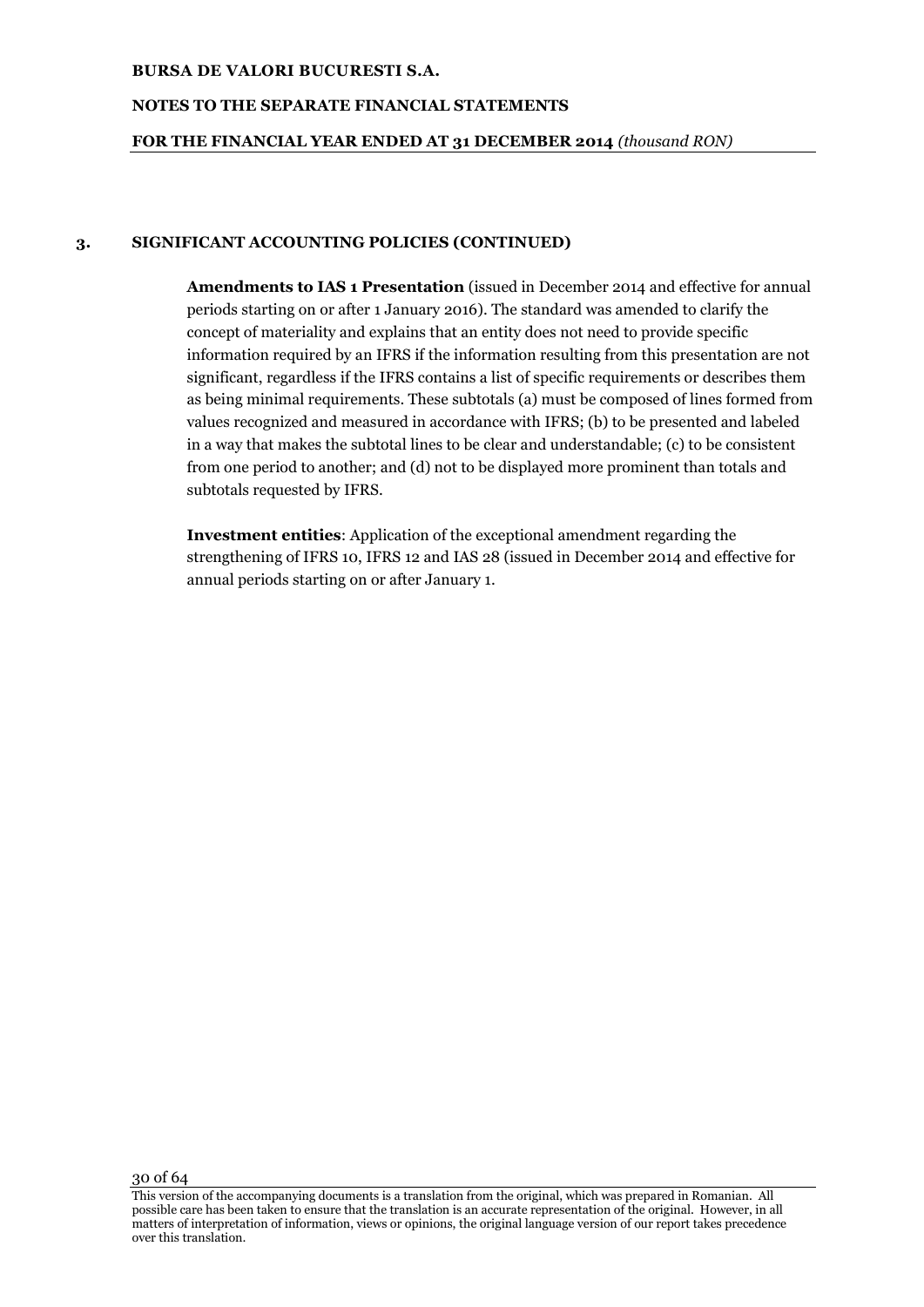## 3. SIGNIFICANT ACCOUNTING POLICIES (CONTINUED)

**Amendments to IAS 1 Presentation** (issued in December 2014 and effective for annual periods starting on or after 1 January 2016). The standard was amended to clarify the concept of materiality and explains that an entity does not need to provide specific information required by an IFRS if the information resulting from this presentation are not significant, regardless if the IFRS contains a list of specific requirements or describes them as being minimal requirements. These subtotals (a) must be composed of lines formed from values recognized and measured in accordance with IFRS; (b) to be presented and labeled in a way that makes the subtotal lines to be clear and understandable; (c) to be consistent from one period to another; and (d) not to be displayed more prominent than totals and subtotals requested by IFRS.

**Investment entities**: Application of the exceptional amendment regarding the strengthening of IFRS 10, IFRS 12 and IAS 28 (issued in December 2014 and effective for annual periods starting on or after January 1.

This version of the accompanying documents is a translation from the original, which was prepared in Romanian. All possible care has been taken to ensure that the translation is an accurate representation of the original. However, in all matters of interpretation of information, views or opinions, the original language version of our report takes precedence over this translation.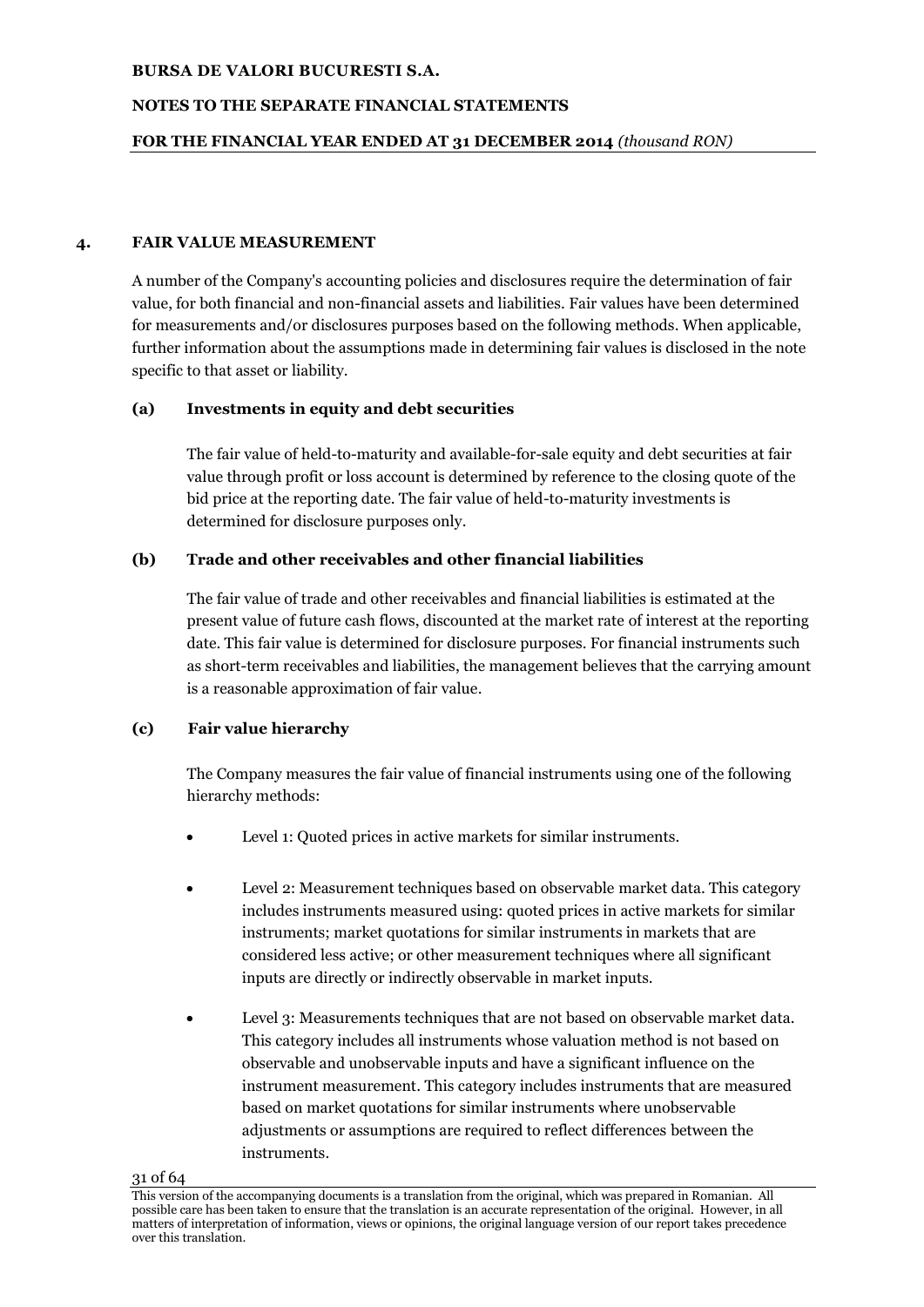## 4. FAIR VALUE MEASUREMENT

A number of the Company's accounting policies and disclosures require the determination of fair value, for both financial and non-financial assets and liabilities. Fair values have been determined for measurements and/or disclosures purposes based on the following methods. When applicable, further information about the assumptions made in determining fair values is disclosed in the note specific to that asset or liability.

### (a) Investments in equity and debt securities

The fair value of held-to-maturity and available-for-sale equity and debt securities at fair value through profit or loss account is determined by reference to the closing quote of the bid price at the reporting date. The fair value of held-to-maturity investments is determined for disclosure purposes only.

### (b) Trade and other receivables and other financial liabilities

The fair value of trade and other receivables and financial liabilities is estimated at the present value of future cash flows, discounted at the market rate of interest at the reporting date. This fair value is determined for disclosure purposes. For financial instruments such as short-term receivables and liabilities, the management believes that the carrying amount is a reasonable approximation of fair value.

### (c) Fair value hierarchy

The Company measures the fair value of financial instruments using one of the following hierarchy methods:

- Level 1: Quoted prices in active markets for similar instruments.
- Level 2: Measurement techniques based on observable market data. This category includes instruments measured using: quoted prices in active markets for similar instruments; market quotations for similar instruments in markets that are considered less active; or other measurement techniques where all significant inputs are directly or indirectly observable in market inputs.
- Level 3: Measurements techniques that are not based on observable market data. This category includes all instruments whose valuation method is not based on observable and unobservable inputs and have a significant influence on the instrument measurement. This category includes instruments that are measured based on market quotations for similar instruments where unobservable adjustments or assumptions are required to reflect differences between the instruments.

This version of the accompanying documents is a translation from the original, which was prepared in Romanian. All possible care has been taken to ensure that the translation is an accurate representation of the original. However, in all matters of interpretation of information, views or opinions, the original language version of our report takes precedence over this translation.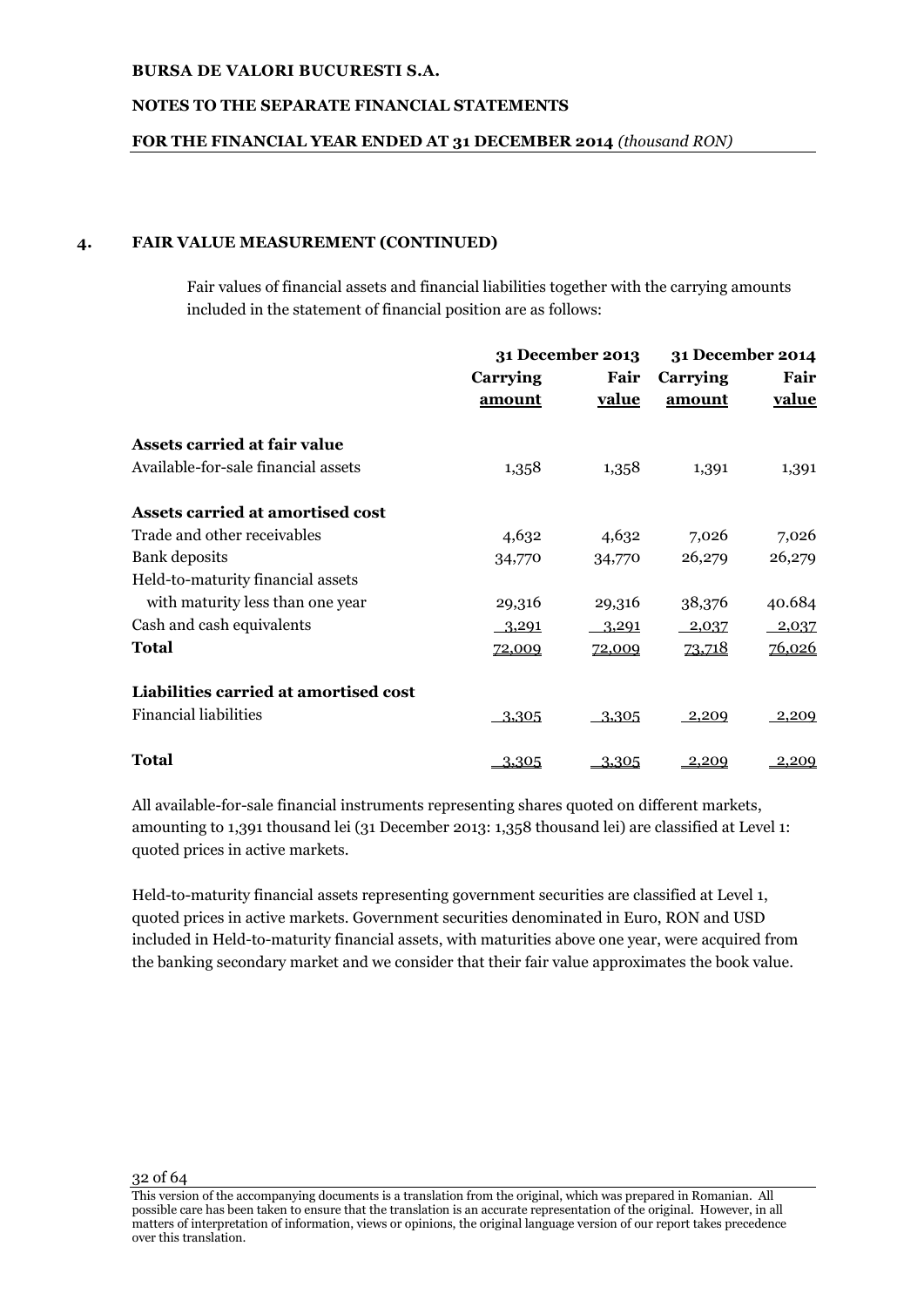## 4. FAIR VALUE MEASUREMENT (CONTINUED)

Fair values of financial assets and financial liabilities together with the carrying amounts included in the statement of financial position are as follows:

| | 31 December 2013 | | 31 December 2014 | |
|---|---|---|---|---|
| | Carrying amount | Fair value | Carrying amount | Fair value |
| **Assets carried at fair value** | | | | |
| Available-for-sale financial assets | 1,358 | 1,358 | 1,391 | 1,391 |
| **Assets carried at amortised cost** | | | | |
| Trade and other receivables | 4,632 | 4,632 | 7,026 | 7,026 |
| Bank deposits | 34,770 | 34,770 | 26,279 | 26,279 |
| Held-to-maturity financial assets with maturity less than one year | 29,316 | 29,316 | 38,376 | 40.684 |
| Cash and cash equivalents | 3,291 | 3,291 | 2,037 | 2,037 |
| **Total** | 72,009 | 72,009 | 73,718 | 76,026 |
| **Liabilities carried at amortised cost** | | | | |
| Financial liabilities | 3,305 | 3,305 | 2,209 | 2,209 |
| **Total** | 3,305 | 3,305 | 2,209 | 2,209 |

All available-for-sale financial instruments representing shares quoted on different markets, amounting to 1,391 thousand lei (31 December 2013: 1,358 thousand lei) are classified at Level 1: quoted prices in active markets.

Held-to-maturity financial assets representing government securities are classified at Level 1, quoted prices in active markets. Government securities denominated in Euro, RON and USD included in Held-to-maturity financial assets, with maturities above one year, were acquired from the banking secondary market and we consider that their fair value approximates the book value.

This version of the accompanying documents is a translation from the original, which was prepared in Romanian. All possible care has been taken to ensure that the translation is an accurate representation of the original. However, in all matters of interpretation of information, views or opinions, the original language version of our report takes precedence over this translation.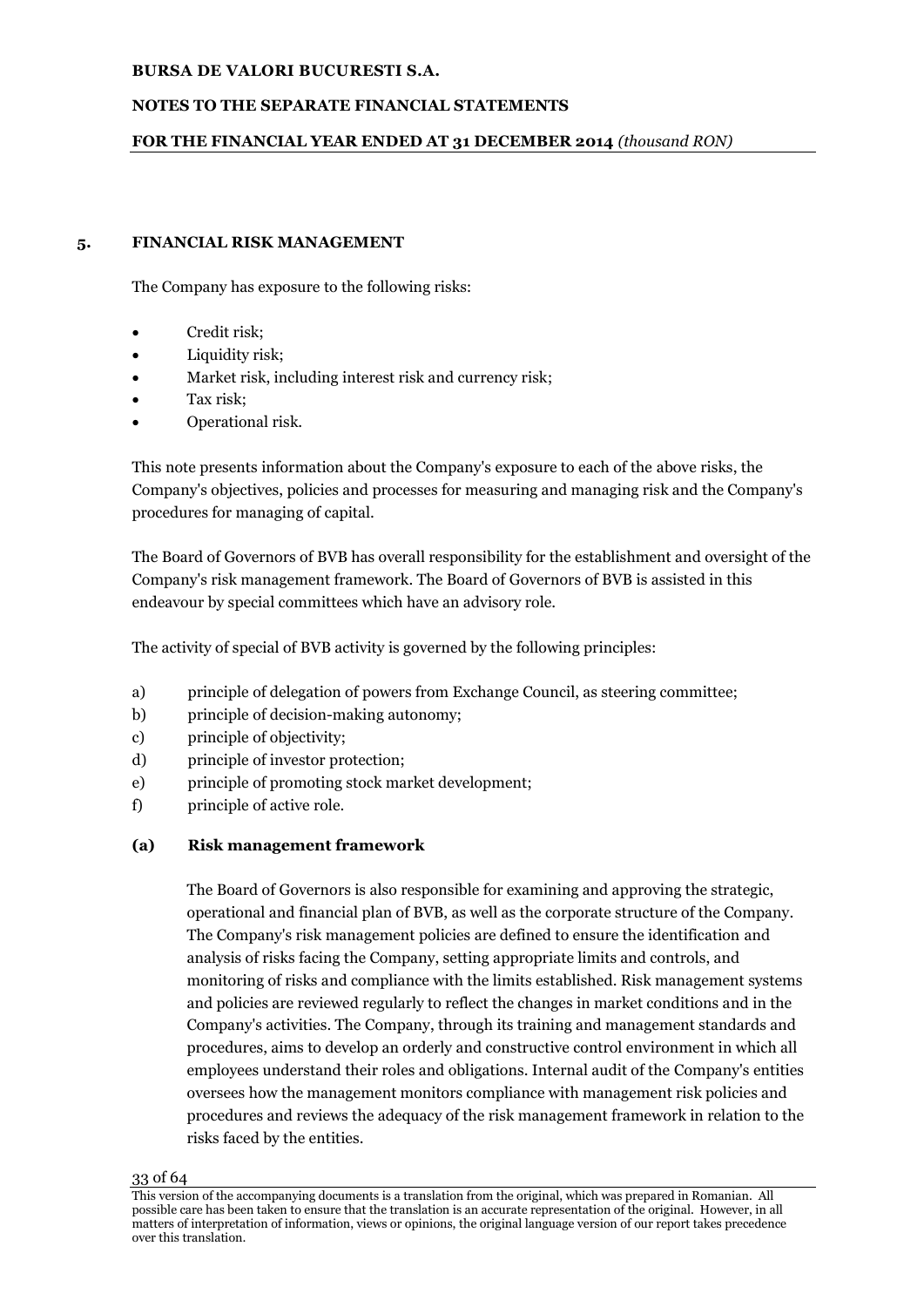## 5. FINANCIAL RISK MANAGEMENT

The Company has exposure to the following risks:

- Credit risk;
- Liquidity risk;
- Market risk, including interest risk and currency risk;
- Tax risk;
- Operational risk.

This note presents information about the Company's exposure to each of the above risks, the Company's objectives, policies and processes for measuring and managing risk and the Company's procedures for managing of capital.

The Board of Governors of BVB has overall responsibility for the establishment and oversight of the Company's risk management framework. The Board of Governors of BVB is assisted in this endeavour by special committees which have an advisory role.

The activity of special of BVB activity is governed by the following principles:

a) principle of delegation of powers from Exchange Council, as steering committee;
b) principle of decision-making autonomy;
c) principle of objectivity;
d) principle of investor protection;
e) principle of promoting stock market development;
f) principle of active role.

### (a) Risk management framework

The Board of Governors is also responsible for examining and approving the strategic, operational and financial plan of BVB, as well as the corporate structure of the Company. The Company's risk management policies are defined to ensure the identification and analysis of risks facing the Company, setting appropriate limits and controls, and monitoring of risks and compliance with the limits established. Risk management systems and policies are reviewed regularly to reflect the changes in market conditions and in the Company's activities. The Company, through its training and management standards and procedures, aims to develop an orderly and constructive control environment in which all employees understand their roles and obligations. Internal audit of the Company's entities oversees how the management monitors compliance with management risk policies and procedures and reviews the adequacy of the risk management framework in relation to the risks faced by the entities.

This version of the accompanying documents is a translation from the original, which was prepared in Romanian. All possible care has been taken to ensure that the translation is an accurate representation of the original. However, in all matters of interpretation of information, views or opinions, the original language version of our report takes precedence over this translation.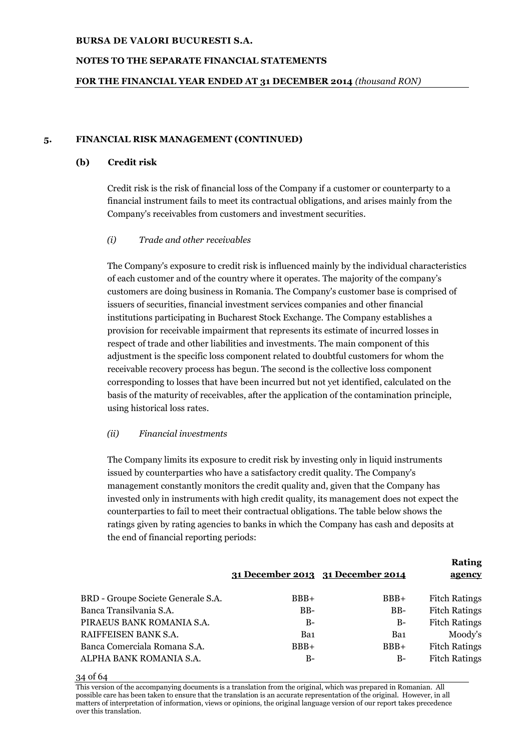## 5. FINANCIAL RISK MANAGEMENT (CONTINUED)

### (b) Credit risk

Credit risk is the risk of financial loss of the Company if a customer or counterparty to a financial instrument fails to meet its contractual obligations, and arises mainly from the Company's receivables from customers and investment securities.

#### *(i) Trade and other receivables*

The Company's exposure to credit risk is influenced mainly by the individual characteristics of each customer and of the country where it operates. The majority of the company's customers are doing business in Romania. The Company's customer base is comprised of issuers of securities, financial investment services companies and other financial institutions participating in Bucharest Stock Exchange. The Company establishes a provision for receivable impairment that represents its estimate of incurred losses in respect of trade and other liabilities and investments. The main component of this adjustment is the specific loss component related to doubtful customers for whom the receivable recovery process has begun. The second is the collective loss component corresponding to losses that have been incurred but not yet identified, calculated on the basis of the maturity of receivables, after the application of the contamination principle, using historical loss rates.

#### *(ii) Financial investments*

The Company limits its exposure to credit risk by investing only in liquid instruments issued by counterparties who have a satisfactory credit quality. The Company's management constantly monitors the credit quality and, given that the Company has invested only in instruments with high credit quality, its management does not expect the counterparties to fail to meet their contractual obligations. The table below shows the ratings given by rating agencies to banks in which the Company has cash and deposits at the end of financial reporting periods:

| | 31 December 2013 | 31 December 2014 | Rating agency |
|---|---|---|---|
| BRD - Groupe Societe Generale S.A. | BBB+ | BBB+ | Fitch Ratings |
| Banca Transilvania S.A. | BB- | BB- | Fitch Ratings |
| PIRAEUS BANK ROMANIA S.A. | B- | B- | Fitch Ratings |
| RAIFFEISEN BANK S.A. | Ba1 | Ba1 | Moody's |
| Banca Comerciala Romana S.A. | BBB+ | BBB+ | Fitch Ratings |
| ALPHA BANK ROMANIA S.A. | B- | B- | Fitch Ratings |

This version of the accompanying documents is a translation from the original, which was prepared in Romanian. All possible care has been taken to ensure that the translation is an accurate representation of the original. However, in all matters of interpretation of information, views or opinions, the original language version of our report takes precedence over this translation.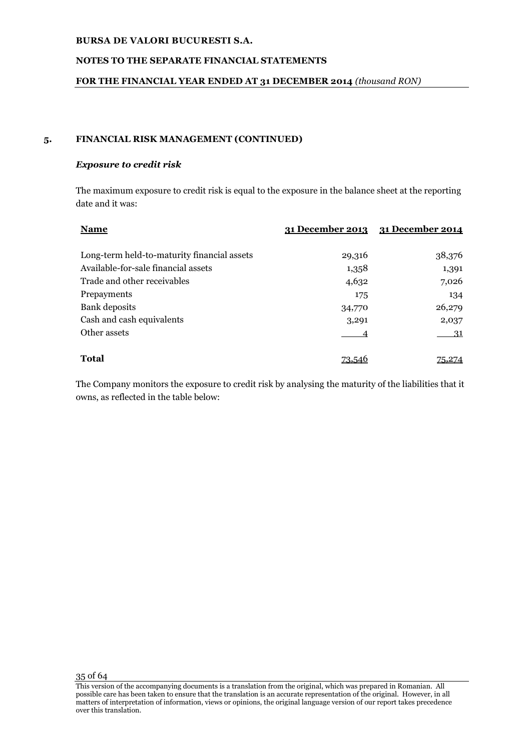## 5. FINANCIAL RISK MANAGEMENT (CONTINUED)

### *Exposure to credit risk*

The maximum exposure to credit risk is equal to the exposure in the balance sheet at the reporting date and it was:

| Name | 31 December 2013 | 31 December 2014 |
|---|---|---|
| Long-term held-to-maturity financial assets | 29,316 | 38,376 |
| Available-for-sale financial assets | 1,358 | 1,391 |
| Trade and other receivables | 4,632 | 7,026 |
| Prepayments | 175 | 134 |
| Bank deposits | 34,770 | 26,279 |
| Cash and cash equivalents | 3,291 | 2,037 |
| Other assets | 4 | 31 |
| **Total** | 73,546 | 75,274 |

The Company monitors the exposure to credit risk by analysing the maturity of the liabilities that it owns, as reflected in the table below:

This version of the accompanying documents is a translation from the original, which was prepared in Romanian. All possible care has been taken to ensure that the translation is an accurate representation of the original. However, in all matters of interpretation of information, views or opinions, the original language version of our report takes precedence over this translation.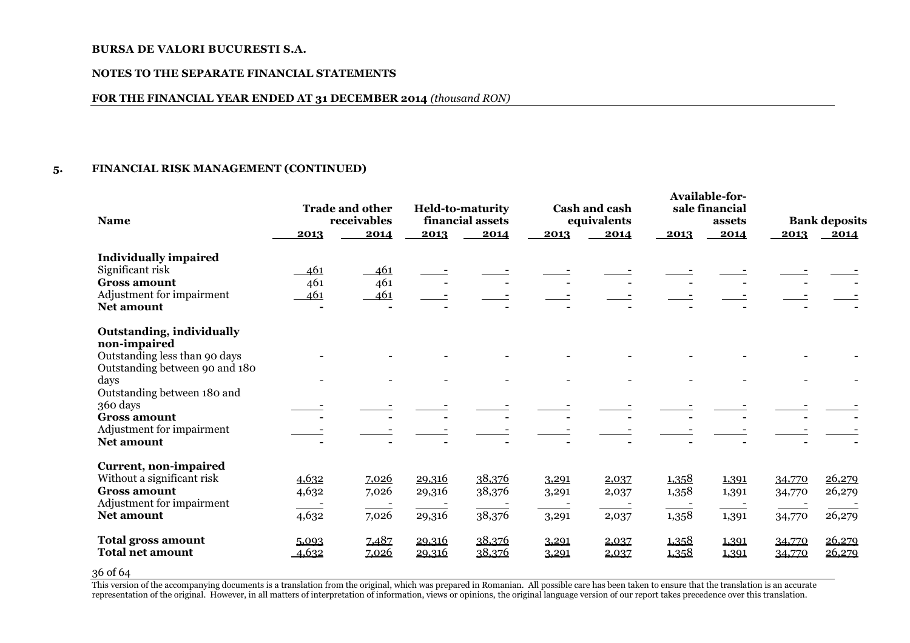## 5. FINANCIAL RISK MANAGEMENT (CONTINUED)

| Name | Trade and other receivables | | Held-to-maturity financial assets | | Cash and cash equivalents | | Available-for-sale financial assets | | Bank deposits | |
|---|---|---|---|---|---|---|---|---|---|---|
| | 2013 | 2014 | 2013 | 2014 | 2013 | 2014 | 2013 | 2014 | 2013 | 2014 |
| **Individually impaired** | | | | | | | | | | |
| Significant risk | 461 | 461 | - | - | - | - | - | - | - | - |
| **Gross amount** | 461 | 461 | - | - | - | - | - | - | - | - |
| Adjustment for impairment | 461 | 461 | - | - | - | - | - | - | - | - |
| **Net amount** | **-** | **-** | - | - | - | - | - | - | - | - |
| **Outstanding, individually non-impaired** | | | | | | | | | | |
| Outstanding less than 90 days | - | - | - | - | - | - | - | - | - | - |
| Outstanding between 90 and 180 days | - | - | - | - | - | - | - | - | - | - |
| Outstanding between 180 and 360 days | - | - | - | - | - | - | - | - | - | - |
| **Gross amount** | **-** | **-** | **-** | **-** | **-** | **-** | **-** | **-** | **-** | **-** |
| Adjustment for impairment | - | - | - | - | - | - | - | - | - | - |
| **Net amount** | **-** | **-** | **-** | **-** | **-** | **-** | **-** | **-** | **-** | **-** |
| **Current, non-impaired** | | | | | | | | | | |
| Without a significant risk | 4,632 | 7,026 | 29,316 | 38,376 | 3,291 | 2,037 | 1,358 | 1,391 | 34,770 | 26,279 |
| **Gross amount** | 4,632 | 7,026 | 29,316 | 38,376 | 3,291 | 2,037 | 1,358 | 1,391 | 34,770 | 26,279 |
| Adjustment for impairment | - | - | - | - | - | - | - | - | - | - |
| **Net amount** | 4,632 | 7,026 | 29,316 | 38,376 | 3,291 | 2,037 | 1,358 | 1,391 | 34,770 | 26,279 |
| **Total gross amount** | 5,093 | 7,487 | 29,316 | 38,376 | 3,291 | 2,037 | 1,358 | 1,391 | 34,770 | 26,279 |
| **Total net amount** | 4,632 | 7,026 | 29,316 | 38,376 | 3,291 | 2,037 | 1,358 | 1,391 | 34,770 | 26,279 |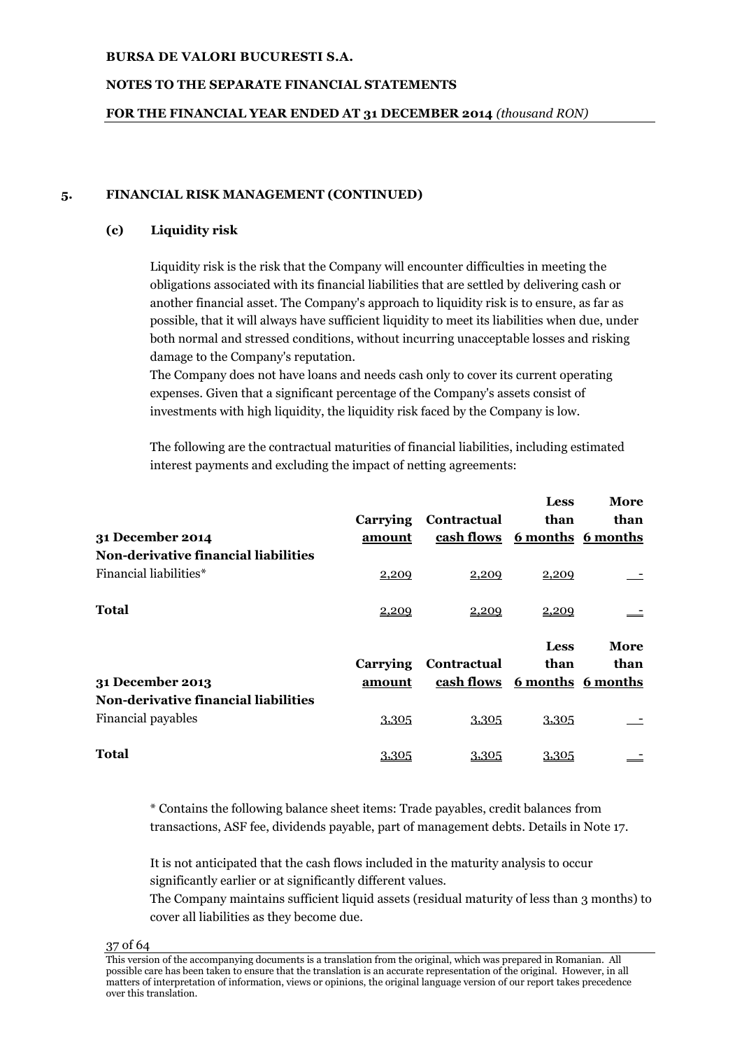## 5. FINANCIAL RISK MANAGEMENT (CONTINUED)

### (c) Liquidity risk

Liquidity risk is the risk that the Company will encounter difficulties in meeting the obligations associated with its financial liabilities that are settled by delivering cash or another financial asset. The Company's approach to liquidity risk is to ensure, as far as possible, that it will always have sufficient liquidity to meet its liabilities when due, under both normal and stressed conditions, without incurring unacceptable losses and risking damage to the Company's reputation.
The Company does not have loans and needs cash only to cover its current operating expenses. Given that a significant percentage of the Company's assets consist of investments with high liquidity, the liquidity risk faced by the Company is low.

The following are the contractual maturities of financial liabilities, including estimated interest payments and excluding the impact of netting agreements:

| 31 December 2014 | Carrying amount | Contractual cash flows | Less than 6 months | More than 6 months |
|---|---|---|---|---|
| **Non-derivative financial liabilities** | | | | |
| Financial liabilities* | 2,209 | 2,209 | 2,209 | - |
| **Total** | 2,209 | 2,209 | 2,209 | - |

| 31 December 2013 | Carrying amount | Contractual cash flows | Less than 6 months | More than 6 months |
|---|---|---|---|---|
| **Non-derivative financial liabilities** | | | | |
| Financial payables | 3,305 | 3,305 | 3,305 | - |
| **Total** | 3,305 | 3,305 | 3,305 | - |

\* Contains the following balance sheet items: Trade payables, credit balances from transactions, ASF fee, dividends payable, part of management debts. Details in Note 17.

It is not anticipated that the cash flows included in the maturity analysis to occur significantly earlier or at significantly different values.
The Company maintains sufficient liquid assets (residual maturity of less than 3 months) to cover all liabilities as they become due.

This version of the accompanying documents is a translation from the original, which was prepared in Romanian. All possible care has been taken to ensure that the translation is an accurate representation of the original. However, in all matters of interpretation of information, views or opinions, the original language version of our report takes precedence over this translation.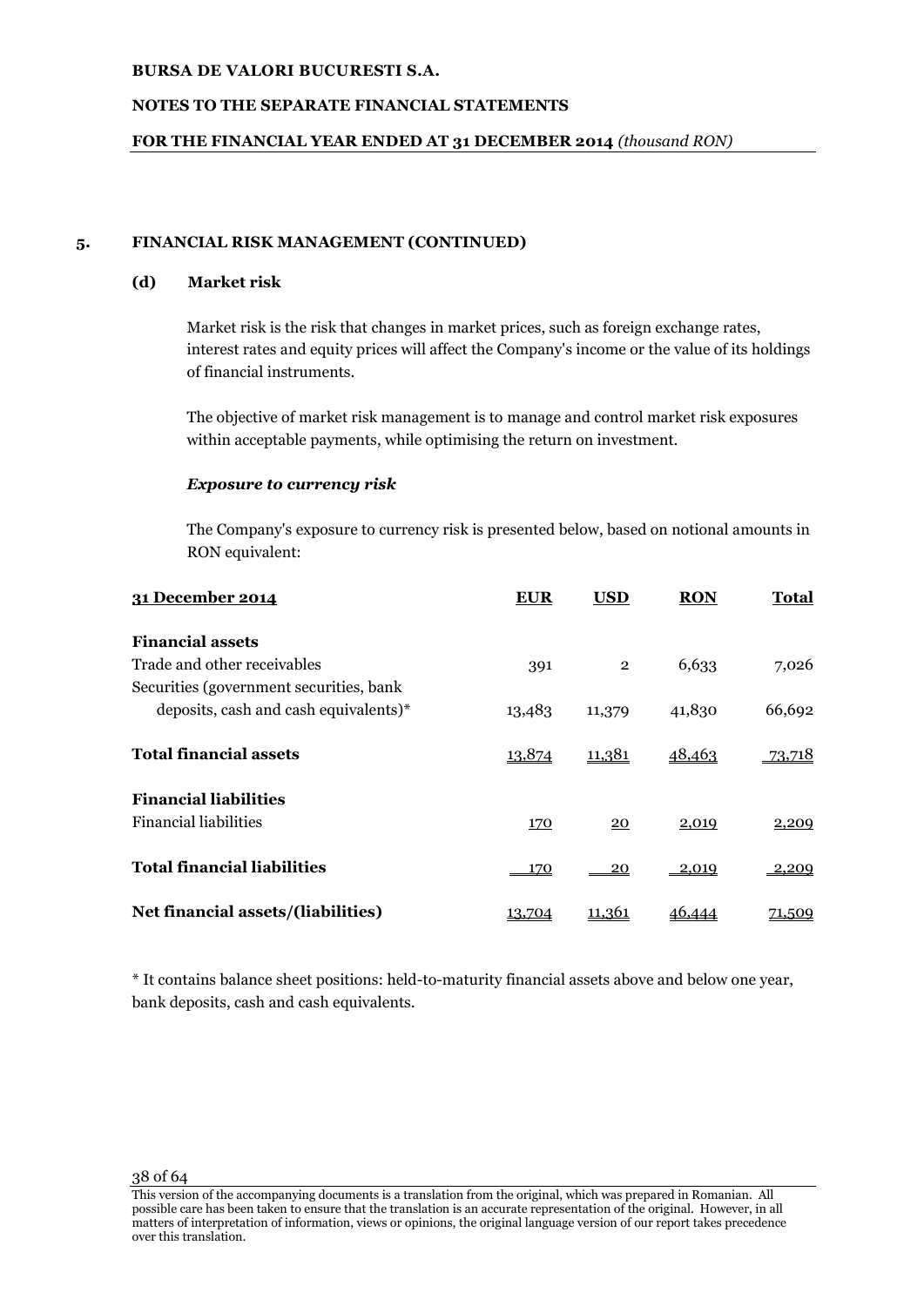## 5. FINANCIAL RISK MANAGEMENT (CONTINUED)

### (d) Market risk

Market risk is the risk that changes in market prices, such as foreign exchange rates, interest rates and equity prices will affect the Company's income or the value of its holdings of financial instruments.

The objective of market risk management is to manage and control market risk exposures within acceptable payments, while optimising the return on investment.

***Exposure to currency risk***

The Company's exposure to currency risk is presented below, based on notional amounts in RON equivalent:

| 31 December 2014 | EUR | USD | RON | Total |
|---|---|---|---|---|
| **Financial assets** | | | | |
| Trade and other receivables | 391 | 2 | 6,633 | 7,026 |
| Securities (government securities, bank deposits, cash and cash equivalents)* | 13,483 | 11,379 | 41,830 | 66,692 |
| **Total financial assets** | 13,874 | 11,381 | 48,463 | 73,718 |
| **Financial liabilities** | | | | |
| Financial liabilities | 170 | 20 | 2,019 | 2,209 |
| **Total financial liabilities** | 170 | 20 | 2,019 | 2,209 |
| **Net financial assets/(liabilities)** | 13,704 | 11,361 | 46,444 | 71,509 |

* It contains balance sheet positions: held-to-maturity financial assets above and below one year, bank deposits, cash and cash equivalents.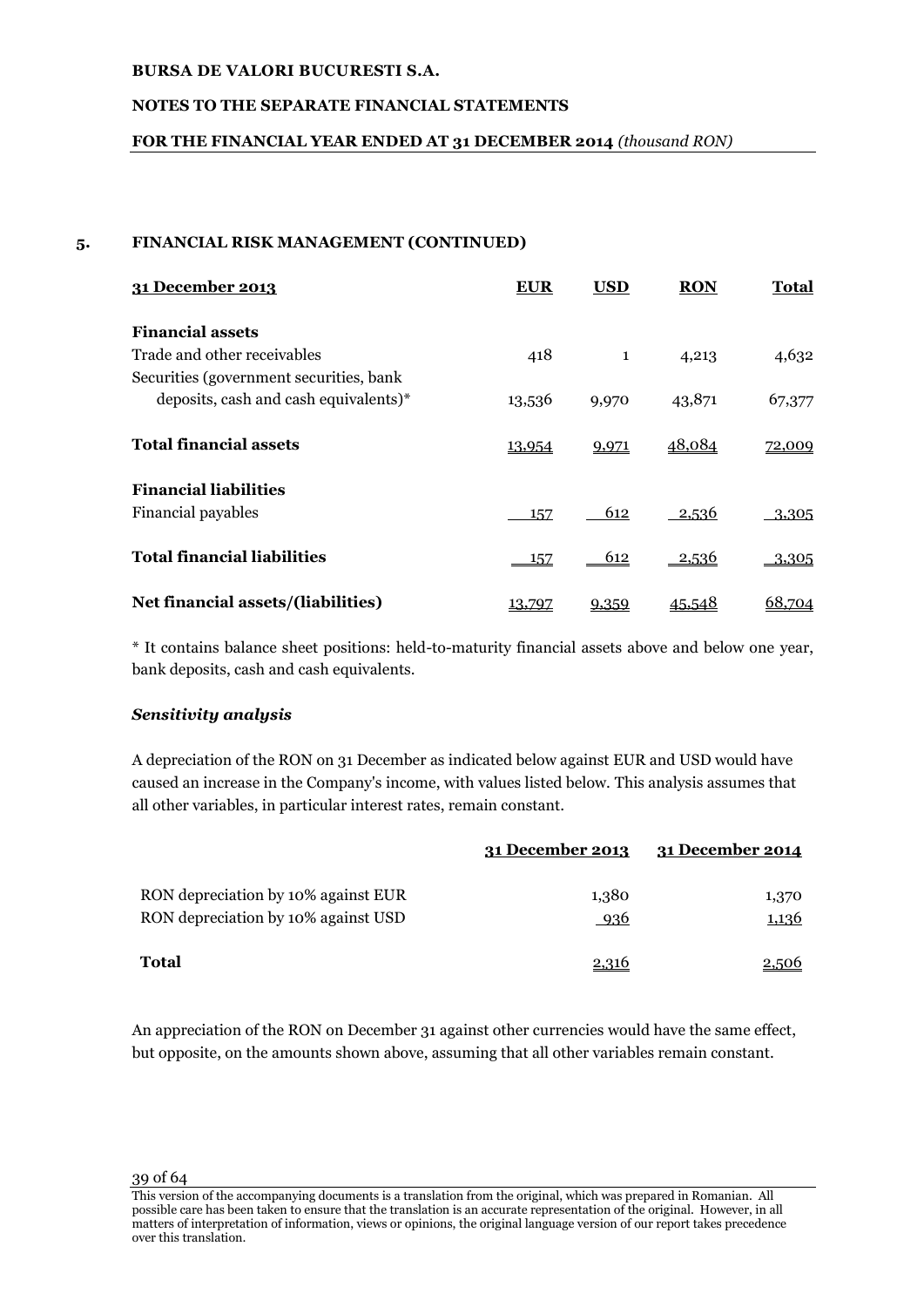## 5. FINANCIAL RISK MANAGEMENT (CONTINUED)

| 31 December 2013 | EUR | USD | RON | Total |
|---|---|---|---|---|
| **Financial assets** | | | | |
| Trade and other receivables | 418 | 1 | 4,213 | 4,632 |
| Securities (government securities, bank deposits, cash and cash equivalents)* | 13,536 | 9,970 | 43,871 | 67,377 |
| **Total financial assets** | 13,954 | 9,971 | 48,084 | 72,009 |
| **Financial liabilities** | | | | |
| Financial payables | 157 | 612 | 2,536 | 3,305 |
| **Total financial liabilities** | 157 | 612 | 2,536 | 3,305 |
| **Net financial assets/(liabilities)** | 13,797 | 9,359 | 45,548 | 68,704 |

* It contains balance sheet positions: held-to-maturity financial assets above and below one year, bank deposits, cash and cash equivalents.

### *Sensitivity analysis*

A depreciation of the RON on 31 December as indicated below against EUR and USD would have caused an increase in the Company's income, with values listed below. This analysis assumes that all other variables, in particular interest rates, remain constant.

| | 31 December 2013 | 31 December 2014 |
|---|---|---|
| RON depreciation by 10% against EUR | 1,380 | 1,370 |
| RON depreciation by 10% against USD | 936 | 1,136 |
| **Total** | 2,316 | 2,506 |

An appreciation of the RON on December 31 against other currencies would have the same effect, but opposite, on the amounts shown above, assuming that all other variables remain constant.

This version of the accompanying documents is a translation from the original, which was prepared in Romanian. All possible care has been taken to ensure that the translation is an accurate representation of the original. However, in all matters of interpretation of information, views or opinions, the original language version of our report takes precedence over this translation.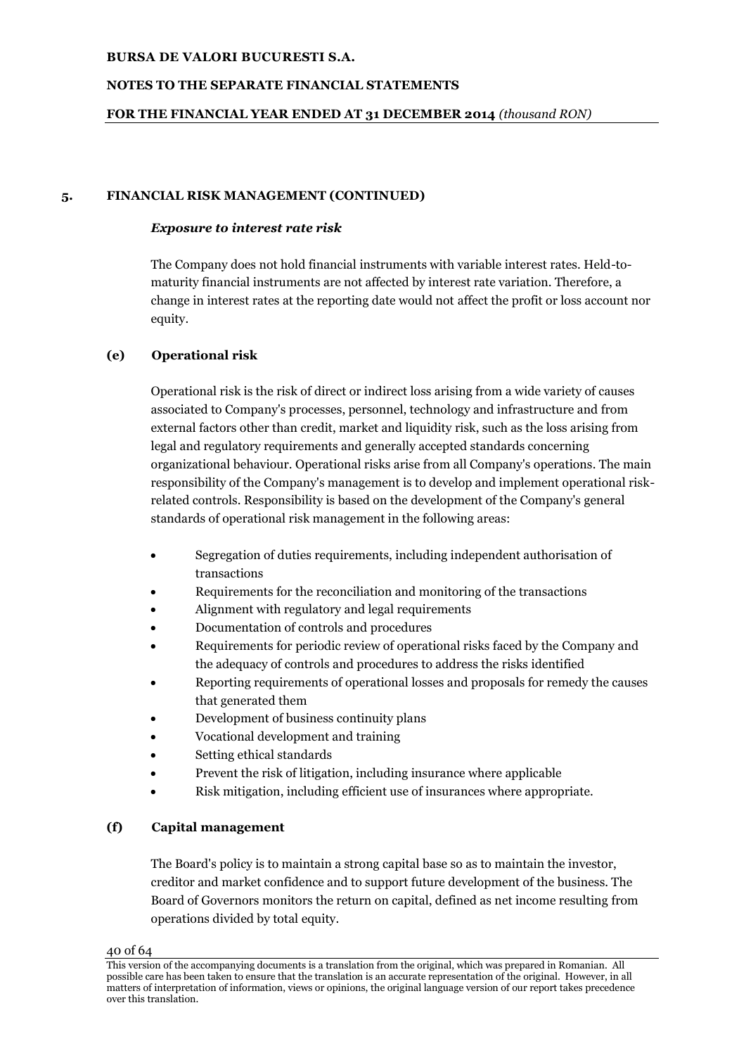## 5. FINANCIAL RISK MANAGEMENT (CONTINUED)

***Exposure to interest rate risk***

The Company does not hold financial instruments with variable interest rates. Held-to-maturity financial instruments are not affected by interest rate variation. Therefore, a change in interest rates at the reporting date would not affect the profit or loss account nor equity.

### (e) Operational risk

Operational risk is the risk of direct or indirect loss arising from a wide variety of causes associated to Company's processes, personnel, technology and infrastructure and from external factors other than credit, market and liquidity risk, such as the loss arising from legal and regulatory requirements and generally accepted standards concerning organizational behaviour. Operational risks arise from all Company's operations. The main responsibility of the Company's management is to develop and implement operational risk-related controls. Responsibility is based on the development of the Company's general standards of operational risk management in the following areas:

- Segregation of duties requirements, including independent authorisation of transactions
- Requirements for the reconciliation and monitoring of the transactions
- Alignment with regulatory and legal requirements
- Documentation of controls and procedures
- Requirements for periodic review of operational risks faced by the Company and the adequacy of controls and procedures to address the risks identified
- Reporting requirements of operational losses and proposals for remedy the causes that generated them
- Development of business continuity plans
- Vocational development and training
- Setting ethical standards
- Prevent the risk of litigation, including insurance where applicable
- Risk mitigation, including efficient use of insurances where appropriate.

### (f) Capital management

The Board's policy is to maintain a strong capital base so as to maintain the investor, creditor and market confidence and to support future development of the business. The Board of Governors monitors the return on capital, defined as net income resulting from operations divided by total equity.

This version of the accompanying documents is a translation from the original, which was prepared in Romanian. All possible care has been taken to ensure that the translation is an accurate representation of the original. However, in all matters of interpretation of information, views or opinions, the original language version of our report takes precedence over this translation.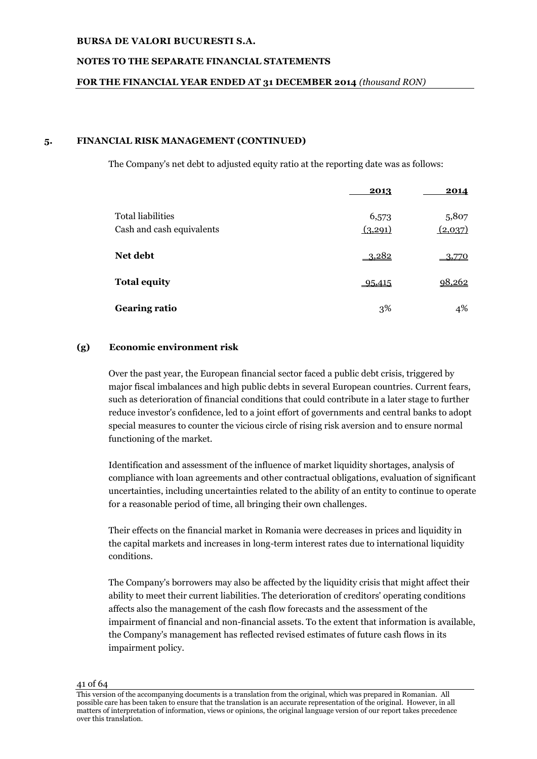## 5. FINANCIAL RISK MANAGEMENT (CONTINUED)

The Company's net debt to adjusted equity ratio at the reporting date was as follows:

| | 2013 | 2014 |
|---|---|---|
| Total liabilities | 6,573 | 5,807 |
| Cash and cash equivalents | (3,291) | (2,037) |
| **Net debt** | 3,282 | 3,770 |
| **Total equity** | 95,415 | 98,262 |
| **Gearing ratio** | 3% | 4% |

### (g) Economic environment risk

Over the past year, the European financial sector faced a public debt crisis, triggered by major fiscal imbalances and high public debts in several European countries. Current fears, such as deterioration of financial conditions that could contribute in a later stage to further reduce investor's confidence, led to a joint effort of governments and central banks to adopt special measures to counter the vicious circle of rising risk aversion and to ensure normal functioning of the market.

Identification and assessment of the influence of market liquidity shortages, analysis of compliance with loan agreements and other contractual obligations, evaluation of significant uncertainties, including uncertainties related to the ability of an entity to continue to operate for a reasonable period of time, all bringing their own challenges.

Their effects on the financial market in Romania were decreases in prices and liquidity in the capital markets and increases in long-term interest rates due to international liquidity conditions.

The Company's borrowers may also be affected by the liquidity crisis that might affect their ability to meet their current liabilities. The deterioration of creditors' operating conditions affects also the management of the cash flow forecasts and the assessment of the impairment of financial and non-financial assets. To the extent that information is available, the Company's management has reflected revised estimates of future cash flows in its impairment policy.

This version of the accompanying documents is a translation from the original, which was prepared in Romanian. All possible care has been taken to ensure that the translation is an accurate representation of the original. However, in all matters of interpretation of information, views or opinions, the original language version of our report takes precedence over this translation.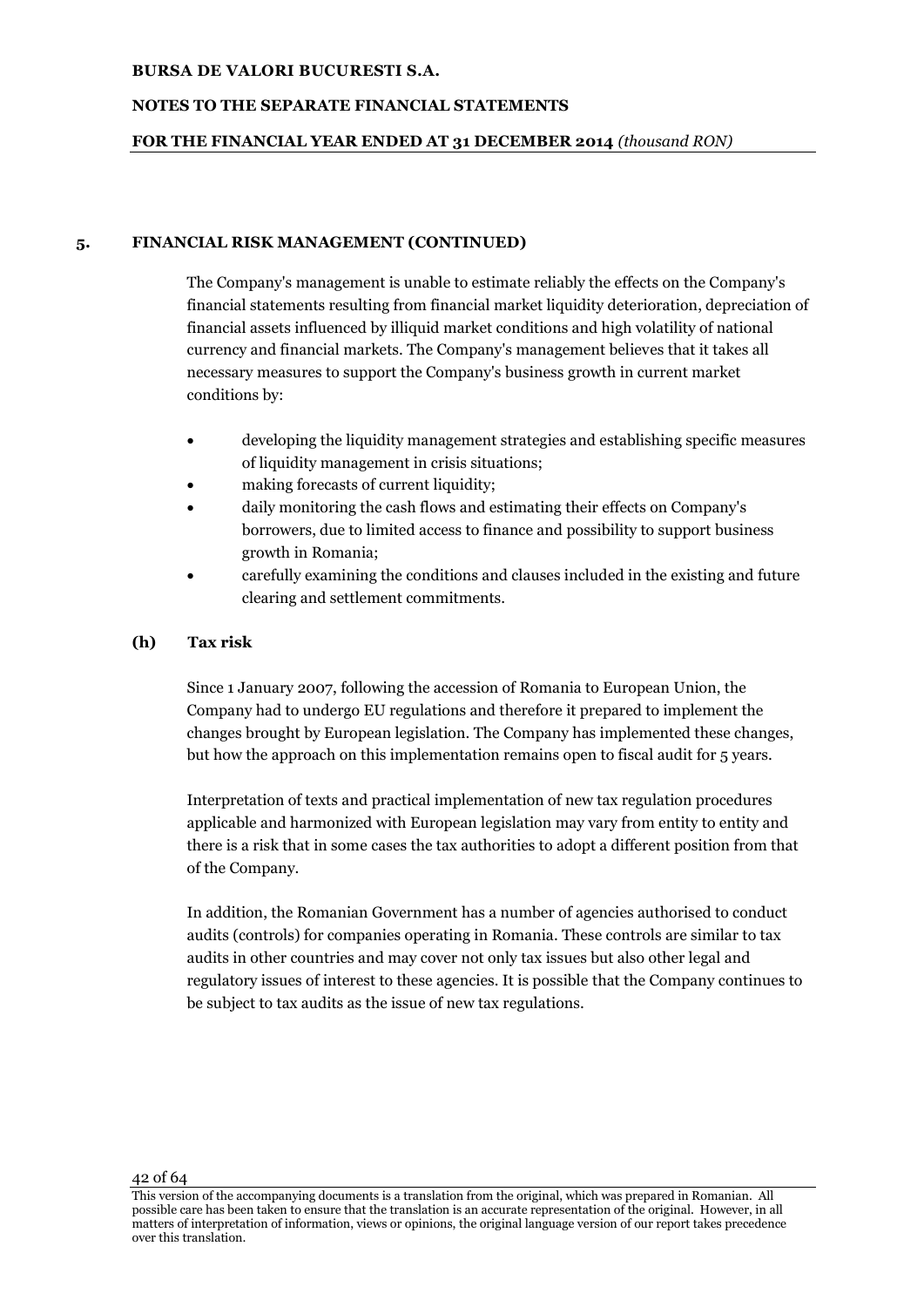## 5. FINANCIAL RISK MANAGEMENT (CONTINUED)

The Company's management is unable to estimate reliably the effects on the Company's financial statements resulting from financial market liquidity deterioration, depreciation of financial assets influenced by illiquid market conditions and high volatility of national currency and financial markets. The Company's management believes that it takes all necessary measures to support the Company's business growth in current market conditions by:

- developing the liquidity management strategies and establishing specific measures of liquidity management in crisis situations;
- making forecasts of current liquidity;
- daily monitoring the cash flows and estimating their effects on Company's borrowers, due to limited access to finance and possibility to support business growth in Romania;
- carefully examining the conditions and clauses included in the existing and future clearing and settlement commitments.

### (h) Tax risk

Since 1 January 2007, following the accession of Romania to European Union, the Company had to undergo EU regulations and therefore it prepared to implement the changes brought by European legislation. The Company has implemented these changes, but how the approach on this implementation remains open to fiscal audit for 5 years.

Interpretation of texts and practical implementation of new tax regulation procedures applicable and harmonized with European legislation may vary from entity to entity and there is a risk that in some cases the tax authorities to adopt a different position from that of the Company.

In addition, the Romanian Government has a number of agencies authorised to conduct audits (controls) for companies operating in Romania. These controls are similar to tax audits in other countries and may cover not only tax issues but also other legal and regulatory issues of interest to these agencies. It is possible that the Company continues to be subject to tax audits as the issue of new tax regulations.

This version of the accompanying documents is a translation from the original, which was prepared in Romanian. All possible care has been taken to ensure that the translation is an accurate representation of the original. However, in all matters of interpretation of information, views or opinions, the original language version of our report takes precedence over this translation.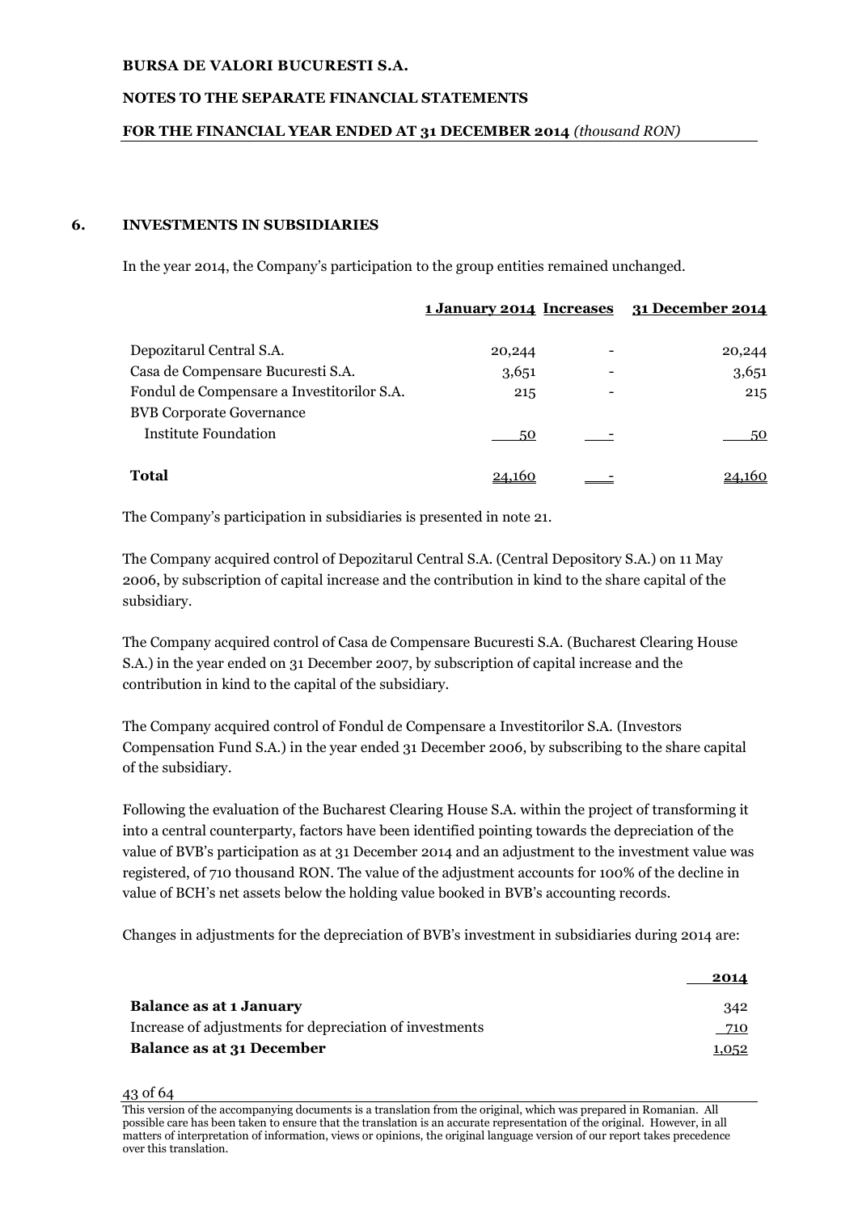## 6. INVESTMENTS IN SUBSIDIARIES

In the year 2014, the Company's participation to the group entities remained unchanged.

| | 1 January 2014 | Increases | 31 December 2014 |
|---|---|---|---|
| Depozitarul Central S.A. | 20,244 | - | 20,244 |
| Casa de Compensare Bucuresti S.A. | 3,651 | - | 3,651 |
| Fondul de Compensare a Investitorilor S.A. | 215 | - | 215 |
| BVB Corporate Governance Institute Foundation | 50 | - | 50 |
| **Total** | 24,160 | - | 24,160 |

The Company's participation in subsidiaries is presented in note 21.

The Company acquired control of Depozitarul Central S.A. (Central Depository S.A.) on 11 May 2006, by subscription of capital increase and the contribution in kind to the share capital of the subsidiary.

The Company acquired control of Casa de Compensare Bucuresti S.A. (Bucharest Clearing House S.A.) in the year ended on 31 December 2007, by subscription of capital increase and the contribution in kind to the capital of the subsidiary.

The Company acquired control of Fondul de Compensare a Investitorilor S.A. (Investors Compensation Fund S.A.) in the year ended 31 December 2006, by subscribing to the share capital of the subsidiary.

Following the evaluation of the Bucharest Clearing House S.A. within the project of transforming it into a central counterparty, factors have been identified pointing towards the depreciation of the value of BVB's participation as at 31 December 2014 and an adjustment to the investment value was registered, of 710 thousand RON. The value of the adjustment accounts for 100% of the decline in value of BCH's net assets below the holding value booked in BVB's accounting records.

Changes in adjustments for the depreciation of BVB's investment in subsidiaries during 2014 are:

| | 2014 |
|---|---|
| **Balance as at 1 January** | 342 |
| Increase of adjustments for depreciation of investments | 710 |
| **Balance as at 31 December** | 1,052 |

This version of the accompanying documents is a translation from the original, which was prepared in Romanian. All possible care has been taken to ensure that the translation is an accurate representation of the original. However, in all matters of interpretation of information, views or opinions, the original language version of our report takes precedence over this translation.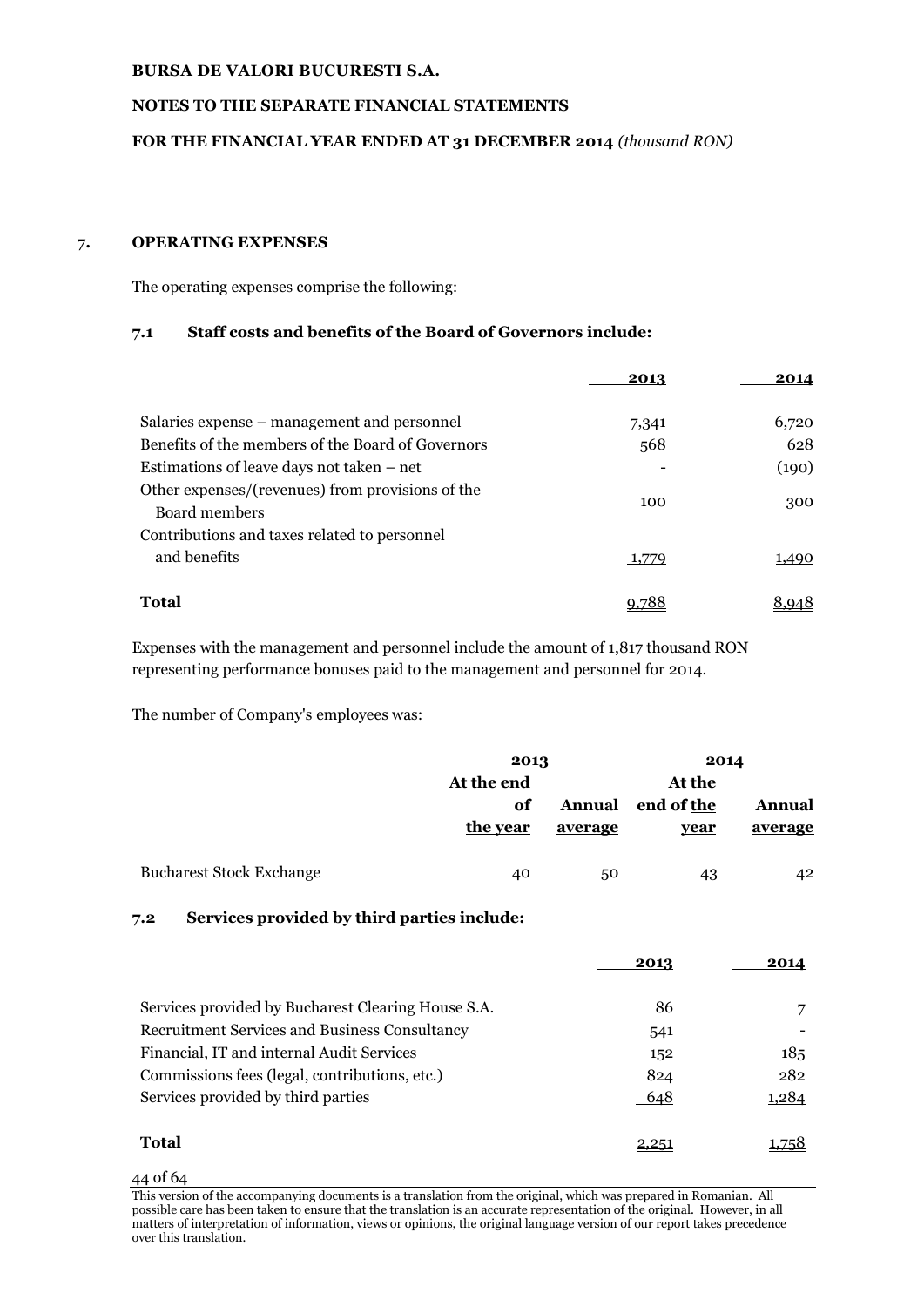## 7. OPERATING EXPENSES

The operating expenses comprise the following:

### 7.1 Staff costs and benefits of the Board of Governors include:

| | 2013 | 2014 |
|---|---|---|
| Salaries expense – management and personnel | 7,341 | 6,720 |
| Benefits of the members of the Board of Governors | 568 | 628 |
| Estimations of leave days not taken – net | - | (190) |
| Other expenses/(revenues) from provisions of the Board members | 100 | 300 |
| Contributions and taxes related to personnel and benefits | 1,779 | 1,490 |
| **Total** | 9,788 | 8,948 |

Expenses with the management and personnel include the amount of 1,817 thousand RON representing performance bonuses paid to the management and personnel for 2014.

The number of Company's employees was:

| | 2013 | | 2014 | |
|---|---|---|---|---|
| | At the end of the year | Annual average | At the end of the year | Annual average |
| Bucharest Stock Exchange | 40 | 50 | 43 | 42 |

### 7.2 Services provided by third parties include:

| | 2013 | 2014 |
|---|---|---|
| Services provided by Bucharest Clearing House S.A. | 86 | 7 |
| Recruitment Services and Business Consultancy | 541 | - |
| Financial, IT and internal Audit Services | 152 | 185 |
| Commissions fees (legal, contributions, etc.) | 824 | 282 |
| Services provided by third parties | 648 | 1,284 |
| **Total** | 2,251 | 1,758 |

This version of the accompanying documents is a translation from the original, which was prepared in Romanian. All possible care has been taken to ensure that the translation is an accurate representation of the original. However, in all matters of interpretation of information, views or opinions, the original language version of our report takes precedence over this translation.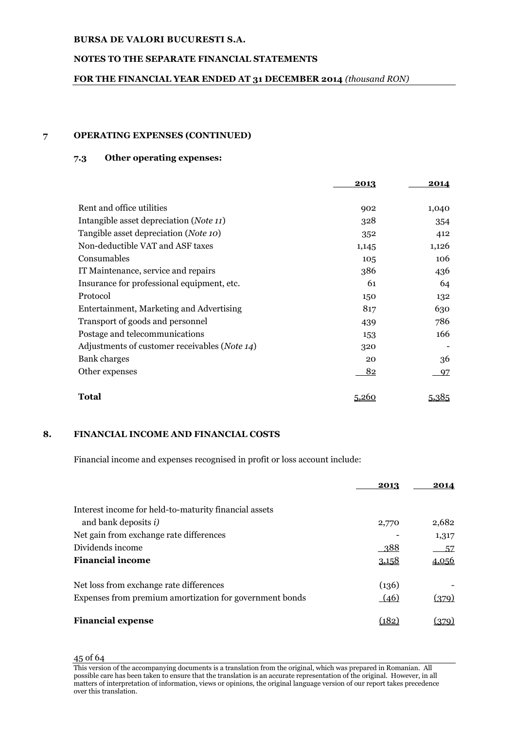## 7 OPERATING EXPENSES (CONTINUED)

### 7.3 Other operating expenses:

| | 2013 | 2014 |
|---|---|---|
| Rent and office utilities | 902 | 1,040 |
| Intangible asset depreciation (*Note 11*) | 328 | 354 |
| Tangible asset depreciation (*Note 10*) | 352 | 412 |
| Non-deductible VAT and ASF taxes | 1,145 | 1,126 |
| Consumables | 105 | 106 |
| IT Maintenance, service and repairs | 386 | 436 |
| Insurance for professional equipment, etc. | 61 | 64 |
| Protocol | 150 | 132 |
| Entertainment, Marketing and Advertising | 817 | 630 |
| Transport of goods and personnel | 439 | 786 |
| Postage and telecommunications | 153 | 166 |
| Adjustments of customer receivables (*Note 14*) | 320 | - |
| Bank charges | 20 | 36 |
| Other expenses | 82 | 97 |
| **Total** | 5,260 | 5,385 |

## 8. FINANCIAL INCOME AND FINANCIAL COSTS

Financial income and expenses recognised in profit or loss account include:

| | 2013 | 2014 |
|---|---|---|
| Interest income for held-to-maturity financial assets and bank deposits *i)* | 2,770 | 2,682 |
| Net gain from exchange rate differences | - | 1,317 |
| Dividends income | 388 | 57 |
| **Financial income** | 3,158 | 4,056 |
| | | |
| Net loss from exchange rate differences | (136) | - |
| Expenses from premium amortization for government bonds | (46) | (379) |
| **Financial expense** | (182) | (379) |

This version of the accompanying documents is a translation from the original, which was prepared in Romanian. All possible care has been taken to ensure that the translation is an accurate representation of the original. However, in all matters of interpretation of information, views or opinions, the original language version of our report takes precedence over this translation.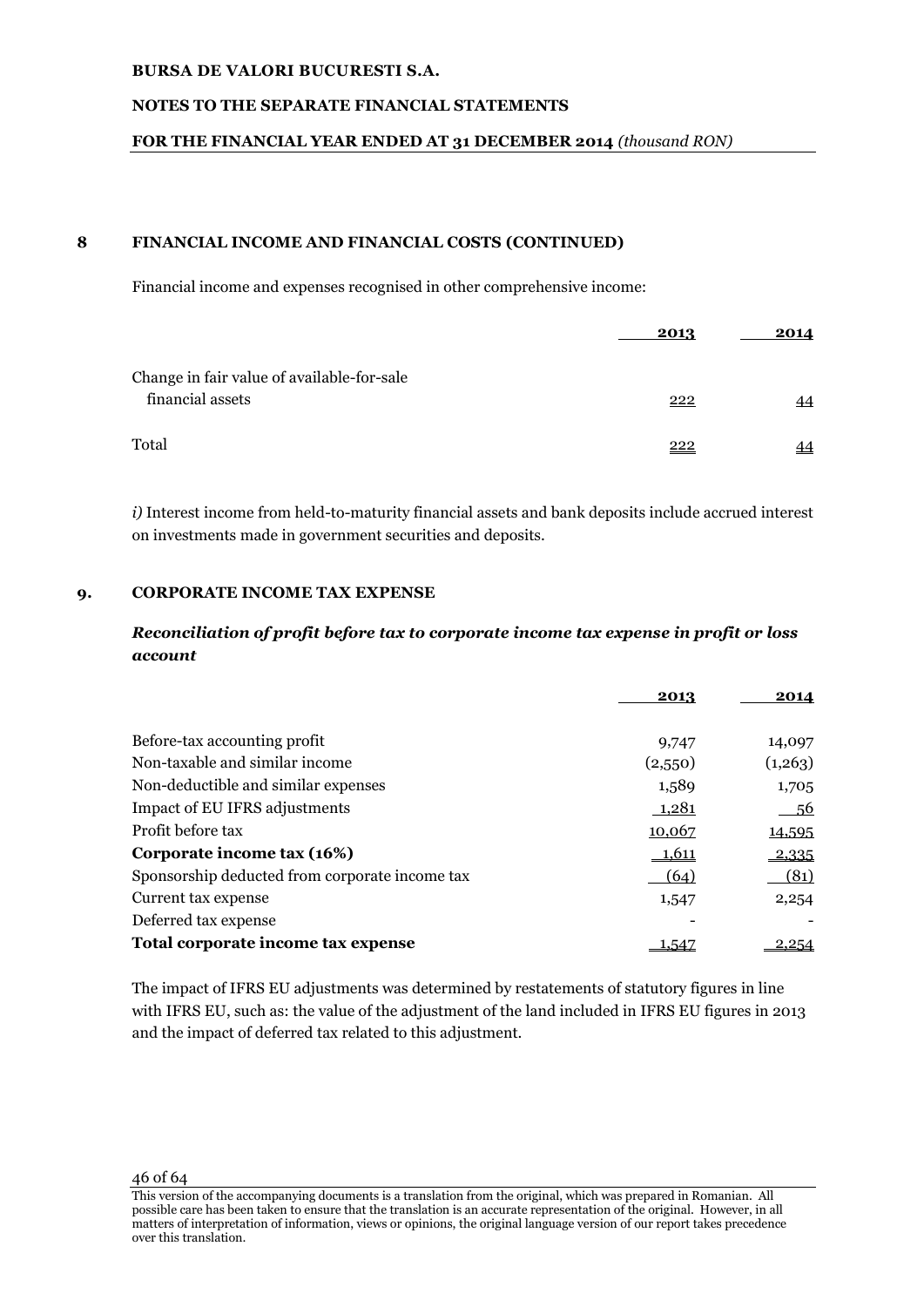## 8 FINANCIAL INCOME AND FINANCIAL COSTS (CONTINUED)

Financial income and expenses recognised in other comprehensive income:

| | 2013 | 2014 |
|---|---|---|
| Change in fair value of available-for-sale financial assets | 222 | 44 |
| Total | 222 | 44 |

*i)* Interest income from held-to-maturity financial assets and bank deposits include accrued interest on investments made in government securities and deposits.

## 9. CORPORATE INCOME TAX EXPENSE

### *Reconciliation of profit before tax to corporate income tax expense in profit or loss account*

| | 2013 | 2014 |
|---|---|---|
| Before-tax accounting profit | 9,747 | 14,097 |
| Non-taxable and similar income | (2,550) | (1,263) |
| Non-deductible and similar expenses | 1,589 | 1,705 |
| Impact of EU IFRS adjustments | 1,281 | 56 |
| Profit before tax | 10,067 | 14,595 |
| **Corporate income tax (16%)** | 1,611 | 2,335 |
| Sponsorship deducted from corporate income tax | (64) | (81) |
| Current tax expense | 1,547 | 2,254 |
| Deferred tax expense | - | - |
| **Total corporate income tax expense** | 1,547 | 2,254 |

The impact of IFRS EU adjustments was determined by restatements of statutory figures in line with IFRS EU, such as: the value of the adjustment of the land included in IFRS EU figures in 2013 and the impact of deferred tax related to this adjustment.

This version of the accompanying documents is a translation from the original, which was prepared in Romanian. All possible care has been taken to ensure that the translation is an accurate representation of the original. However, in all matters of interpretation of information, views or opinions, the original language version of our report takes precedence over this translation.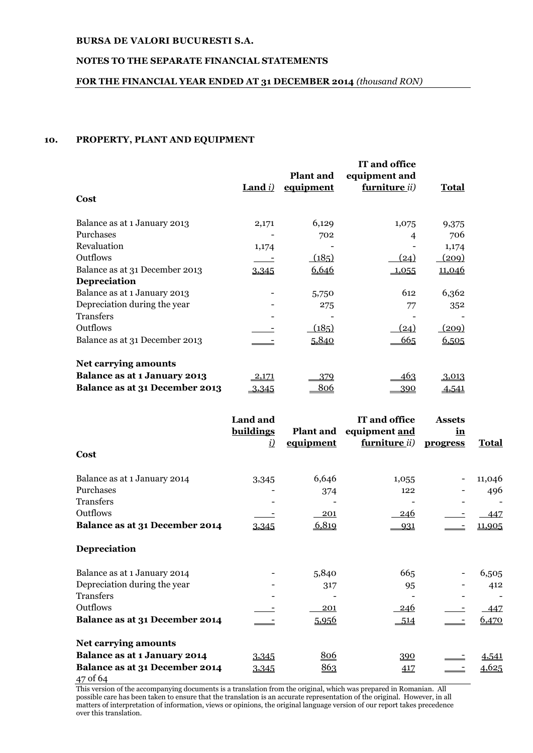## 10. PROPERTY, PLANT AND EQUIPMENT

| Cost | Land *i)* | Plant and equipment | IT and office equipment and furniture *ii)* | Total |
|---|---|---|---|---|
| Balance as at 1 January 2013 | 2,171 | 6,129 | 1,075 | 9,375 |
| Purchases | - | 702 | 4 | 706 |
| Revaluation | 1,174 | - | - | 1,174 |
| Outflows | - | (185) | (24) | (209) |
| Balance as at 31 December 2013 | 3,345 | 6,646 | 1,055 | 11,046 |
| **Depreciation** | | | | |
| Balance as at 1 January 2013 | - | 5,750 | 612 | 6,362 |
| Depreciation during the year | - | 275 | 77 | 352 |
| Transfers | - | - | - | - |
| Outflows | - | (185) | (24) | (209) |
| Balance as at 31 December 2013 | - | 5,840 | 665 | 6,505 |
| **Net carrying amounts** | | | | |
| **Balance as at 1 January 2013** | 2,171 | 379 | 463 | 3,013 |
| **Balance as at 31 December 2013** | 3,345 | 806 | 390 | 4,541 |

| Cost | Land and buildings *i)* | Plant and equipment | IT and office equipment and furniture *ii)* | Assets in progress | Total |
|---|---|---|---|---|---|
| Balance as at 1 January 2014 | 3,345 | 6,646 | 1,055 | - | 11,046 |
| Purchases | - | 374 | 122 | - | 496 |
| Transfers | - | - | - | - | - |
| Outflows | - | 201 | 246 | - | 447 |
| **Balance as at 31 December 2014** | 3,345 | 6,819 | 931 | - | 11,905 |
| **Depreciation** | | | | | |
| Balance as at 1 January 2014 | - | 5,840 | 665 | - | 6,505 |
| Depreciation during the year | - | 317 | 95 | - | 412 |
| Transfers | - | - | - | - | - |
| Outflows | - | 201 | 246 | - | 447 |
| **Balance as at 31 December 2014** | - | 5,956 | 514 | - | 6,470 |
| **Net carrying amounts** | | | | | |
| **Balance as at 1 January 2014** | 3,345 | 806 | 390 | - | 4,541 |
| **Balance as at 31 December 2014** | 3,345 | 863 | 417 | - | 4,625 |

This version of the accompanying documents is a translation from the original, which was prepared in Romanian. All possible care has been taken to ensure that the translation is an accurate representation of the original. However, in all matters of interpretation of information, views or opinions, the original language version of our report takes precedence over this translation.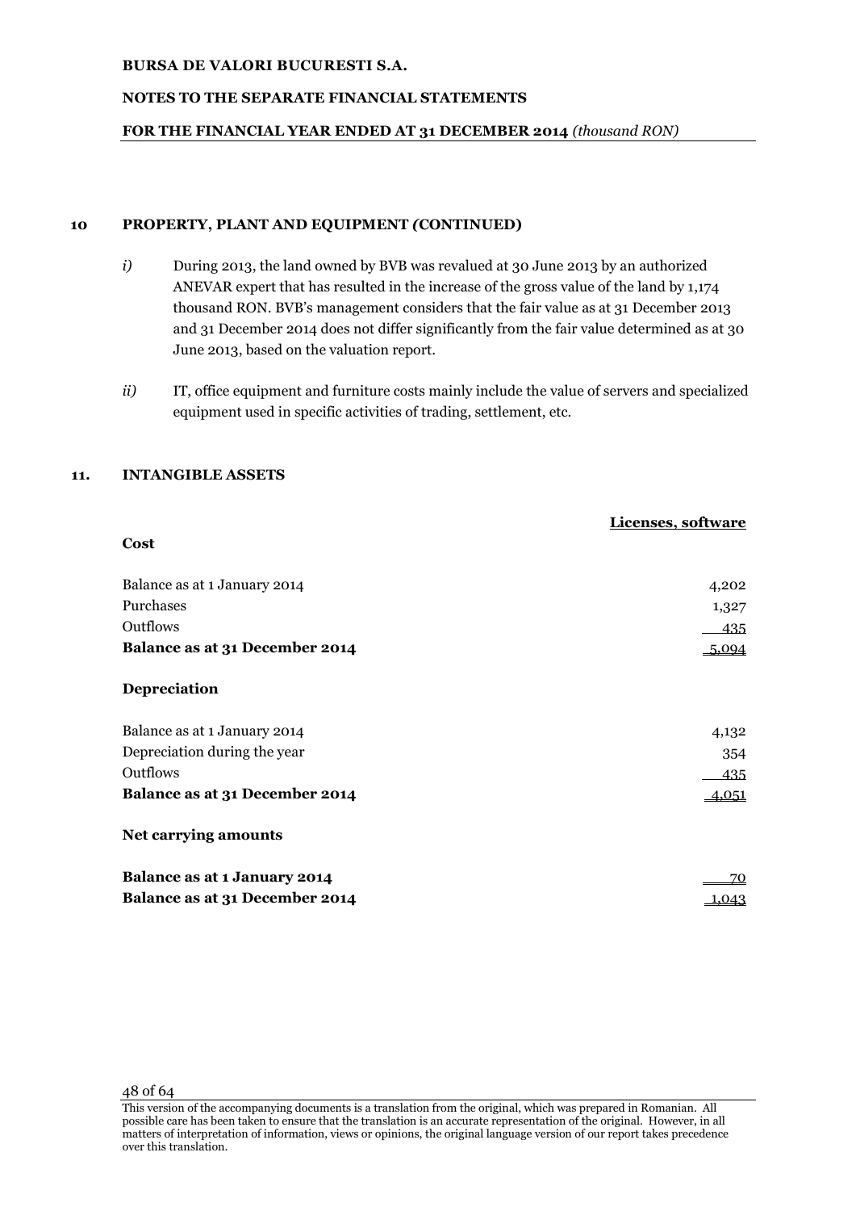## 10 PROPERTY, PLANT AND EQUIPMENT *(*CONTINUED)

*i)* During 2013, the land owned by BVB was revalued at 30 June 2013 by an authorized ANEVAR expert that has resulted in the increase of the gross value of the land by 1,174 thousand RON. BVB's management considers that the fair value as at 31 December 2013 and 31 December 2014 does not differ significantly from the fair value determined as at 30 June 2013, based on the valuation report.

*ii)* IT, office equipment and furniture costs mainly include the value of servers and specialized equipment used in specific activities of trading, settlement, etc.

## 11. INTANGIBLE ASSETS

| | Licenses, software |
|---|---|
| **Cost** | |
| Balance as at 1 January 2014 | 4,202 |
| Purchases | 1,327 |
| Outflows | 435 |
| **Balance as at 31 December 2014** | 5,094 |
| **Depreciation** | |
| Balance as at 1 January 2014 | 4,132 |
| Depreciation during the year | 354 |
| Outflows | 435 |
| **Balance as at 31 December 2014** | 4,051 |
| **Net carrying amounts** | |
| **Balance as at 1 January 2014** | 70 |
| **Balance as at 31 December 2014** | 1,043 |

This version of the accompanying documents is a translation from the original, which was prepared in Romanian. All possible care has been taken to ensure that the translation is an accurate representation of the original. However, in all matters of interpretation of information, views or opinions, the original language version of our report takes precedence over this translation.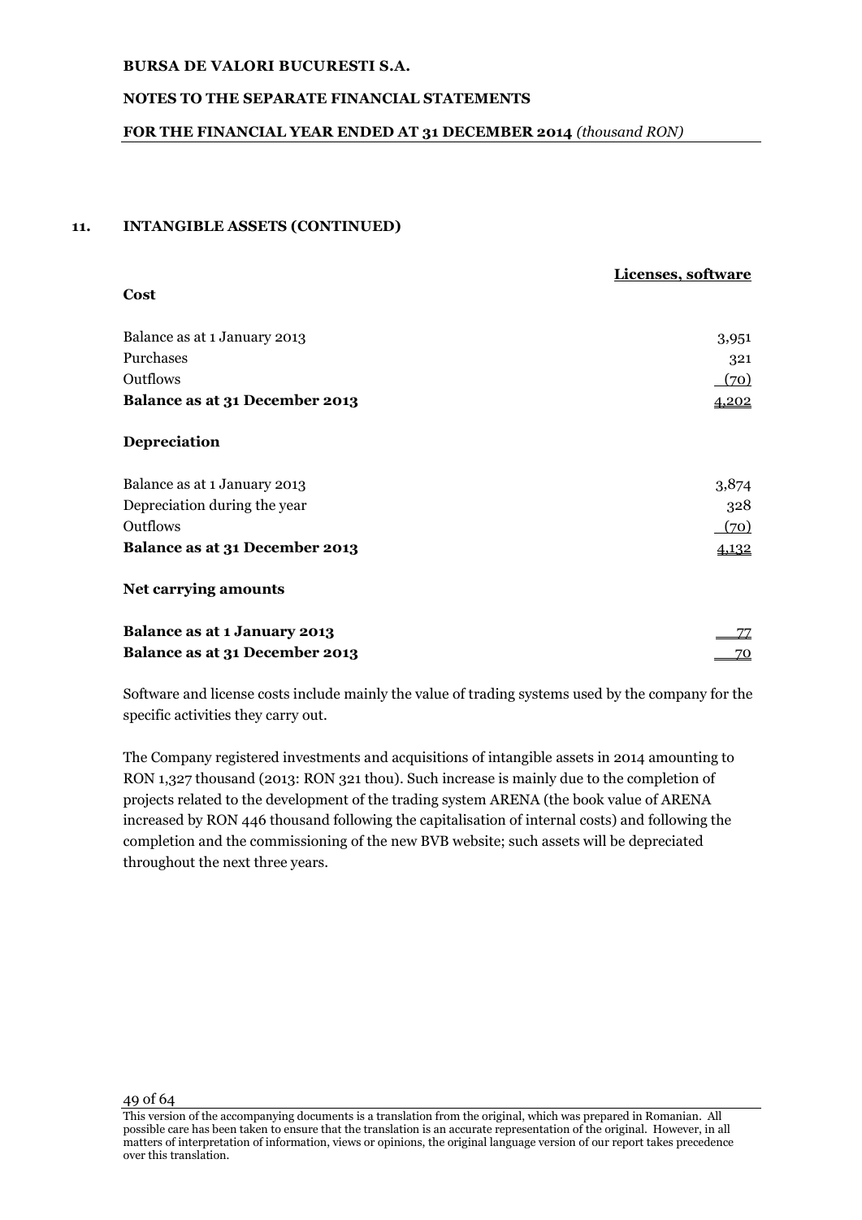## 11. INTANGIBLE ASSETS (CONTINUED)

| | Licenses, software |
|---|---|
| **Cost** | |
| Balance as at 1 January 2013 | 3,951 |
| Purchases | 321 |
| Outflows | (70) |
| **Balance as at 31 December 2013** | 4,202 |
| **Depreciation** | |
| Balance as at 1 January 2013 | 3,874 |
| Depreciation during the year | 328 |
| Outflows | (70) |
| **Balance as at 31 December 2013** | 4,132 |
| **Net carrying amounts** | |
| **Balance as at 1 January 2013** | 77 |
| **Balance as at 31 December 2013** | 70 |

Software and license costs include mainly the value of trading systems used by the company for the specific activities they carry out.

The Company registered investments and acquisitions of intangible assets in 2014 amounting to RON 1,327 thousand (2013: RON 321 thou). Such increase is mainly due to the completion of projects related to the development of the trading system ARENA (the book value of ARENA increased by RON 446 thousand following the capitalisation of internal costs) and following the completion and the commissioning of the new BVB website; such assets will be depreciated throughout the next three years.

This version of the accompanying documents is a translation from the original, which was prepared in Romanian. All possible care has been taken to ensure that the translation is an accurate representation of the original. However, in all matters of interpretation of information, views or opinions, the original language version of our report takes precedence over this translation.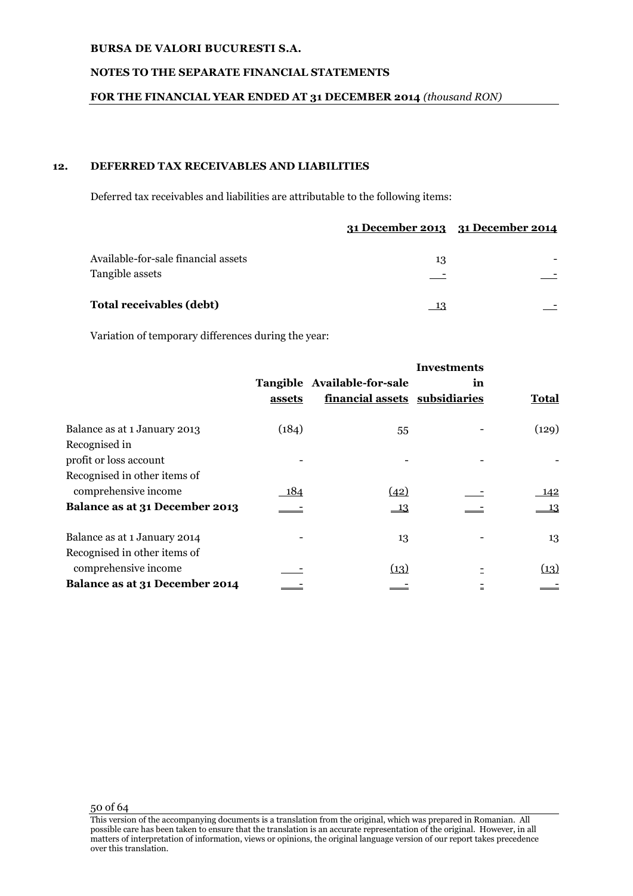## 12. DEFERRED TAX RECEIVABLES AND LIABILITIES

Deferred tax receivables and liabilities are attributable to the following items:

| | 31 December 2013 | 31 December 2014 |
|---|---|---|
| Available-for-sale financial assets | 13 | - |
| Tangible assets | - | - |
| **Total receivables (debt)** | 13 | - |

Variation of temporary differences during the year:

| | Tangible assets | Available-for-sale financial assets | Investments in subsidiaries | Total |
|---|---|---|---|---|
| Balance as at 1 January 2013 | (184) | 55 | - | (129) |
| Recognised in profit or loss account | - | - | - | - |
| Recognised in other items of comprehensive income | 184 | (42) | - | 142 |
| **Balance as at 31 December 2013** | - | 13 | - | 13 |
| Balance as at 1 January 2014 | - | 13 | - | 13 |
| Recognised in other items of comprehensive income | - | (13) | - | (13) |
| **Balance as at 31 December 2014** | - | - | - | - |

This version of the accompanying documents is a translation from the original, which was prepared in Romanian. All possible care has been taken to ensure that the translation is an accurate representation of the original. However, in all matters of interpretation of information, views or opinions, the original language version of our report takes precedence over this translation.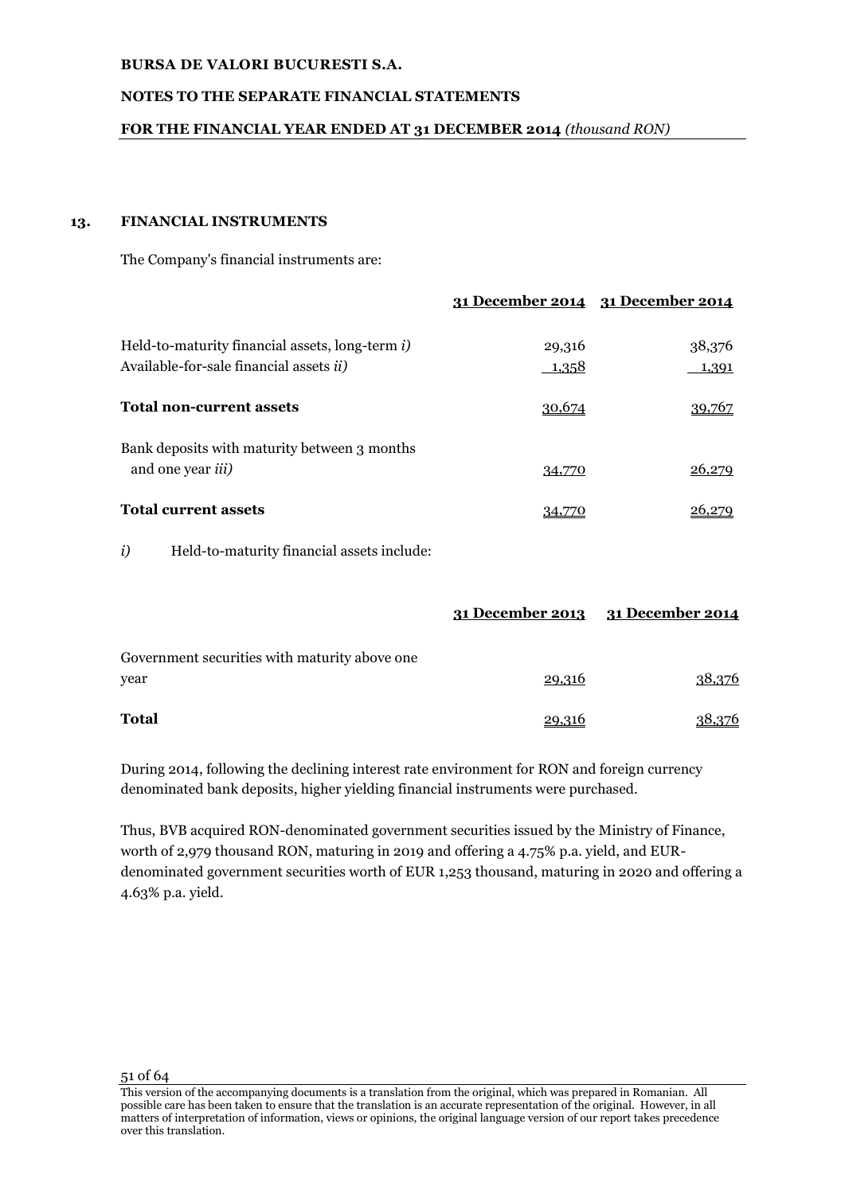## 13. FINANCIAL INSTRUMENTS

The Company's financial instruments are:

| | 31 December 2014 | 31 December 2014 |
|---|---|---|
| Held-to-maturity financial assets, long-term *i)* | 29,316 | 38,376 |
| Available-for-sale financial assets *ii)* | 1,358 | 1,391 |
| **Total non-current assets** | 30,674 | 39,767 |
| Bank deposits with maturity between 3 months and one year *iii)* | 34,770 | 26,279 |
| **Total current assets** | 34,770 | 26,279 |

*i)* Held-to-maturity financial assets include:

| | 31 December 2013 | 31 December 2014 |
|---|---|---|
| Government securities with maturity above one year | 29,316 | 38,376 |
| **Total** | 29,316 | 38,376 |

During 2014, following the declining interest rate environment for RON and foreign currency denominated bank deposits, higher yielding financial instruments were purchased.

Thus, BVB acquired RON-denominated government securities issued by the Ministry of Finance, worth of 2,979 thousand RON, maturing in 2019 and offering a 4.75% p.a. yield, and EUR-denominated government securities worth of EUR 1,253 thousand, maturing in 2020 and offering a 4.63% p.a. yield.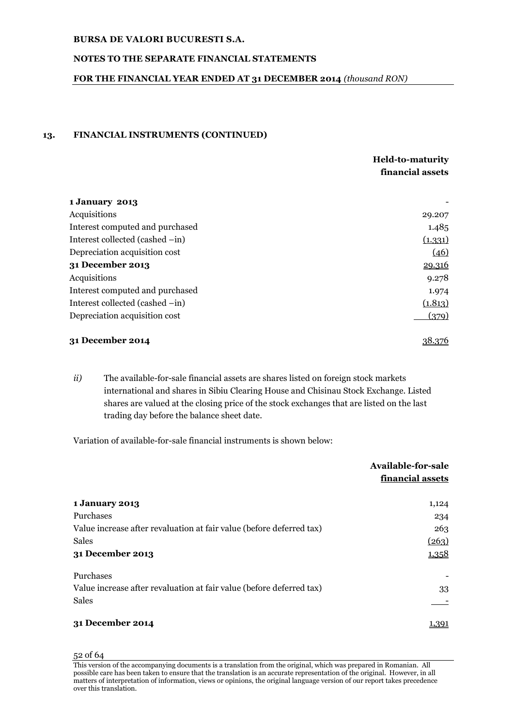## 13. FINANCIAL INSTRUMENTS (CONTINUED)

| | Held-to-maturity financial assets |
|---|---|
| **1 January 2013** | - |
| Acquisitions | 29.207 |
| Interest computed and purchased | 1.485 |
| Interest collected (cashed –in) | (1.331) |
| Depreciation acquisition cost | (46) |
| **31 December 2013** | 29.316 |
| Acquisitions | 9.278 |
| Interest computed and purchased | 1.974 |
| Interest collected (cashed –in) | (1.813) |
| Depreciation acquisition cost | (379) |
| **31 December 2014** | 38.376 |

*ii)* The available-for-sale financial assets are shares listed on foreign stock markets international and shares in Sibiu Clearing House and Chisinau Stock Exchange. Listed shares are valued at the closing price of the stock exchanges that are listed on the last trading day before the balance sheet date.

Variation of available-for-sale financial instruments is shown below:

| | Available-for-sale financial assets |
|---|---|
| **1 January 2013** | 1,124 |
| Purchases | 234 |
| Value increase after revaluation at fair value (before deferred tax) | 263 |
| Sales | (263) |
| **31 December 2013** | 1,358 |
| Purchases | - |
| Value increase after revaluation at fair value (before deferred tax) | 33 |
| Sales | - |
| **31 December 2014** | 1,391 |

This version of the accompanying documents is a translation from the original, which was prepared in Romanian. All possible care has been taken to ensure that the translation is an accurate representation of the original. However, in all matters of interpretation of information, views or opinions, the original language version of our report takes precedence over this translation.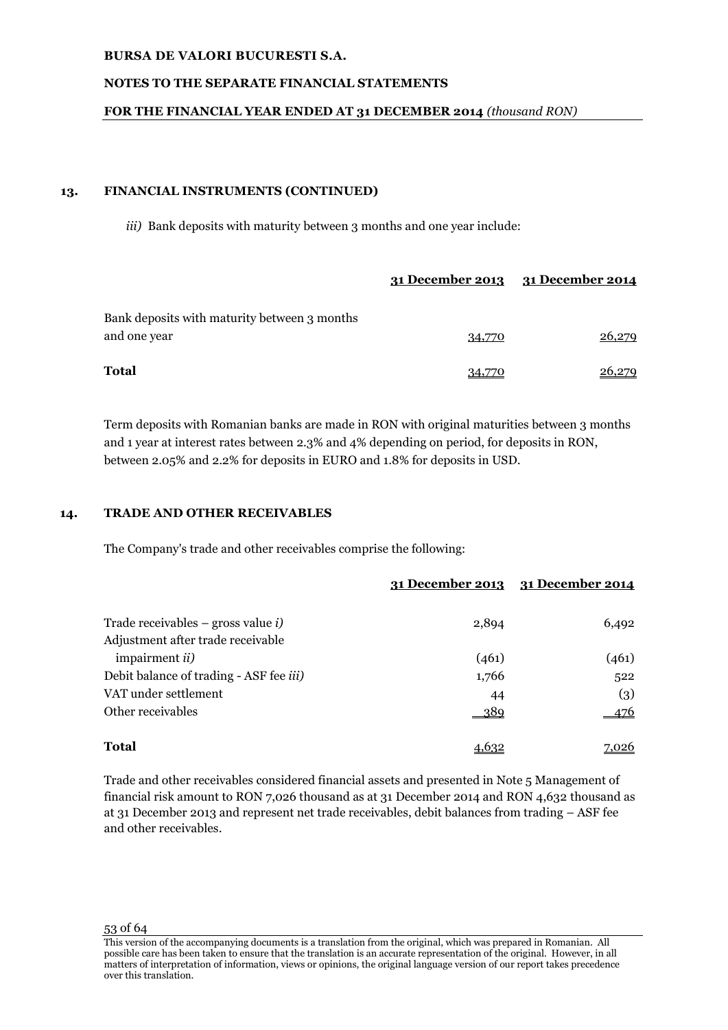## 13. FINANCIAL INSTRUMENTS (CONTINUED)

*iii)* Bank deposits with maturity between 3 months and one year include:

| | 31 December 2013 | 31 December 2014 |
|---|---|---|
| Bank deposits with maturity between 3 months and one year | 34,770 | 26,279 |
| **Total** | 34,770 | 26,279 |

Term deposits with Romanian banks are made in RON with original maturities between 3 months and 1 year at interest rates between 2.3% and 4% depending on period, for deposits in RON, between 2.05% and 2.2% for deposits in EURO and 1.8% for deposits in USD.

## 14. TRADE AND OTHER RECEIVABLES

The Company's trade and other receivables comprise the following:

| | 31 December 2013 | 31 December 2014 |
|---|---|---|
| Trade receivables – gross value *i)* | 2,894 | 6,492 |
| Adjustment after trade receivable impairment *ii)* | (461) | (461) |
| Debit balance of trading - ASF fee *iii)* | 1,766 | 522 |
| VAT under settlement | 44 | (3) |
| Other receivables | 389 | 476 |
| **Total** | 4,632 | 7,026 |

Trade and other receivables considered financial assets and presented in Note 5 Management of financial risk amount to RON 7,026 thousand as at 31 December 2014 and RON 4,632 thousand as at 31 December 2013 and represent net trade receivables, debit balances from trading – ASF fee and other receivables.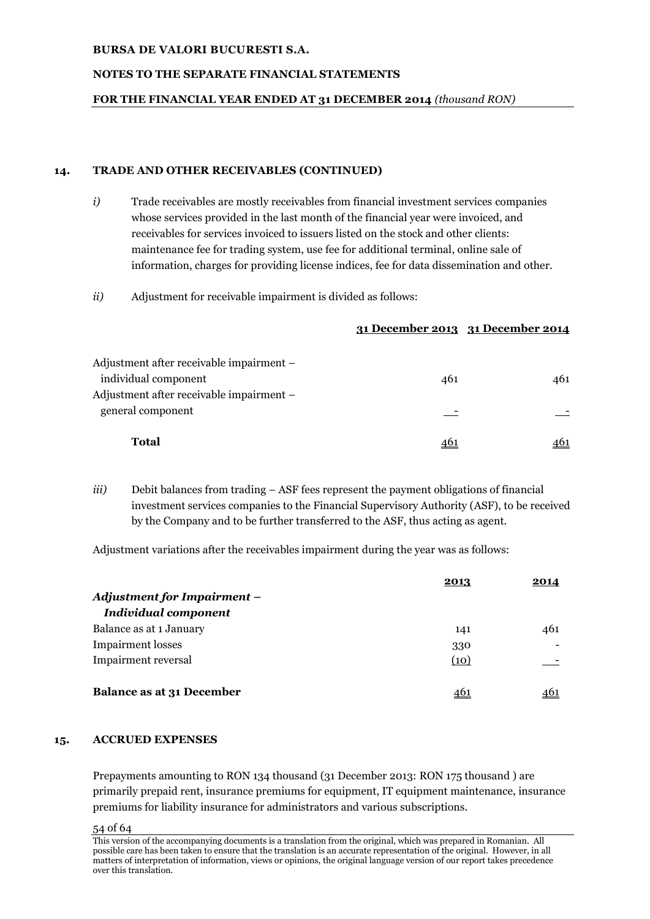## 14. TRADE AND OTHER RECEIVABLES (CONTINUED)

*i)* Trade receivables are mostly receivables from financial investment services companies whose services provided in the last month of the financial year were invoiced, and receivables for services invoiced to issuers listed on the stock and other clients: maintenance fee for trading system, use fee for additional terminal, online sale of information, charges for providing license indices, fee for data dissemination and other.

*ii)* Adjustment for receivable impairment is divided as follows:

| | 31 December 2013 | 31 December 2014 |
|---|---|---|
| Adjustment after receivable impairment – individual component | 461 | 461 |
| Adjustment after receivable impairment – general component | - | - |
| **Total** | 461 | 461 |

*iii)* Debit balances from trading – ASF fees represent the payment obligations of financial investment services companies to the Financial Supervisory Authority (ASF), to be received by the Company and to be further transferred to the ASF, thus acting as agent.

Adjustment variations after the receivables impairment during the year was as follows:

| | 2013 | 2014 |
|---|---|---|
| ***Adjustment for Impairment – Individual component*** | | |
| Balance as at 1 January | 141 | 461 |
| Impairment losses | 330 | - |
| Impairment reversal | (10) | - |
| **Balance as at 31 December** | 461 | 461 |

## 15. ACCRUED EXPENSES

Prepayments amounting to RON 134 thousand (31 December 2013: RON 175 thousand ) are primarily prepaid rent, insurance premiums for equipment, IT equipment maintenance, insurance premiums for liability insurance for administrators and various subscriptions.

This version of the accompanying documents is a translation from the original, which was prepared in Romanian. All possible care has been taken to ensure that the translation is an accurate representation of the original. However, in all matters of interpretation of information, views or opinions, the original language version of our report takes precedence over this translation.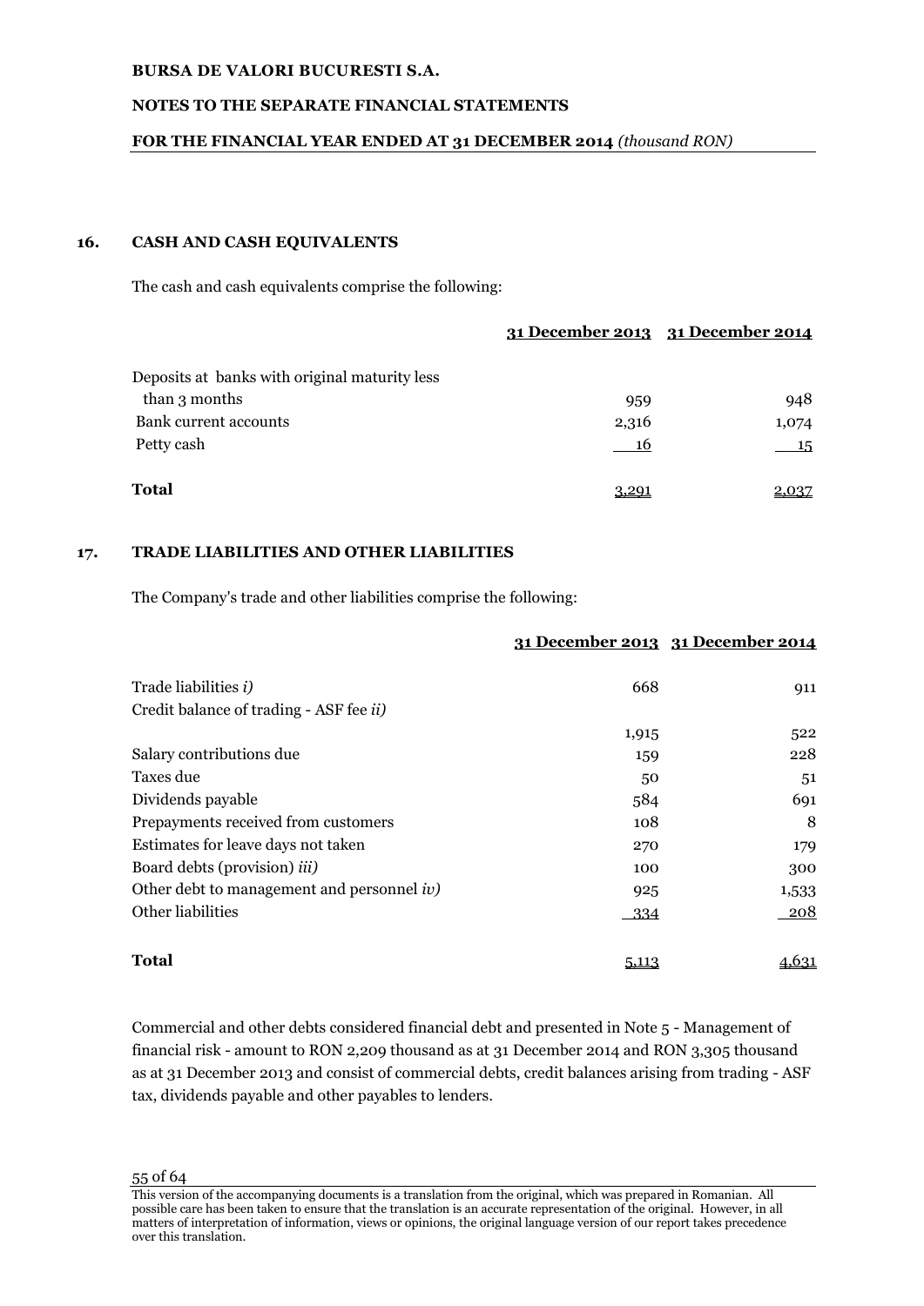## 16. CASH AND CASH EQUIVALENTS

The cash and cash equivalents comprise the following:

| | 31 December 2013 | 31 December 2014 |
|---|---|---|
| Deposits at banks with original maturity less than 3 months | 959 | 948 |
| Bank current accounts | 2,316 | 1,074 |
| Petty cash | 16 | 15 |
| **Total** | 3,291 | 2,037 |

## 17. TRADE LIABILITIES AND OTHER LIABILITIES

The Company's trade and other liabilities comprise the following:

| | 31 December 2013 | 31 December 2014 |
|---|---|---|
| Trade liabilities *i)* | 668 | 911 |
| Credit balance of trading - ASF fee *ii)* | 1,915 | 522 |
| Salary contributions due | 159 | 228 |
| Taxes due | 50 | 51 |
| Dividends payable | 584 | 691 |
| Prepayments received from customers | 108 | 8 |
| Estimates for leave days not taken | 270 | 179 |
| Board debts (provision) *iii)* | 100 | 300 |
| Other debt to management and personnel *iv)* | 925 | 1,533 |
| Other liabilities | 334 | 208 |
| **Total** | 5,113 | 4,631 |

Commercial and other debts considered financial debt and presented in Note 5 - Management of financial risk - amount to RON 2,209 thousand as at 31 December 2014 and RON 3,305 thousand as at 31 December 2013 and consist of commercial debts, credit balances arising from trading - ASF tax, dividends payable and other payables to lenders.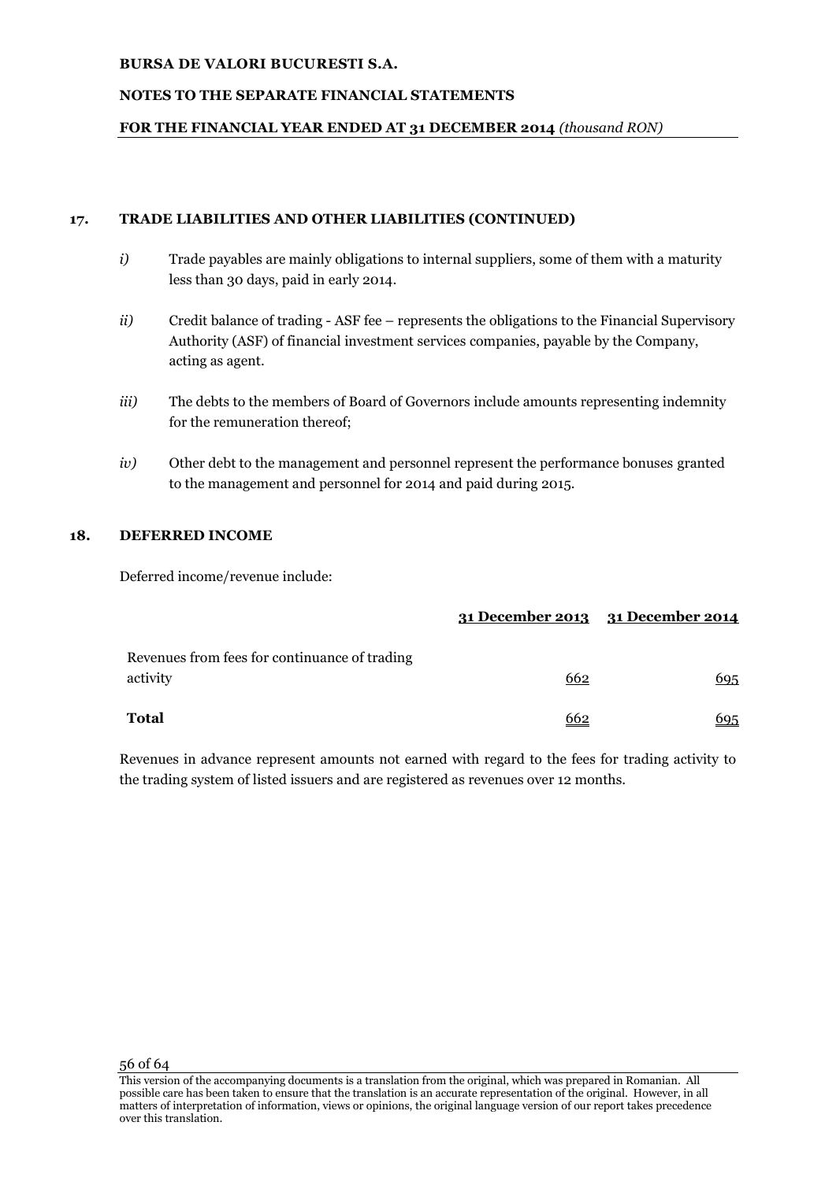## 17. TRADE LIABILITIES AND OTHER LIABILITIES (CONTINUED)

*i)* Trade payables are mainly obligations to internal suppliers, some of them with a maturity less than 30 days, paid in early 2014.

*ii)* Credit balance of trading - ASF fee – represents the obligations to the Financial Supervisory Authority (ASF) of financial investment services companies, payable by the Company, acting as agent.

*iii)* The debts to the members of Board of Governors include amounts representing indemnity for the remuneration thereof;

*iv)* Other debt to the management and personnel represent the performance bonuses granted to the management and personnel for 2014 and paid during 2015.

## 18. DEFERRED INCOME

Deferred income/revenue include:

| | 31 December 2013 | 31 December 2014 |
|---|---|---|
| Revenues from fees for continuance of trading activity | 662 | 695 |
| **Total** | 662 | 695 |

Revenues in advance represent amounts not earned with regard to the fees for trading activity to the trading system of listed issuers and are registered as revenues over 12 months.

This version of the accompanying documents is a translation from the original, which was prepared in Romanian. All possible care has been taken to ensure that the translation is an accurate representation of the original. However, in all matters of interpretation of information, views or opinions, the original language version of our report takes precedence over this translation.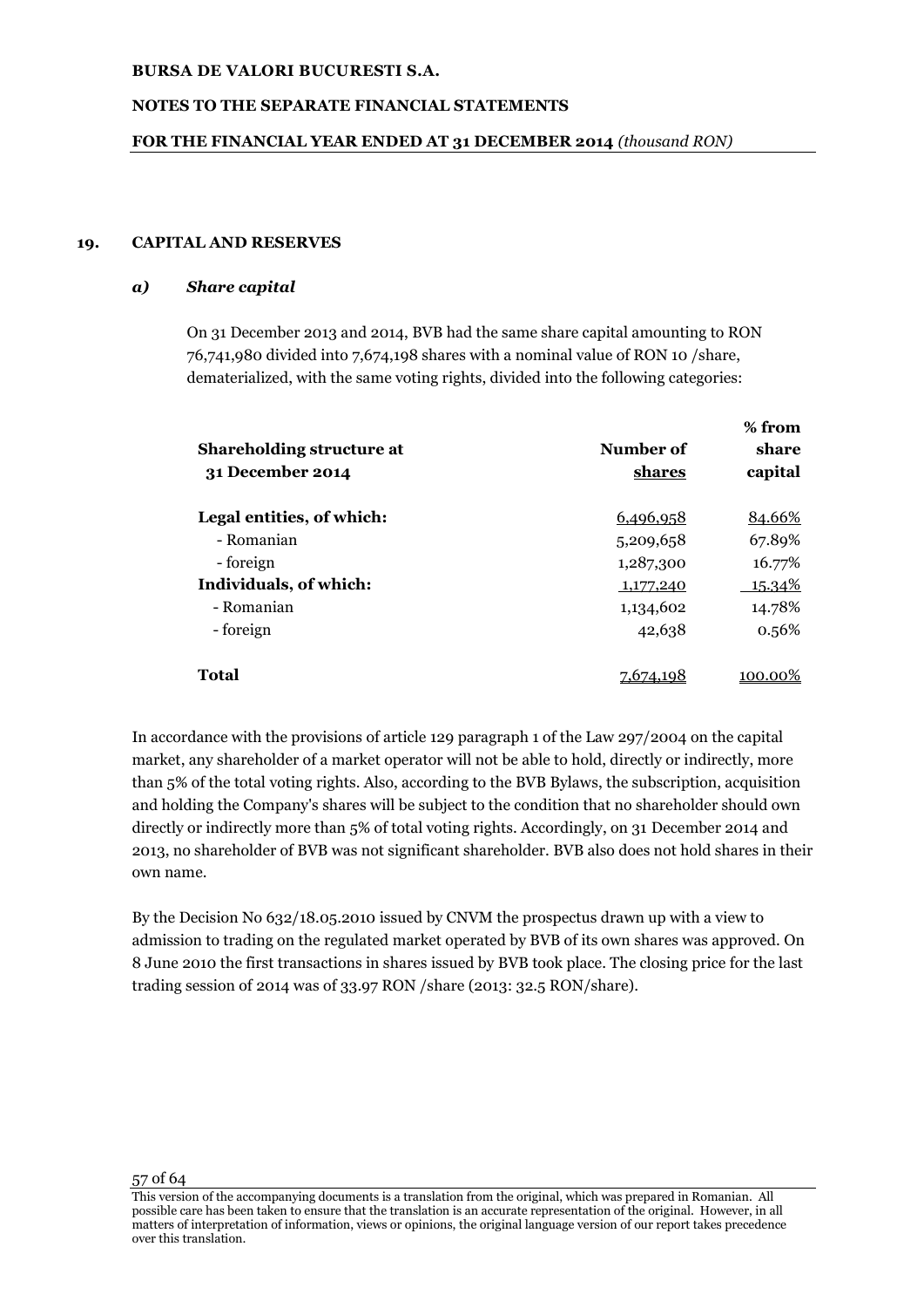## 19. CAPITAL AND RESERVES

### a) *Share capital*

On 31 December 2013 and 2014, BVB had the same share capital amounting to RON 76,741,980 divided into 7,674,198 shares with a nominal value of RON 10 /share, dematerialized, with the same voting rights, divided into the following categories:

| Shareholding structure at 31 December 2014 | Number of shares | % from share capital |
|---|---|---|
| **Legal entities, of which:** | 6,496,958 | 84.66% |
| - Romanian | 5,209,658 | 67.89% |
| - foreign | 1,287,300 | 16.77% |
| **Individuals, of which:** | 1,177,240 | 15.34% |
| - Romanian | 1,134,602 | 14.78% |
| - foreign | 42,638 | 0.56% |
| **Total** | 7,674,198 | 100.00% |

In accordance with the provisions of article 129 paragraph 1 of the Law 297/2004 on the capital market, any shareholder of a market operator will not be able to hold, directly or indirectly, more than 5% of the total voting rights. Also, according to the BVB Bylaws, the subscription, acquisition and holding the Company's shares will be subject to the condition that no shareholder should own directly or indirectly more than 5% of total voting rights. Accordingly, on 31 December 2014 and 2013, no shareholder of BVB was not significant shareholder. BVB also does not hold shares in their own name.

By the Decision No 632/18.05.2010 issued by CNVM the prospectus drawn up with a view to admission to trading on the regulated market operated by BVB of its own shares was approved. On 8 June 2010 the first transactions in shares issued by BVB took place. The closing price for the last trading session of 2014 was of 33.97 RON /share (2013: 32.5 RON/share).

This version of the accompanying documents is a translation from the original, which was prepared in Romanian. All possible care has been taken to ensure that the translation is an accurate representation of the original. However, in all matters of interpretation of information, views or opinions, the original language version of our report takes precedence over this translation.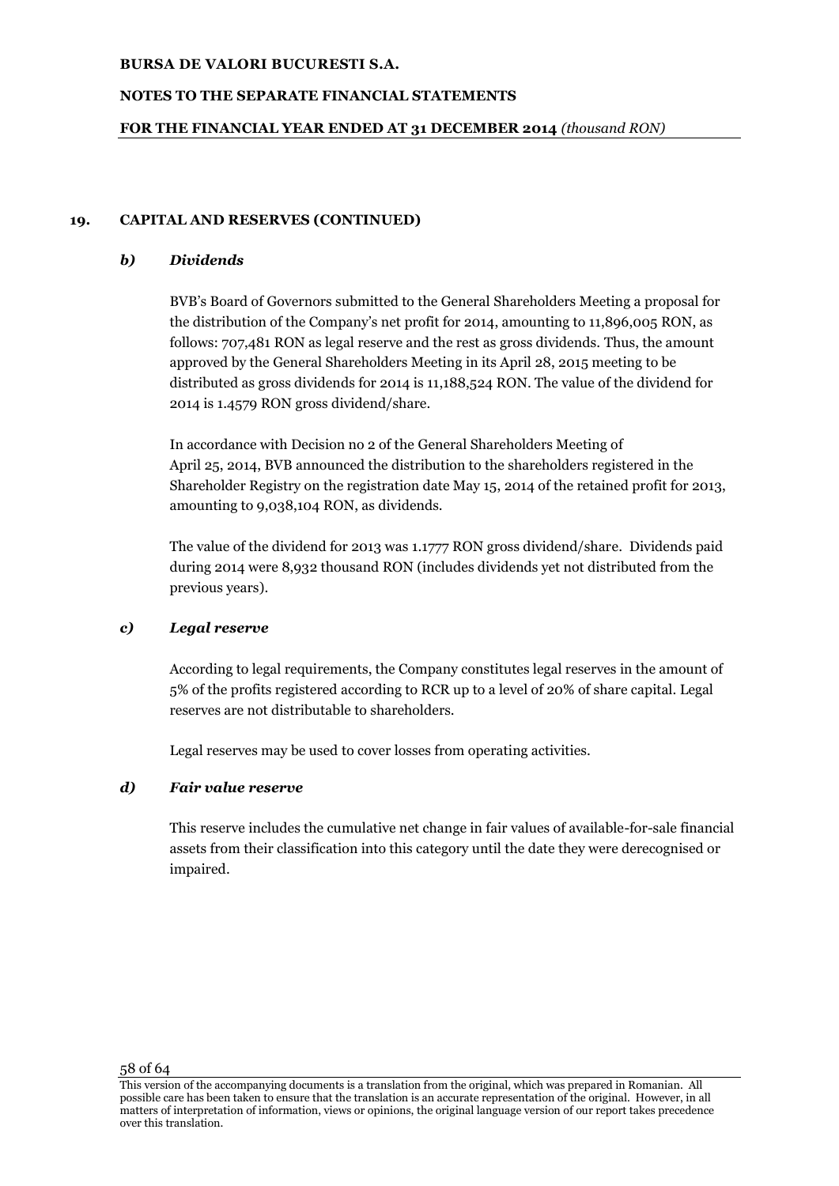## 19. CAPITAL AND RESERVES (CONTINUED)

### *b) Dividends*

BVB's Board of Governors submitted to the General Shareholders Meeting a proposal for the distribution of the Company's net profit for 2014, amounting to 11,896,005 RON, as follows: 707,481 RON as legal reserve and the rest as gross dividends. Thus, the amount approved by the General Shareholders Meeting in its April 28, 2015 meeting to be distributed as gross dividends for 2014 is 11,188,524 RON. The value of the dividend for 2014 is 1.4579 RON gross dividend/share.

In accordance with Decision no 2 of the General Shareholders Meeting of April 25, 2014, BVB announced the distribution to the shareholders registered in the Shareholder Registry on the registration date May 15, 2014 of the retained profit for 2013, amounting to 9,038,104 RON, as dividends.

The value of the dividend for 2013 was 1.1777 RON gross dividend/share. Dividends paid during 2014 were 8,932 thousand RON (includes dividends yet not distributed from the previous years).

### *c) Legal reserve*

According to legal requirements, the Company constitutes legal reserves in the amount of 5% of the profits registered according to RCR up to a level of 20% of share capital. Legal reserves are not distributable to shareholders.

Legal reserves may be used to cover losses from operating activities.

### *d) Fair value reserve*

This reserve includes the cumulative net change in fair values of available-for-sale financial assets from their classification into this category until the date they were derecognised or impaired.

This version of the accompanying documents is a translation from the original, which was prepared in Romanian. All possible care has been taken to ensure that the translation is an accurate representation of the original. However, in all matters of interpretation of information, views or opinions, the original language version of our report takes precedence over this translation.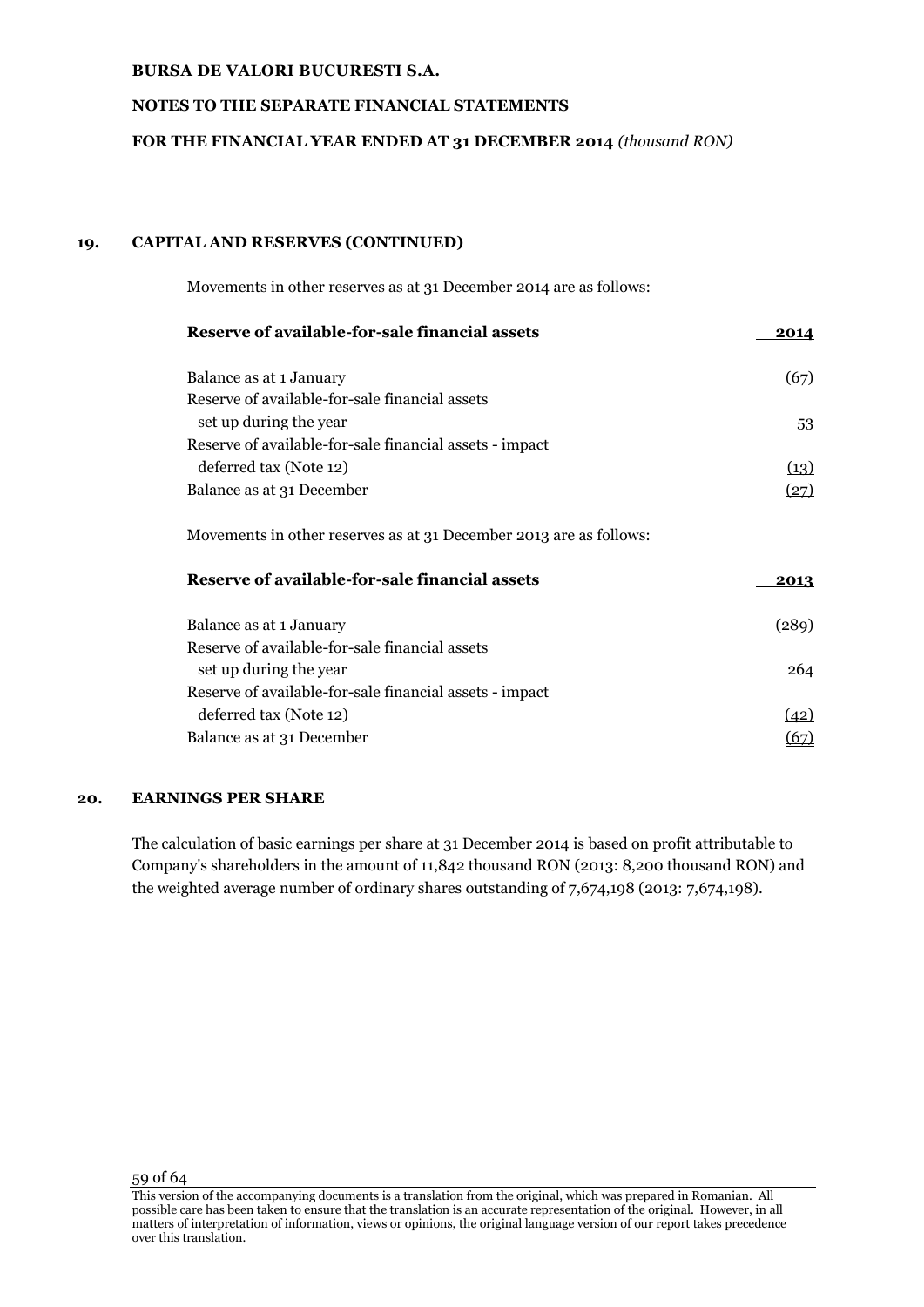## 19. CAPITAL AND RESERVES (CONTINUED)

Movements in other reserves as at 31 December 2014 are as follows:

| Reserve of available-for-sale financial assets | 2014 |
|---|---|
| Balance as at 1 January | (67) |
| Reserve of available-for-sale financial assets set up during the year | 53 |
| Reserve of available-for-sale financial assets - impact deferred tax (Note 12) | (13) |
| Balance as at 31 December | (27) |

Movements in other reserves as at 31 December 2013 are as follows:

| Reserve of available-for-sale financial assets | 2013 |
|---|---|
| Balance as at 1 January | (289) |
| Reserve of available-for-sale financial assets set up during the year | 264 |
| Reserve of available-for-sale financial assets - impact deferred tax (Note 12) | (42) |
| Balance as at 31 December | (67) |

## 20. EARNINGS PER SHARE

The calculation of basic earnings per share at 31 December 2014 is based on profit attributable to Company's shareholders in the amount of 11,842 thousand RON (2013: 8,200 thousand RON) and the weighted average number of ordinary shares outstanding of 7,674,198 (2013: 7,674,198).

This version of the accompanying documents is a translation from the original, which was prepared in Romanian. All possible care has been taken to ensure that the translation is an accurate representation of the original. However, in all matters of interpretation of information, views or opinions, the original language version of our report takes precedence over this translation.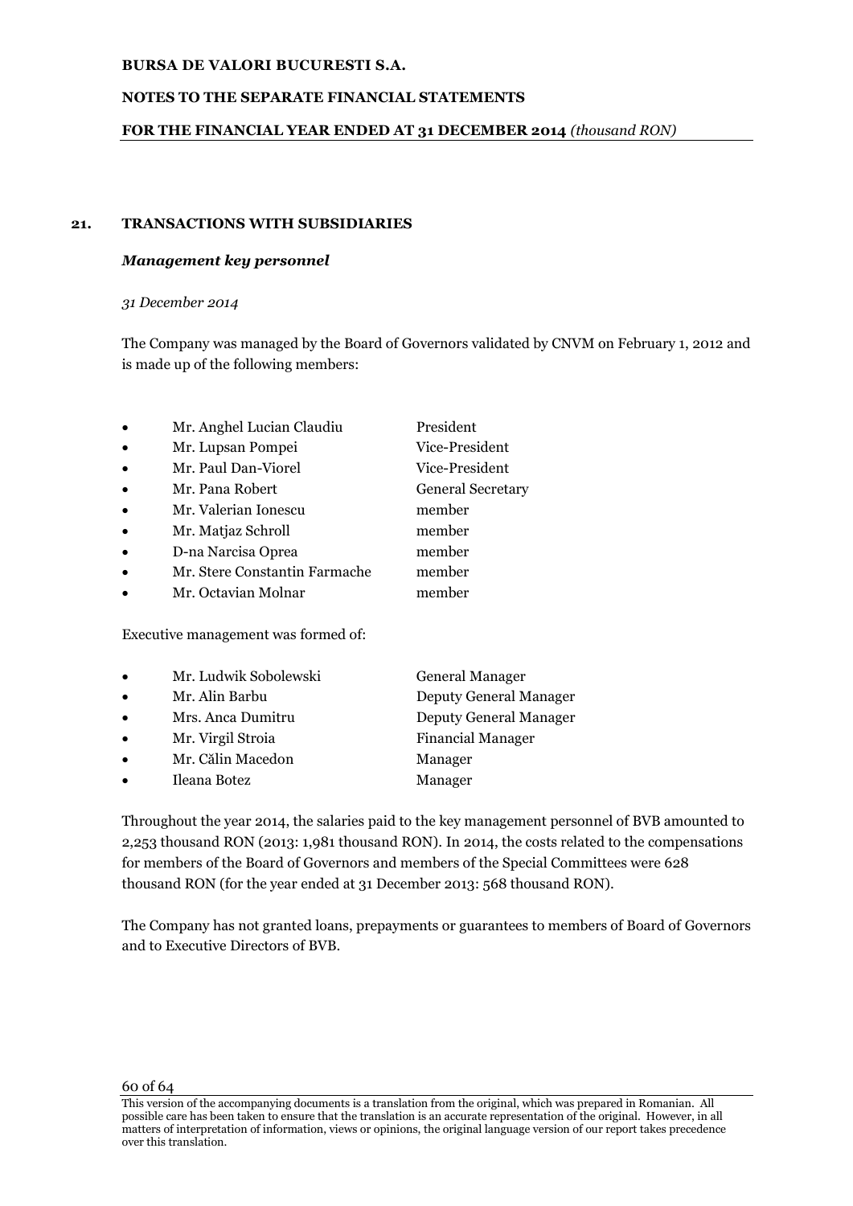## 21. TRANSACTIONS WITH SUBSIDIARIES

### *Management key personnel*

*31 December 2014*

The Company was managed by the Board of Governors validated by CNVM on February 1, 2012 and is made up of the following members:

| | |
|---|---|
| • Mr. Anghel Lucian Claudiu | President |
| • Mr. Lupsan Pompei | Vice-President |
| • Mr. Paul Dan-Viorel | Vice-President |
| • Mr. Pana Robert | General Secretary |
| • Mr. Valerian Ionescu | member |
| • Mr. Matjaz Schroll | member |
| • D-na Narcisa Oprea | member |
| • Mr. Stere Constantin Farmache | member |
| • Mr. Octavian Molnar | member |

Executive management was formed of:

| | |
|---|---|
| • Mr. Ludwik Sobolewski | General Manager |
| • Mr. Alin Barbu | Deputy General Manager |
| • Mrs. Anca Dumitru | Deputy General Manager |
| • Mr. Virgil Stroia | Financial Manager |
| • Mr. Călin Macedon | Manager |
| • Ileana Botez | Manager |

Throughout the year 2014, the salaries paid to the key management personnel of BVB amounted to 2,253 thousand RON (2013: 1,981 thousand RON). In 2014, the costs related to the compensations for members of the Board of Governors and members of the Special Committees were 628 thousand RON (for the year ended at 31 December 2013: 568 thousand RON).

The Company has not granted loans, prepayments or guarantees to members of Board of Governors and to Executive Directors of BVB.

This version of the accompanying documents is a translation from the original, which was prepared in Romanian. All possible care has been taken to ensure that the translation is an accurate representation of the original. However, in all matters of interpretation of information, views or opinions, the original language version of our report takes precedence over this translation.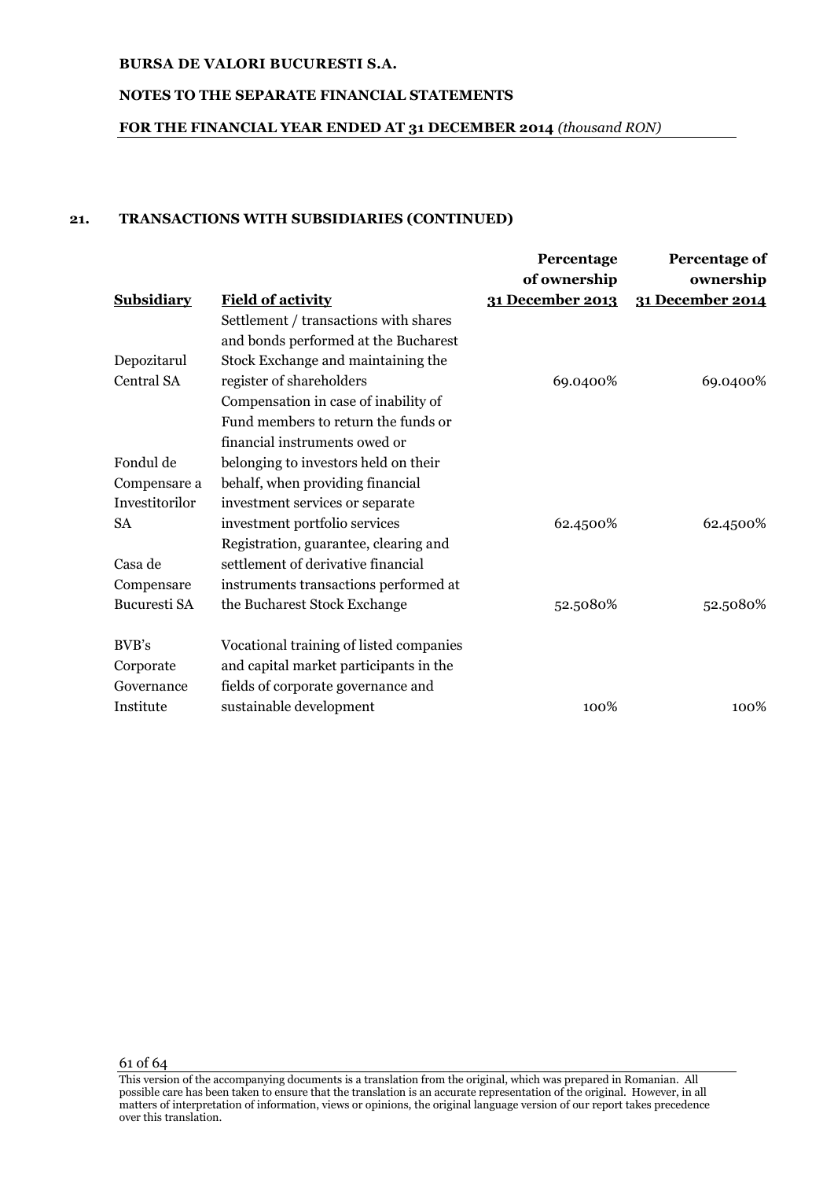## 21. TRANSACTIONS WITH SUBSIDIARIES (CONTINUED)

| Subsidiary | Field of activity | Percentage of ownership 31 December 2013 | Percentage of ownership 31 December 2014 |
|---|---|---|---|
| Depozitarul Central SA | Settlement / transactions with shares and bonds performed at the Bucharest Stock Exchange and maintaining the register of shareholders | 69.0400% | 69.0400% |
| Fondul de Compensare a Investitorilor SA | Compensation in case of inability of Fund members to return the funds or financial instruments owed or belonging to investors held on their behalf, when providing financial investment services or separate investment portfolio services | 62.4500% | 62.4500% |
| Casa de Compensare Bucuresti SA | Registration, guarantee, clearing and settlement of derivative financial instruments transactions performed at the Bucharest Stock Exchange | 52.5080% | 52.5080% |
| BVB's Corporate Governance Institute | Vocational training of listed companies and capital market participants in the fields of corporate governance and sustainable development | 100% | 100% |

This version of the accompanying documents is a translation from the original, which was prepared in Romanian. All possible care has been taken to ensure that the translation is an accurate representation of the original. However, in all matters of interpretation of information, views or opinions, the original language version of our report takes precedence over this translation.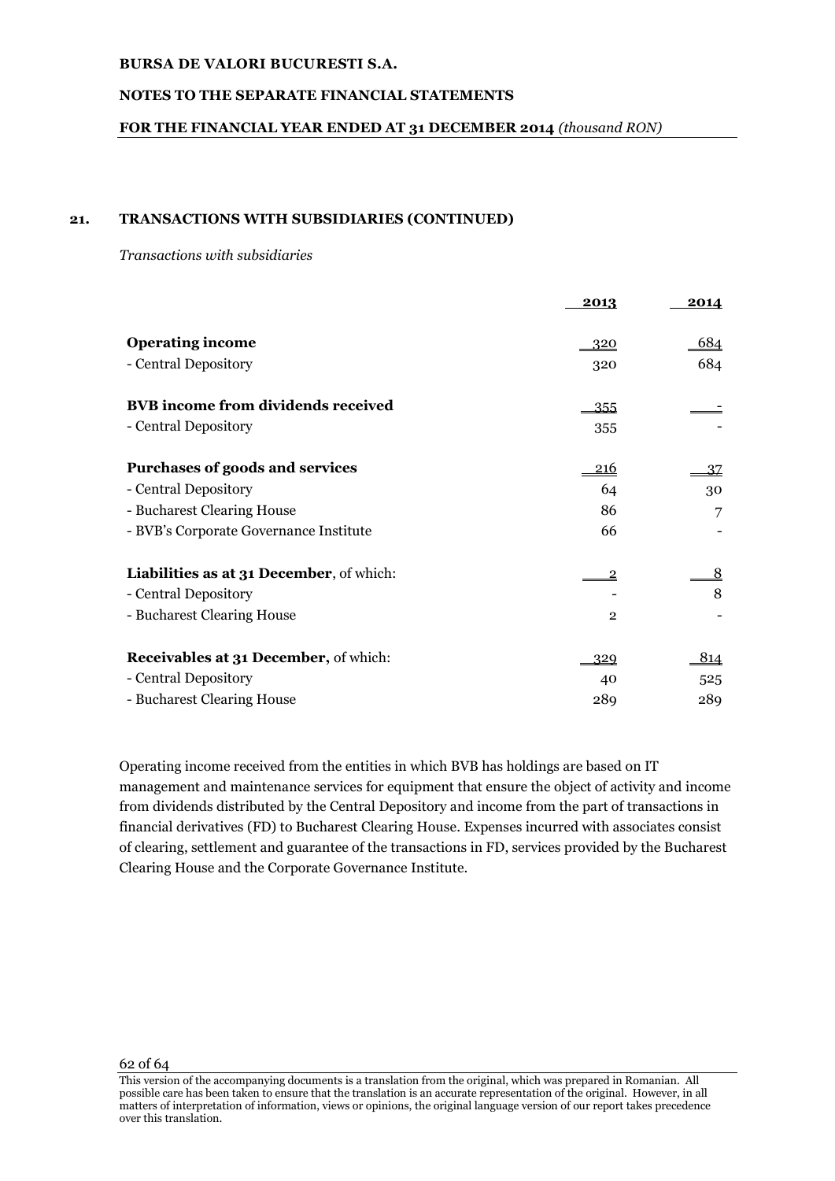## 21. TRANSACTIONS WITH SUBSIDIARIES (CONTINUED)

*Transactions with subsidiaries*

| | 2013 | 2014 |
|---|---|---|
| **Operating income** | 320 | 684 |
| - Central Depository | 320 | 684 |
| **BVB income from dividends received** | 355 | - |
| - Central Depository | 355 | - |
| **Purchases of goods and services** | 216 | 37 |
| - Central Depository | 64 | 30 |
| - Bucharest Clearing House | 86 | 7 |
| - BVB's Corporate Governance Institute | 66 | - |
| **Liabilities as at 31 December**, of which: | 2 | 8 |
| - Central Depository | - | 8 |
| - Bucharest Clearing House | 2 | - |
| **Receivables at 31 December,** of which: | 329 | 814 |
| - Central Depository | 40 | 525 |
| - Bucharest Clearing House | 289 | 289 |

Operating income received from the entities in which BVB has holdings are based on IT management and maintenance services for equipment that ensure the object of activity and income from dividends distributed by the Central Depository and income from the part of transactions in financial derivatives (FD) to Bucharest Clearing House. Expenses incurred with associates consist of clearing, settlement and guarantee of the transactions in FD, services provided by the Bucharest Clearing House and the Corporate Governance Institute.

This version of the accompanying documents is a translation from the original, which was prepared in Romanian. All possible care has been taken to ensure that the translation is an accurate representation of the original. However, in all matters of interpretation of information, views or opinions, the original language version of our report takes precedence over this translation.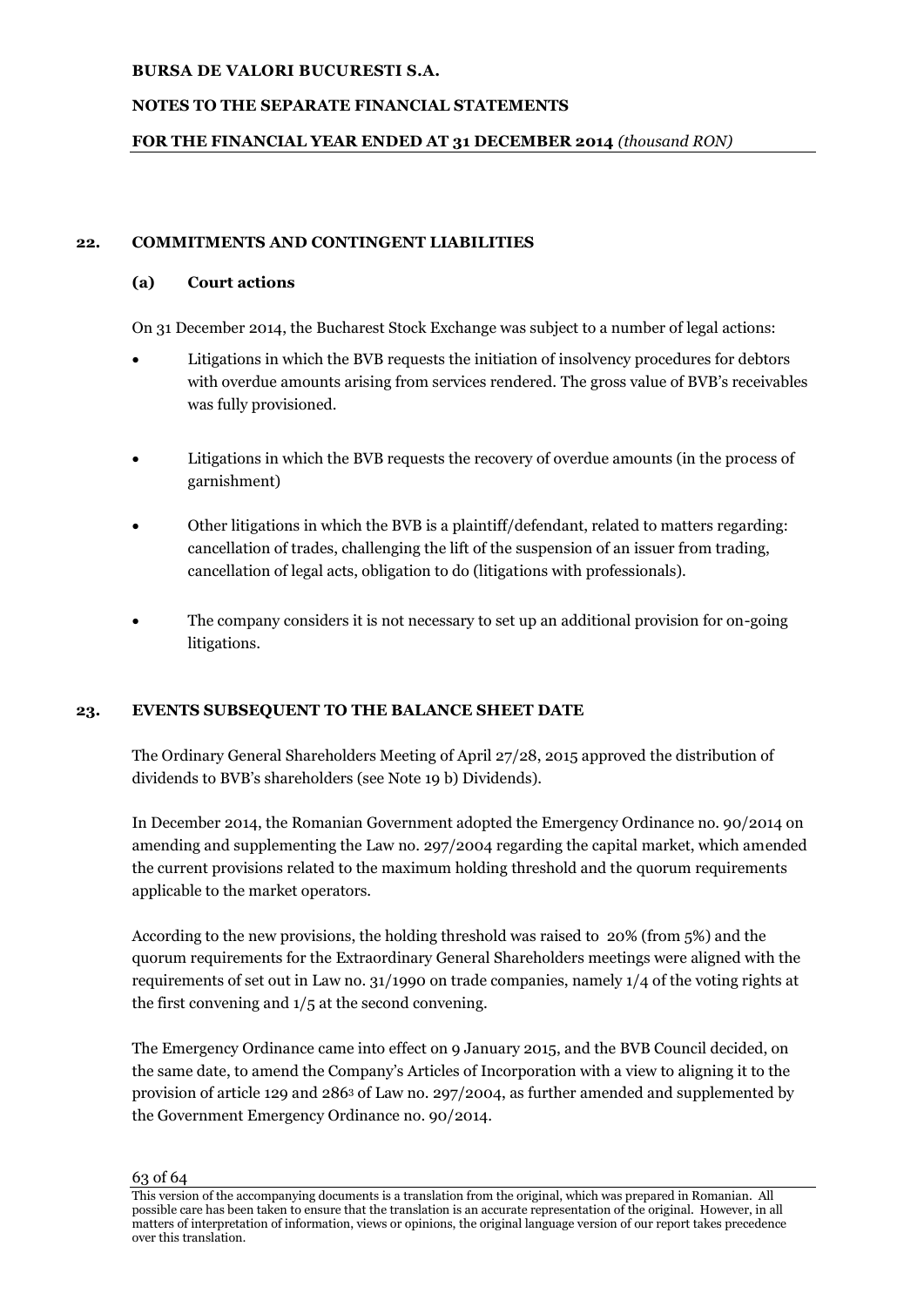## 22. COMMITMENTS AND CONTINGENT LIABILITIES

### (a) Court actions

On 31 December 2014, the Bucharest Stock Exchange was subject to a number of legal actions:

- Litigations in which the BVB requests the initiation of insolvency procedures for debtors with overdue amounts arising from services rendered. The gross value of BVB's receivables was fully provisioned.
- Litigations in which the BVB requests the recovery of overdue amounts (in the process of garnishment)
- Other litigations in which the BVB is a plaintiff/defendant, related to matters regarding: cancellation of trades, challenging the lift of the suspension of an issuer from trading, cancellation of legal acts, obligation to do (litigations with professionals).
- The company considers it is not necessary to set up an additional provision for on-going litigations.

## 23. EVENTS SUBSEQUENT TO THE BALANCE SHEET DATE

The Ordinary General Shareholders Meeting of April 27/28, 2015 approved the distribution of dividends to BVB's shareholders (see Note 19 b) Dividends).

In December 2014, the Romanian Government adopted the Emergency Ordinance no. 90/2014 on amending and supplementing the Law no. 297/2004 regarding the capital market, which amended the current provisions related to the maximum holding threshold and the quorum requirements applicable to the market operators.

According to the new provisions, the holding threshold was raised to 20% (from 5%) and the quorum requirements for the Extraordinary General Shareholders meetings were aligned with the requirements of set out in Law no. 31/1990 on trade companies, namely 1/4 of the voting rights at the first convening and 1/5 at the second convening.

The Emergency Ordinance came into effect on 9 January 2015, and the BVB Council decided, on the same date, to amend the Company's Articles of Incorporation with a view to aligning it to the provision of article 129 and 286[3] of Law no. 297/2004, as further amended and supplemented by the Government Emergency Ordinance no. 90/2014.

This version of the accompanying documents is a translation from the original, which was prepared in Romanian. All possible care has been taken to ensure that the translation is an accurate representation of the original. However, in all matters of interpretation of information, views or opinions, the original language version of our report takes precedence over this translation.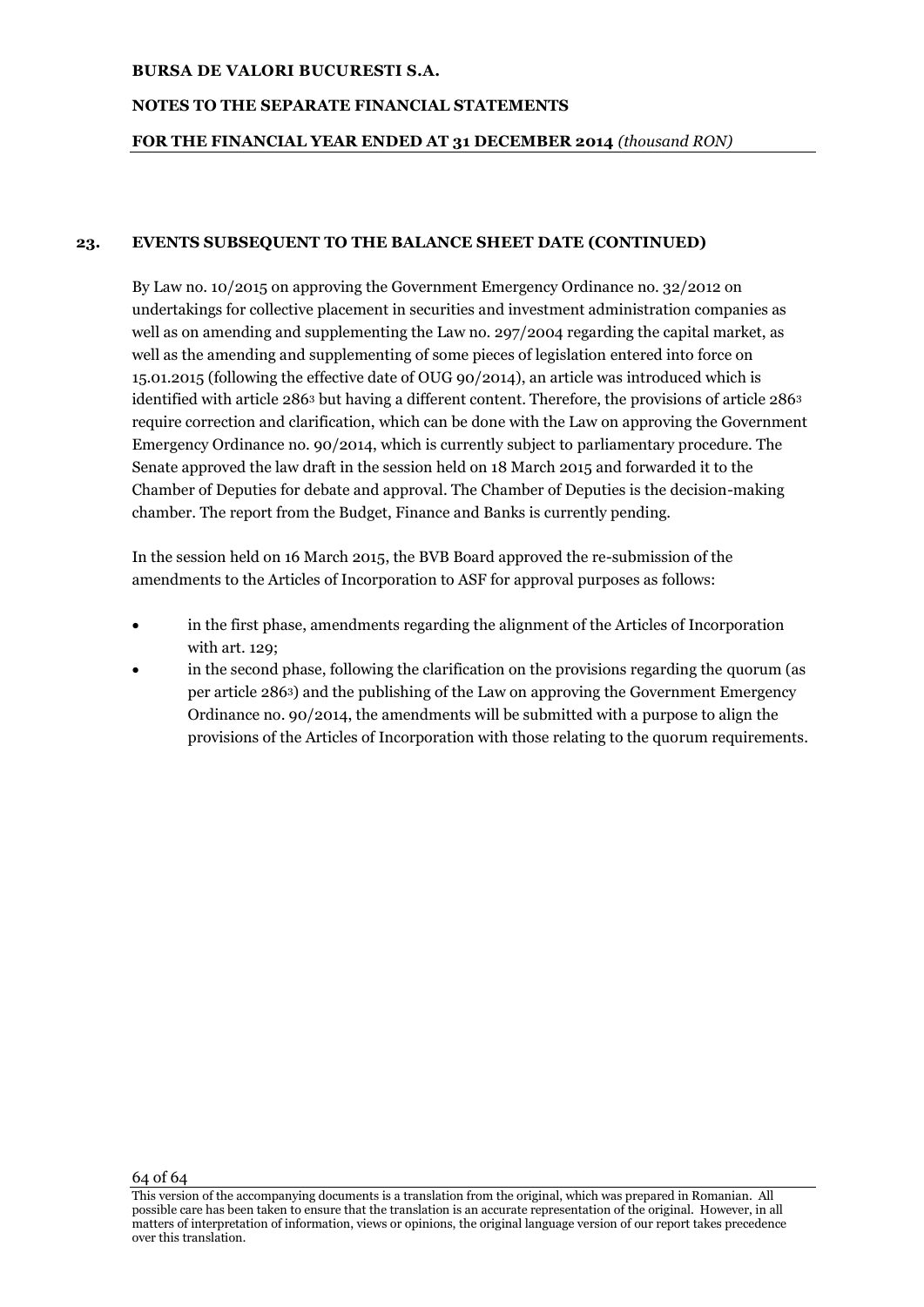## 23. EVENTS SUBSEQUENT TO THE BALANCE SHEET DATE (CONTINUED)

By Law no. 10/2015 on approving the Government Emergency Ordinance no. 32/2012 on undertakings for collective placement in securities and investment administration companies as well as on amending and supplementing the Law no. 297/2004 regarding the capital market, as well as the amending and supplementing of some pieces of legislation entered into force on 15.01.2015 (following the effective date of OUG 90/2014), an article was introduced which is identified with article $286^3$ but having a different content. Therefore, the provisions of article $286^3$ require correction and clarification, which can be done with the Law on approving the Government Emergency Ordinance no. 90/2014, which is currently subject to parliamentary procedure. The Senate approved the law draft in the session held on 18 March 2015 and forwarded it to the Chamber of Deputies for debate and approval. The Chamber of Deputies is the decision-making chamber. The report from the Budget, Finance and Banks is currently pending.

In the session held on 16 March 2015, the BVB Board approved the re-submission of the amendments to the Articles of Incorporation to ASF for approval purposes as follows:

- in the first phase, amendments regarding the alignment of the Articles of Incorporation with art. 129;
- in the second phase, following the clarification on the provisions regarding the quorum (as per article $286^3$) and the publishing of the Law on approving the Government Emergency Ordinance no. 90/2014, the amendments will be submitted with a purpose to align the provisions of the Articles of Incorporation with those relating to the quorum requirements.

This version of the accompanying documents is a translation from the original, which was prepared in Romanian. All possible care has been taken to ensure that the translation is an accurate representation of the original. However, in all matters of interpretation of information, views or opinions, the original language version of our report takes precedence over this translation.